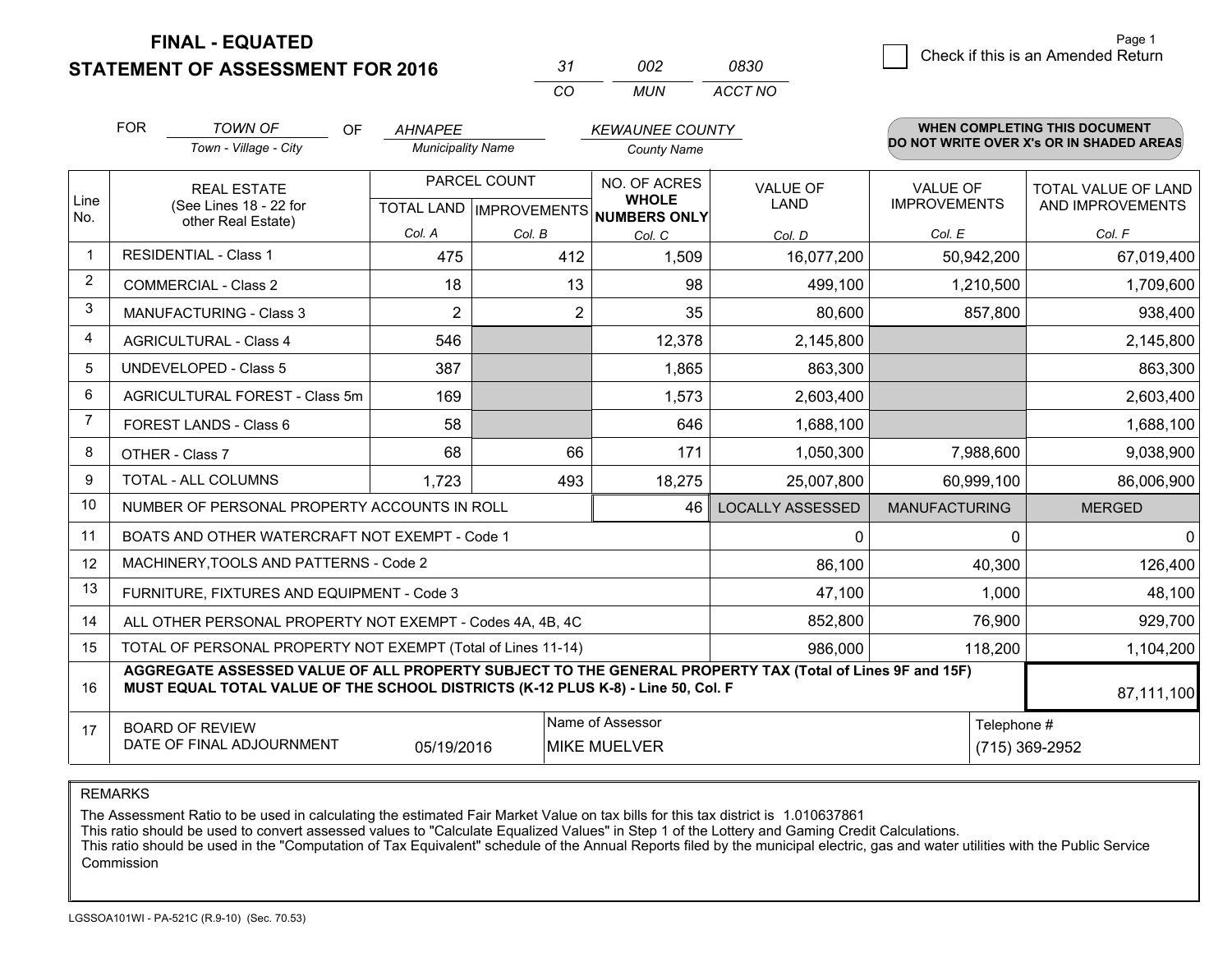# FINAL - EQUATED
# STATEMENT OF ASSESSMENT FOR 2016

| 31 | 002 | 0830 |
|---|---|---|
| CO | MUN | ACCT NO |

Page 1

☐ Check if this is an Amended Return

FOR *TOWN OF* (Town - Village - City) OF *AHNAPEE* (Municipality Name) *KEWAUNEE COUNTY* (County Name)

**WHEN COMPLETING THIS DOCUMENT DO NOT WRITE OVER X's OR IN SHADED AREAS**

| Line No. | REAL ESTATE (See Lines 18 - 22 for other Real Estate) | PARCEL COUNT TOTAL LAND Col. A | PARCEL COUNT IMPROVEMENTS Col. B | NO. OF ACRES WHOLE NUMBERS ONLY Col. C | VALUE OF LAND Col. D | VALUE OF IMPROVEMENTS Col. E | TOTAL VALUE OF LAND AND IMPROVEMENTS Col. F |
|---|---|---|---|---|---|---|---|
| 1 | RESIDENTIAL - Class 1 | 475 | 412 | 1,509 | 16,077,200 | 50,942,200 | 67,019,400 |
| 2 | COMMERCIAL - Class 2 | 18 | 13 | 98 | 499,100 | 1,210,500 | 1,709,600 |
| 3 | MANUFACTURING - Class 3 | 2 | 2 | 35 | 80,600 | 857,800 | 938,400 |
| 4 | AGRICULTURAL - Class 4 | 546 | | 12,378 | 2,145,800 | | 2,145,800 |
| 5 | UNDEVELOPED - Class 5 | 387 | | 1,865 | 863,300 | | 863,300 |
| 6 | AGRICULTURAL FOREST - Class 5m | 169 | | 1,573 | 2,603,400 | | 2,603,400 |
| 7 | FOREST LANDS - Class 6 | 58 | | 646 | 1,688,100 | | 1,688,100 |
| 8 | OTHER - Class 7 | 68 | 66 | 171 | 1,050,300 | 7,988,600 | 9,038,900 |
| 9 | TOTAL - ALL COLUMNS | 1,723 | 493 | 18,275 | 25,007,800 | 60,999,100 | 86,006,900 |
| 10 | NUMBER OF PERSONAL PROPERTY ACCOUNTS IN ROLL | | | 46 | LOCALLY ASSESSED | MANUFACTURING | MERGED |
| 11 | BOATS AND OTHER WATERCRAFT NOT EXEMPT - Code 1 | | | | 0 | 0 | 0 |
| 12 | MACHINERY,TOOLS AND PATTERNS - Code 2 | | | | 86,100 | 40,300 | 126,400 |
| 13 | FURNITURE, FIXTURES AND EQUIPMENT - Code 3 | | | | 47,100 | 1,000 | 48,100 |
| 14 | ALL OTHER PERSONAL PROPERTY NOT EXEMPT - Codes 4A, 4B, 4C | | | | 852,800 | 76,900 | 929,700 |
| 15 | TOTAL OF PERSONAL PROPERTY NOT EXEMPT (Total of Lines 11-14) | | | | 986,000 | 118,200 | 1,104,200 |
| 16 | **AGGREGATE ASSESSED VALUE OF ALL PROPERTY SUBJECT TO THE GENERAL PROPERTY TAX (Total of Lines 9F and 15F) MUST EQUAL TOTAL VALUE OF THE SCHOOL DISTRICTS (K-12 PLUS K-8) - Line 50, Col. F** | | | | | | 87,111,100 |
| 17 | BOARD OF REVIEW DATE OF FINAL ADJOURNMENT | 05/19/2016 | | Name of Assessor: MIKE MUELVER | | Telephone #: (715) 369-2952 | |

REMARKS

The Assessment Ratio to be used in calculating the estimated Fair Market Value on tax bills for this tax district is 1.010637861
This ratio should be used to convert assessed values to "Calculate Equalized Values" in Step 1 of the Lottery and Gaming Credit Calculations.
This ratio should be used in the "Computation of Tax Equivalent" schedule of the Annual Reports filed by the municipal electric, gas and water utilities with the Public Service Commission

LGSSOA101WI - PA-521C (R.9-10) (Sec. 70.53)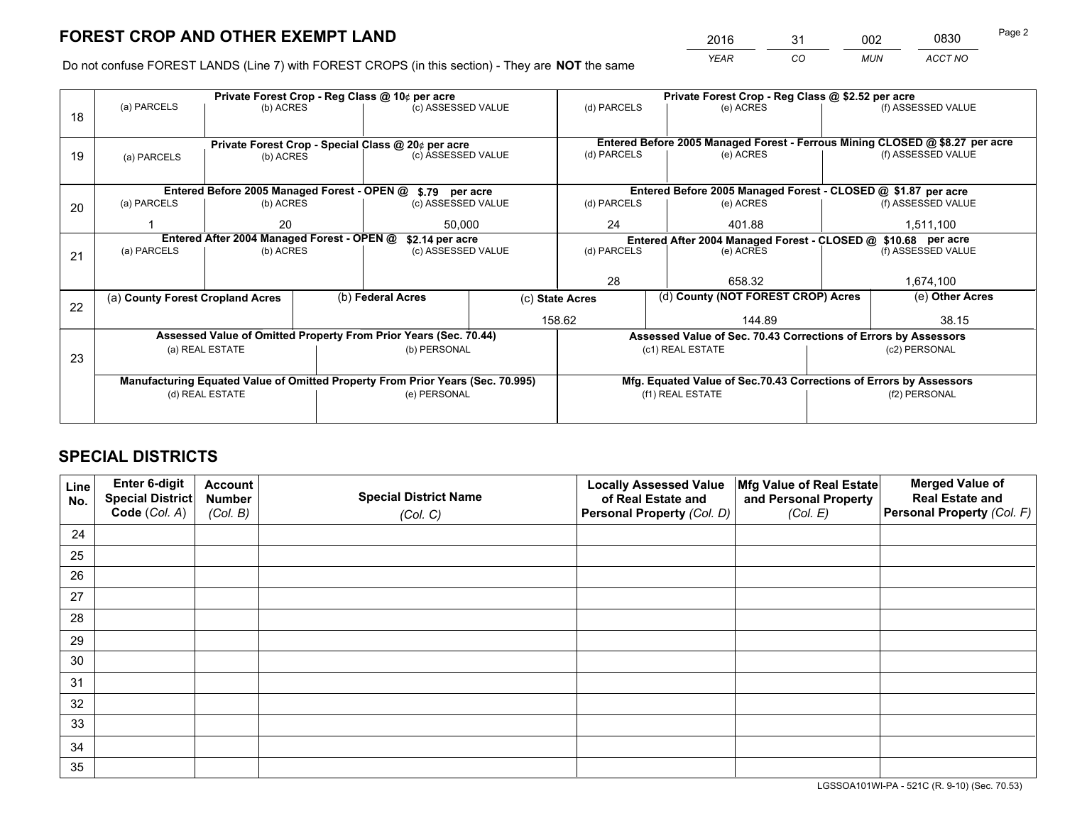# FOREST CROP AND OTHER EXEMPT LAND

| 2016 | 31 | 002 | 0830 |
|---|---|---|---|
| YEAR | CO | MUN | ACCT NO |

Do not confuse FOREST LANDS (Line 7) with FOREST CROPS (in this section) - They are **NOT** the same

| Line | Private Forest Crop - Reg Class @ 10¢ per acre | | | Private Forest Crop - Reg Class @ $2.52 per acre | | |
|---|---|---|---|---|---|---|
| 18 | (a) PARCELS | (b) ACRES | (c) ASSESSED VALUE | (d) PARCELS | (e) ACRES | (f) ASSESSED VALUE |
| | | | | | | |
| | **Private Forest Crop - Special Class @ 20¢ per acre** | | | **Entered Before 2005 Managed Forest - Ferrous Mining CLOSED @ $8.27 per acre** | | |
| 19 | (a) PARCELS | (b) ACRES | (c) ASSESSED VALUE | (d) PARCELS | (e) ACRES | (f) ASSESSED VALUE |
| | | | | | | |
| | **Entered Before 2005 Managed Forest - OPEN @ $.79 per acre** | | | **Entered Before 2005 Managed Forest - CLOSED @ $1.87 per acre** | | |
| 20 | (a) PARCELS | (b) ACRES | (c) ASSESSED VALUE | (d) PARCELS | (e) ACRES | (f) ASSESSED VALUE |
| | 1 | 20 | 50,000 | 24 | 401.88 | 1,511,100 |
| | **Entered After 2004 Managed Forest - OPEN @ $2.14 per acre** | | | **Entered After 2004 Managed Forest - CLOSED @ $10.68 per acre** | | |
| 21 | (a) PARCELS | (b) ACRES | (c) ASSESSED VALUE | (d) PARCELS | (e) ACRES | (f) ASSESSED VALUE |
| | | | | 28 | 658.32 | 1,674,100 |

| Line | (a) County Forest Cropland Acres | (b) Federal Acres | (c) State Acres | (d) County (NOT FOREST CROP) Acres | (e) Other Acres |
|---|---|---|---|---|---|
| 22 | | | 158.62 | 144.89 | 38.15 |

| Line | Assessed Value of Omitted Property From Prior Years (Sec. 70.44) | | Assessed Value of Sec. 70.43 Corrections of Errors by Assessors | |
|---|---|---|---|---|
| 23 | (a) REAL ESTATE | (b) PERSONAL | (c1) REAL ESTATE | (c2) PERSONAL |
| | | | | |
| | **Manufacturing Equated Value of Omitted Property From Prior Years (Sec. 70.995)** | | **Mfg. Equated Value of Sec.70.43 Corrections of Errors by Assessors** | |
| | (d) REAL ESTATE | (e) PERSONAL | (f1) REAL ESTATE | (f2) PERSONAL |
| | | | | |

# SPECIAL DISTRICTS

| Line No. | Enter 6-digit Special District Code (Col. A) | Account Number (Col. B) | Special District Name (Col. C) | Locally Assessed Value of Real Estate and Personal Property (Col. D) | Mfg Value of Real Estate and Personal Property (Col. E) | Merged Value of Real Estate and Personal Property (Col. F) |
|---|---|---|---|---|---|---|
| 24 | | | | | | |
| 25 | | | | | | |
| 26 | | | | | | |
| 27 | | | | | | |
| 28 | | | | | | |
| 29 | | | | | | |
| 30 | | | | | | |
| 31 | | | | | | |
| 32 | | | | | | |
| 33 | | | | | | |
| 34 | | | | | | |
| 35 | | | | | | |

LGSSOA101WI-PA - 521C (R. 9-10) (Sec. 70.53)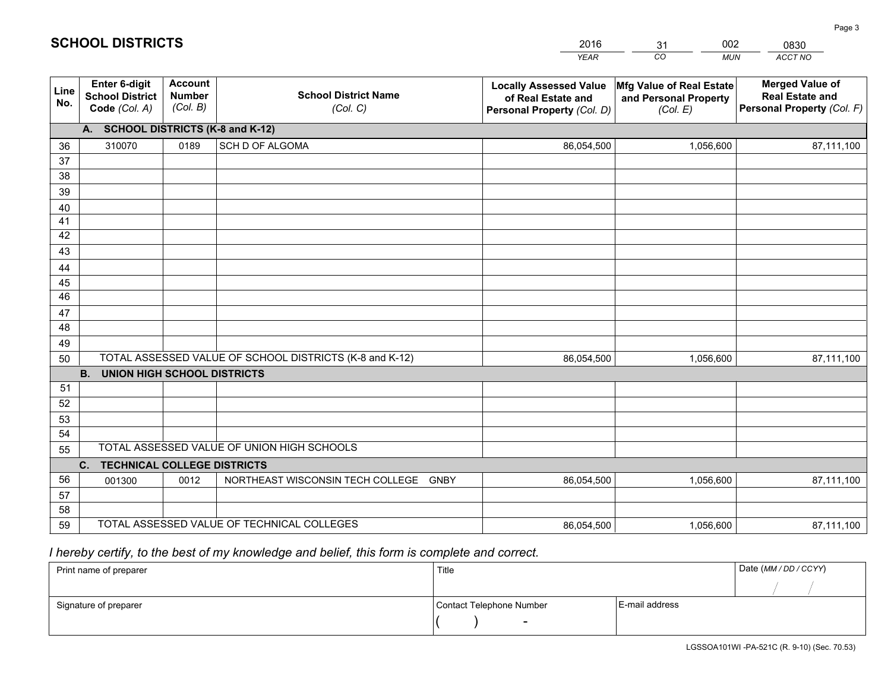# SCHOOL DISTRICTS

| 2016 | 31 | 002 | 0830 |
|---|---|---|---|
| *YEAR* | *CO* | *MUN* | *ACCT NO* |

| Line No. | Enter 6-digit School District Code *(Col. A)* | Account Number *(Col. B)* | School District Name *(Col. C)* | Locally Assessed Value of Real Estate and Personal Property *(Col. D)* | Mfg Value of Real Estate and Personal Property *(Col. E)* | Merged Value of Real Estate and Personal Property *(Col. F)* |
|---|---|---|---|---|---|---|
| **A. SCHOOL DISTRICTS (K-8 and K-12)** | | | | | | |
| 36 | 310070 | 0189 | SCH D OF ALGOMA | 86,054,500 | 1,056,600 | 87,111,100 |
| 37 | | | | | | |
| 38 | | | | | | |
| 39 | | | | | | |
| 40 | | | | | | |
| 41 | | | | | | |
| 42 | | | | | | |
| 43 | | | | | | |
| 44 | | | | | | |
| 45 | | | | | | |
| 46 | | | | | | |
| 47 | | | | | | |
| 48 | | | | | | |
| 49 | | | | | | |
| 50 | TOTAL ASSESSED VALUE OF SCHOOL DISTRICTS (K-8 and K-12) | | | 86,054,500 | 1,056,600 | 87,111,100 |
| **B. UNION HIGH SCHOOL DISTRICTS** | | | | | | |
| 51 | | | | | | |
| 52 | | | | | | |
| 53 | | | | | | |
| 54 | | | | | | |
| 55 | TOTAL ASSESSED VALUE OF UNION HIGH SCHOOLS | | | | | |
| **C. TECHNICAL COLLEGE DISTRICTS** | | | | | | |
| 56 | 001300 | 0012 | NORTHEAST WISCONSIN TECH COLLEGE GNBY | 86,054,500 | 1,056,600 | 87,111,100 |
| 57 | | | | | | |
| 58 | | | | | | |
| 59 | TOTAL ASSESSED VALUE OF TECHNICAL COLLEGES | | | 86,054,500 | 1,056,600 | 87,111,100 |

*I hereby certify, to the best of my knowledge and belief, this form is complete and correct.*

| Print name of preparer | Title | | Date *(MM / DD / CCYY)* |
|---|---|---|---|
| | | | / / |
| Signature of preparer | Contact Telephone Number | E-mail address | |
| | ( ) - | | |

LGSSOA101WI -PA-521C (R. 9-10) (Sec. 70.53)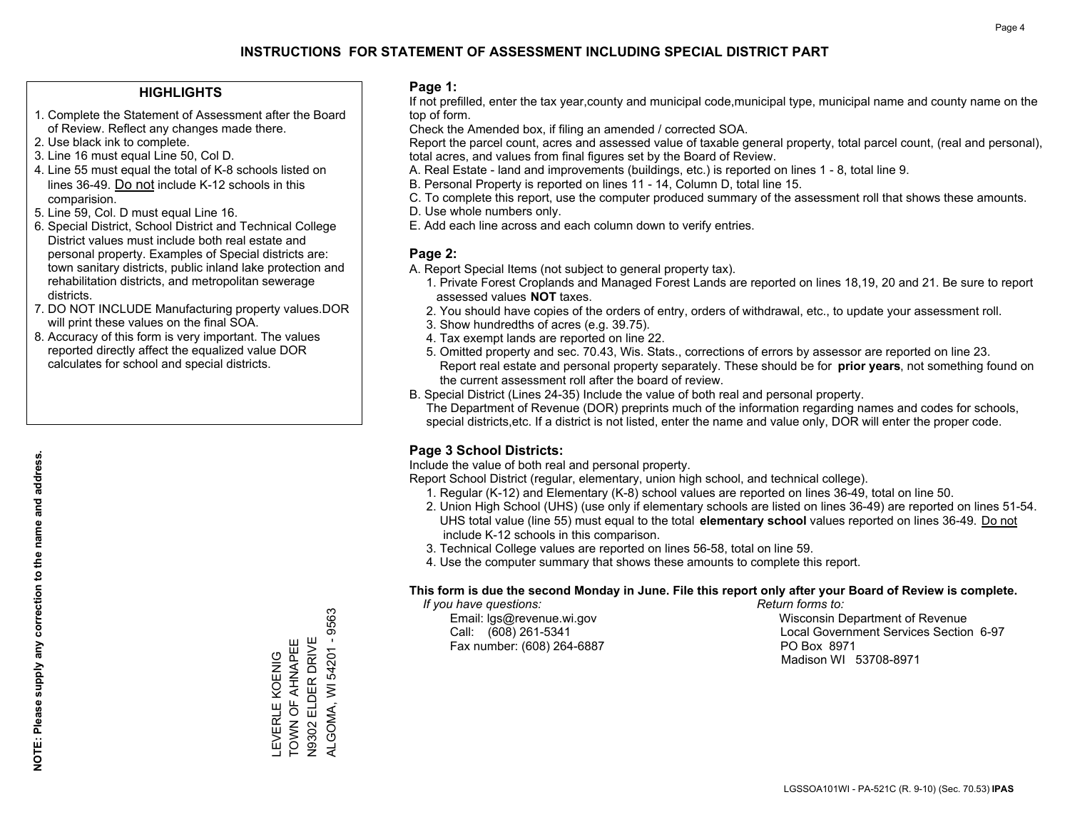# INSTRUCTIONS FOR STATEMENT OF ASSESSMENT INCLUDING SPECIAL DISTRICT PART

## HIGHLIGHTS

1. Complete the Statement of Assessment after the Board of Review. Reflect any changes made there.
2. Use black ink to complete.
3. Line 16 must equal Line 50, Col D.
4. Line 55 must equal the total of K-8 schools listed on lines 36-49. Do not include K-12 schools in this comparision.
5. Line 59, Col. D must equal Line 16.
6. Special District, School District and Technical College District values must include both real estate and personal property. Examples of Special districts are: town sanitary districts, public inland lake protection and rehabilitation districts, and metropolitan sewerage districts.
7. DO NOT INCLUDE Manufacturing property values.DOR will print these values on the final SOA.
8. Accuracy of this form is very important. The values reported directly affect the equalized value DOR calculates for school and special districts.

**NOTE: Please supply any correction to the name and address.**

LEVERLE KOENIG
TOWN OF AHNAPEE
N9302 ELDER DRIVE
ALGOMA, WI 54201 - 9563

## Page 1:

If not prefilled, enter the tax year,county and municipal code,municipal type, municipal name and county name on the top of form.

Check the Amended box, if filing an amended / corrected SOA.

Report the parcel count, acres and assessed value of taxable general property, total parcel count, (real and personal), total acres, and values from final figures set by the Board of Review.

A. Real Estate - land and improvements (buildings, etc.) is reported on lines 1 - 8, total line 9.
B. Personal Property is reported on lines 11 - 14, Column D, total line 15.
C. To complete this report, use the computer produced summary of the assessment roll that shows these amounts.
D. Use whole numbers only.
E. Add each line across and each column down to verify entries.

## Page 2:

A. Report Special Items (not subject to general property tax).
   1. Private Forest Croplands and Managed Forest Lands are reported on lines 18,19, 20 and 21. Be sure to report assessed values **NOT** taxes.
   2. You should have copies of the orders of entry, orders of withdrawal, etc., to update your assessment roll.
   3. Show hundredths of acres (e.g. 39.75).
   4. Tax exempt lands are reported on line 22.
   5. Omitted property and sec. 70.43, Wis. Stats., corrections of errors by assessor are reported on line 23. Report real estate and personal property separately. These should be for **prior years**, not something found on the current assessment roll after the board of review.

B. Special District (Lines 24-35) Include the value of both real and personal property.
The Department of Revenue (DOR) preprints much of the information regarding names and codes for schools, special districts,etc. If a district is not listed, enter the name and value only, DOR will enter the proper code.

## Page 3 School Districts:

Include the value of both real and personal property.

Report School District (regular, elementary, union high school, and technical college).

1. Regular (K-12) and Elementary (K-8) school values are reported on lines 36-49, total on line 50.
2. Union High School (UHS) (use only if elementary schools are listed on lines 36-49) are reported on lines 51-54. UHS total value (line 55) must equal to the total **elementary school** values reported on lines 36-49. Do not include K-12 schools in this comparison.
3. Technical College values are reported on lines 56-58, total on line 59.
4. Use the computer summary that shows these amounts to complete this report.

**This form is due the second Monday in June. File this report only after your Board of Review is complete.**

*If you have questions:*
Email: lgs@revenue.wi.gov
Call: (608) 261-5341
Fax number: (608) 264-6887

*Return forms to:*
Wisconsin Department of Revenue
Local Government Services Section 6-97
PO Box 8971
Madison WI 53708-8971

LGSSOA101WI - PA-521C (R. 9-10) (Sec. 70.53) **IPAS**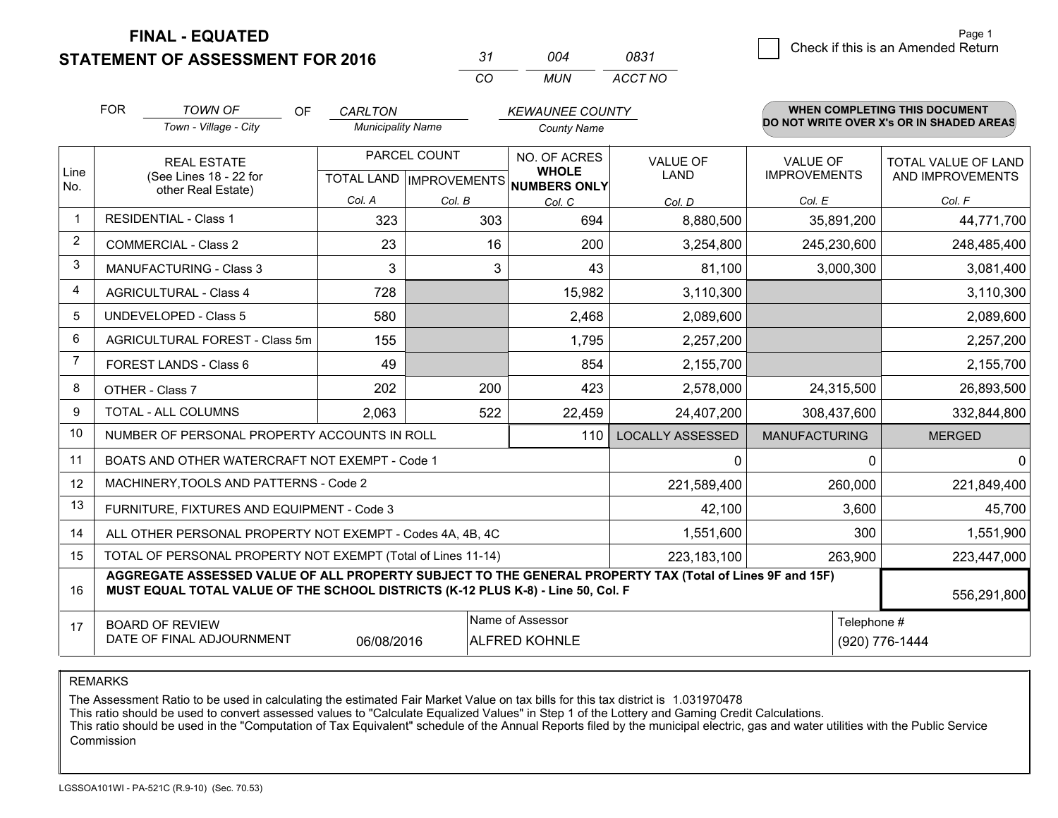# FINAL - EQUATED
## STATEMENT OF ASSESSMENT FOR 2016

| 31 | 004 | 0831 |
|---|---|---|
| CO | MUN | ACCT NO |

Page 1

☐ Check if this is an Amended Return

FOR *TOWN OF* (Town - Village - City) OF *CARLTON* (Municipality Name) *KEWAUNEE COUNTY* (County Name)

**WHEN COMPLETING THIS DOCUMENT DO NOT WRITE OVER X's OR IN SHADED AREAS**

| Line No. | REAL ESTATE (See Lines 18 - 22 for other Real Estate) | PARCEL COUNT TOTAL LAND Col. A | PARCEL COUNT IMPROVEMENTS Col. B | NO. OF ACRES WHOLE NUMBERS ONLY Col. C | VALUE OF LAND Col. D | VALUE OF IMPROVEMENTS Col. E | TOTAL VALUE OF LAND AND IMPROVEMENTS Col. F |
|---|---|---|---|---|---|---|---|
| 1 | RESIDENTIAL - Class 1 | 323 | 303 | 694 | 8,880,500 | 35,891,200 | 44,771,700 |
| 2 | COMMERCIAL - Class 2 | 23 | 16 | 200 | 3,254,800 | 245,230,600 | 248,485,400 |
| 3 | MANUFACTURING - Class 3 | 3 | 3 | 43 | 81,100 | 3,000,300 | 3,081,400 |
| 4 | AGRICULTURAL - Class 4 | 728 | | 15,982 | 3,110,300 | | 3,110,300 |
| 5 | UNDEVELOPED - Class 5 | 580 | | 2,468 | 2,089,600 | | 2,089,600 |
| 6 | AGRICULTURAL FOREST - Class 5m | 155 | | 1,795 | 2,257,200 | | 2,257,200 |
| 7 | FOREST LANDS - Class 6 | 49 | | 854 | 2,155,700 | | 2,155,700 |
| 8 | OTHER - Class 7 | 202 | 200 | 423 | 2,578,000 | 24,315,500 | 26,893,500 |
| 9 | TOTAL - ALL COLUMNS | 2,063 | 522 | 22,459 | 24,407,200 | 308,437,600 | 332,844,800 |
| 10 | NUMBER OF PERSONAL PROPERTY ACCOUNTS IN ROLL | | | 110 | LOCALLY ASSESSED | MANUFACTURING | MERGED |
| 11 | BOATS AND OTHER WATERCRAFT NOT EXEMPT - Code 1 | | | | 0 | 0 | 0 |
| 12 | MACHINERY,TOOLS AND PATTERNS - Code 2 | | | | 221,589,400 | 260,000 | 221,849,400 |
| 13 | FURNITURE, FIXTURES AND EQUIPMENT - Code 3 | | | | 42,100 | 3,600 | 45,700 |
| 14 | ALL OTHER PERSONAL PROPERTY NOT EXEMPT - Codes 4A, 4B, 4C | | | | 1,551,600 | 300 | 1,551,900 |
| 15 | TOTAL OF PERSONAL PROPERTY NOT EXEMPT (Total of Lines 11-14) | | | | 223,183,100 | 263,900 | 223,447,000 |
| 16 | **AGGREGATE ASSESSED VALUE OF ALL PROPERTY SUBJECT TO THE GENERAL PROPERTY TAX (Total of Lines 9F and 15F) MUST EQUAL TOTAL VALUE OF THE SCHOOL DISTRICTS (K-12 PLUS K-8) - Line 50, Col. F** | | | | | | 556,291,800 |
| 17 | BOARD OF REVIEW DATE OF FINAL ADJOURNMENT | 06/08/2016 | | Name of Assessor: ALFRED KOHNLE | | Telephone #: (920) 776-1444 | |

REMARKS

The Assessment Ratio to be used in calculating the estimated Fair Market Value on tax bills for this tax district is 1.031970478
This ratio should be used to convert assessed values to "Calculate Equalized Values" in Step 1 of the Lottery and Gaming Credit Calculations.
This ratio should be used in the "Computation of Tax Equivalent" schedule of the Annual Reports filed by the municipal electric, gas and water utilities with the Public Service Commission

LGSSOA101WI - PA-521C (R.9-10) (Sec. 70.53)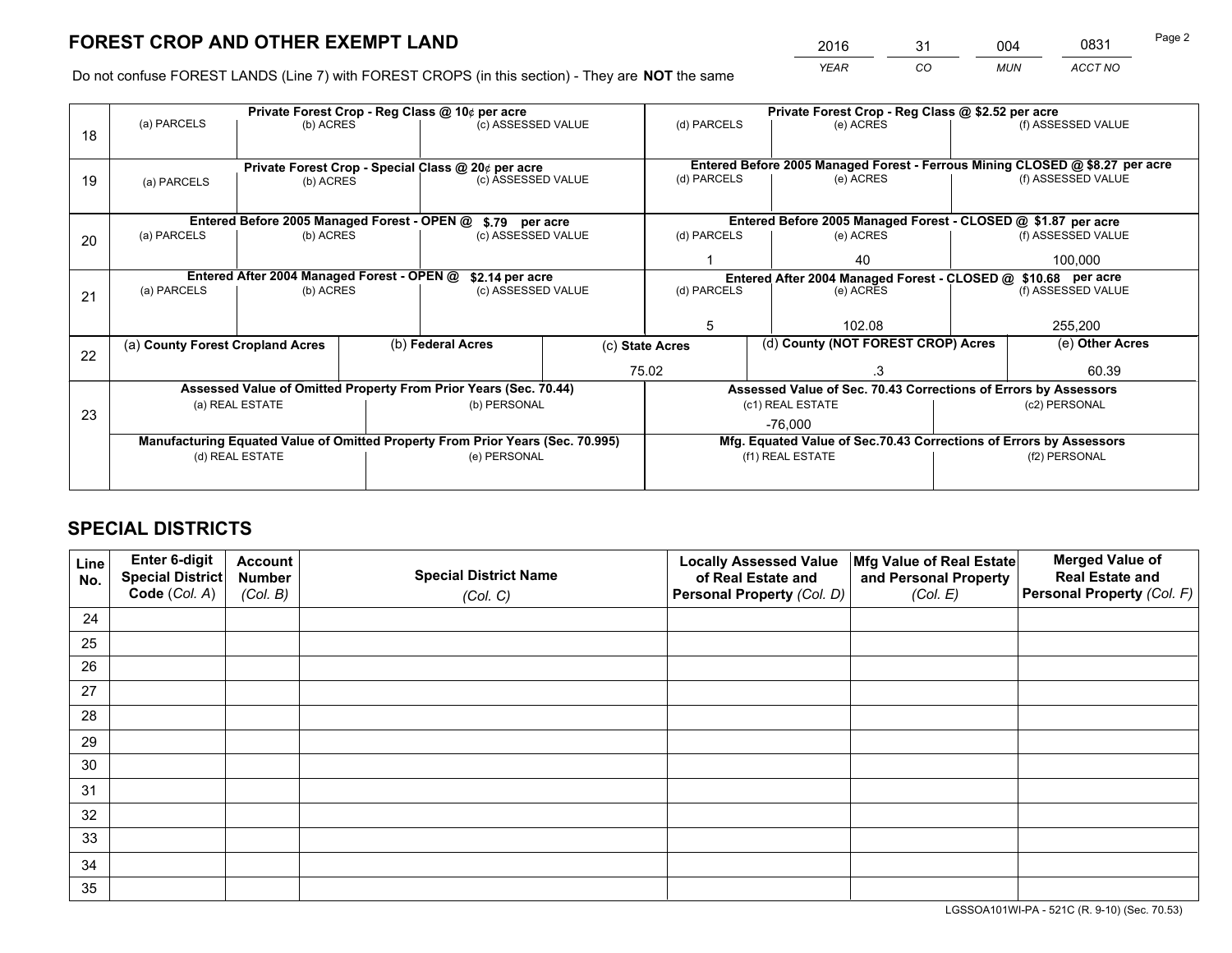# FOREST CROP AND OTHER EXEMPT LAND

| 2016 | 31 | 004 | 0831 |
|---|---|---|---|
| *YEAR* | *CO* | *MUN* | *ACCT NO* |

Do not confuse FOREST LANDS (Line 7) with FOREST CROPS (in this section) - They are **NOT** the same

| Line | Private Forest Crop - Reg Class @ 10¢ per acre | | | Private Forest Crop - Reg Class @ $2.52 per acre | | |
|---|---|---|---|---|---|---|
| 18 | (a) PARCELS | (b) ACRES | (c) ASSESSED VALUE | (d) PARCELS | (e) ACRES | (f) ASSESSED VALUE |
| | | | | | | |
| | **Private Forest Crop - Special Class @ 20¢ per acre** | | | **Entered Before 2005 Managed Forest - Ferrous Mining CLOSED @ $8.27 per acre** | | |
| 19 | (a) PARCELS | (b) ACRES | (c) ASSESSED VALUE | (d) PARCELS | (e) ACRES | (f) ASSESSED VALUE |
| | | | | | | |
| | **Entered Before 2005 Managed Forest - OPEN @ $.79 per acre** | | | **Entered Before 2005 Managed Forest - CLOSED @ $1.87 per acre** | | |
| 20 | (a) PARCELS | (b) ACRES | (c) ASSESSED VALUE | (d) PARCELS | (e) ACRES | (f) ASSESSED VALUE |
| | | | | 1 | 40 | 100,000 |
| | **Entered After 2004 Managed Forest - OPEN @ $2.14 per acre** | | | **Entered After 2004 Managed Forest - CLOSED @ $10.68 per acre** | | |
| 21 | (a) PARCELS | (b) ACRES | (c) ASSESSED VALUE | (d) PARCELS | (e) ACRES | (f) ASSESSED VALUE |
| | | | | 5 | 102.08 | 255,200 |

| Line | (a) County Forest Cropland Acres | (b) Federal Acres | (c) State Acres | (d) County (NOT FOREST CROP) Acres | (e) Other Acres |
|---|---|---|---|---|---|
| 22 | | | 75.02 | .3 | 60.39 |

| Line | Assessed Value of Omitted Property From Prior Years (Sec. 70.44) | | Assessed Value of Sec. 70.43 Corrections of Errors by Assessors | |
|---|---|---|---|---|
| 23 | (a) REAL ESTATE | (b) PERSONAL | (c1) REAL ESTATE | (c2) PERSONAL |
| | | | -76,000 | |
| | **Manufacturing Equated Value of Omitted Property From Prior Years (Sec. 70.995)** | | **Mfg. Equated Value of Sec.70.43 Corrections of Errors by Assessors** | |
| | (d) REAL ESTATE | (e) PERSONAL | (f1) REAL ESTATE | (f2) PERSONAL |
| | | | | |

# SPECIAL DISTRICTS

| Line No. | Enter 6-digit Special District Code (Col. A) | Account Number (Col. B) | Special District Name (Col. C) | Locally Assessed Value of Real Estate and Personal Property (Col. D) | Mfg Value of Real Estate and Personal Property (Col. E) | Merged Value of Real Estate and Personal Property (Col. F) |
|---|---|---|---|---|---|---|
| 24 | | | | | | |
| 25 | | | | | | |
| 26 | | | | | | |
| 27 | | | | | | |
| 28 | | | | | | |
| 29 | | | | | | |
| 30 | | | | | | |
| 31 | | | | | | |
| 32 | | | | | | |
| 33 | | | | | | |
| 34 | | | | | | |
| 35 | | | | | | |

LGSSOA101WI-PA - 521C (R. 9-10) (Sec. 70.53)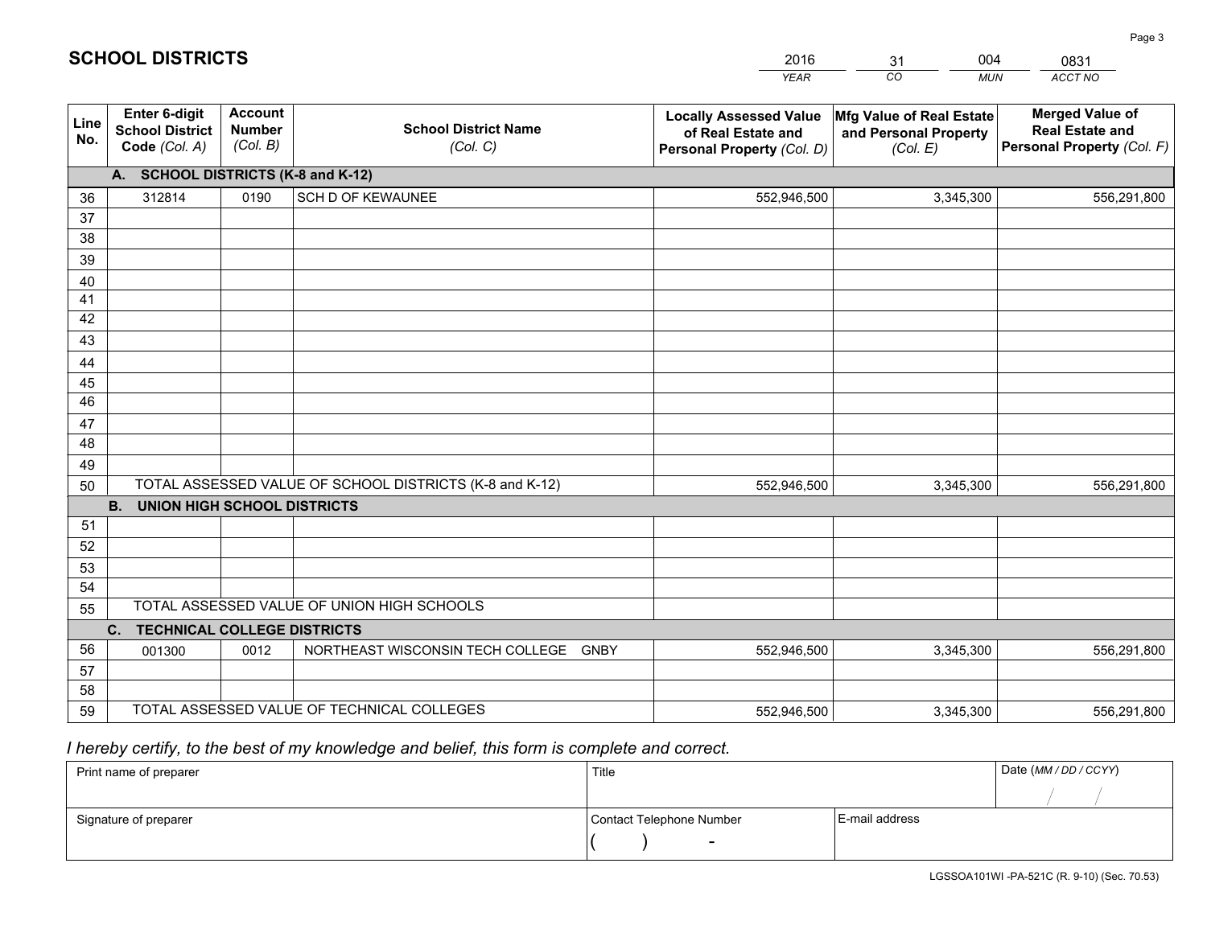# SCHOOL DISTRICTS

| 2016 | 31 | 004 | 0831 |
|---|---|---|---|
| *YEAR* | *CO* | *MUN* | *ACCT NO* |

| Line No. | Enter 6-digit School District Code *(Col. A)* | Account Number *(Col. B)* | School District Name *(Col. C)* | Locally Assessed Value of Real Estate and Personal Property *(Col. D)* | Mfg Value of Real Estate and Personal Property *(Col. E)* | Merged Value of Real Estate and Personal Property *(Col. F)* |
|---|---|---|---|---|---|---|
| | **A. SCHOOL DISTRICTS (K-8 and K-12)** | | | | | |
| 36 | 312814 | 0190 | SCH D OF KEWAUNEE | 552,946,500 | 3,345,300 | 556,291,800 |
| 37 | | | | | | |
| 38 | | | | | | |
| 39 | | | | | | |
| 40 | | | | | | |
| 41 | | | | | | |
| 42 | | | | | | |
| 43 | | | | | | |
| 44 | | | | | | |
| 45 | | | | | | |
| 46 | | | | | | |
| 47 | | | | | | |
| 48 | | | | | | |
| 49 | | | | | | |
| 50 | TOTAL ASSESSED VALUE OF SCHOOL DISTRICTS (K-8 and K-12) | | | 552,946,500 | 3,345,300 | 556,291,800 |
| | **B. UNION HIGH SCHOOL DISTRICTS** | | | | | |
| 51 | | | | | | |
| 52 | | | | | | |
| 53 | | | | | | |
| 54 | | | | | | |
| 55 | TOTAL ASSESSED VALUE OF UNION HIGH SCHOOLS | | | | | |
| | **C. TECHNICAL COLLEGE DISTRICTS** | | | | | |
| 56 | 001300 | 0012 | NORTHEAST WISCONSIN TECH COLLEGE GNBY | 552,946,500 | 3,345,300 | 556,291,800 |
| 57 | | | | | | |
| 58 | | | | | | |
| 59 | TOTAL ASSESSED VALUE OF TECHNICAL COLLEGES | | | 552,946,500 | 3,345,300 | 556,291,800 |

*I hereby certify, to the best of my knowledge and belief, this form is complete and correct.*

| Print name of preparer | Title | | Date *(MM / DD / CCYY)* |
|---|---|---|---|
| | | | / / |
| Signature of preparer | Contact Telephone Number | E-mail address | |
| | ( ) - | | |

LGSSOA101WI -PA-521C (R. 9-10) (Sec. 70.53)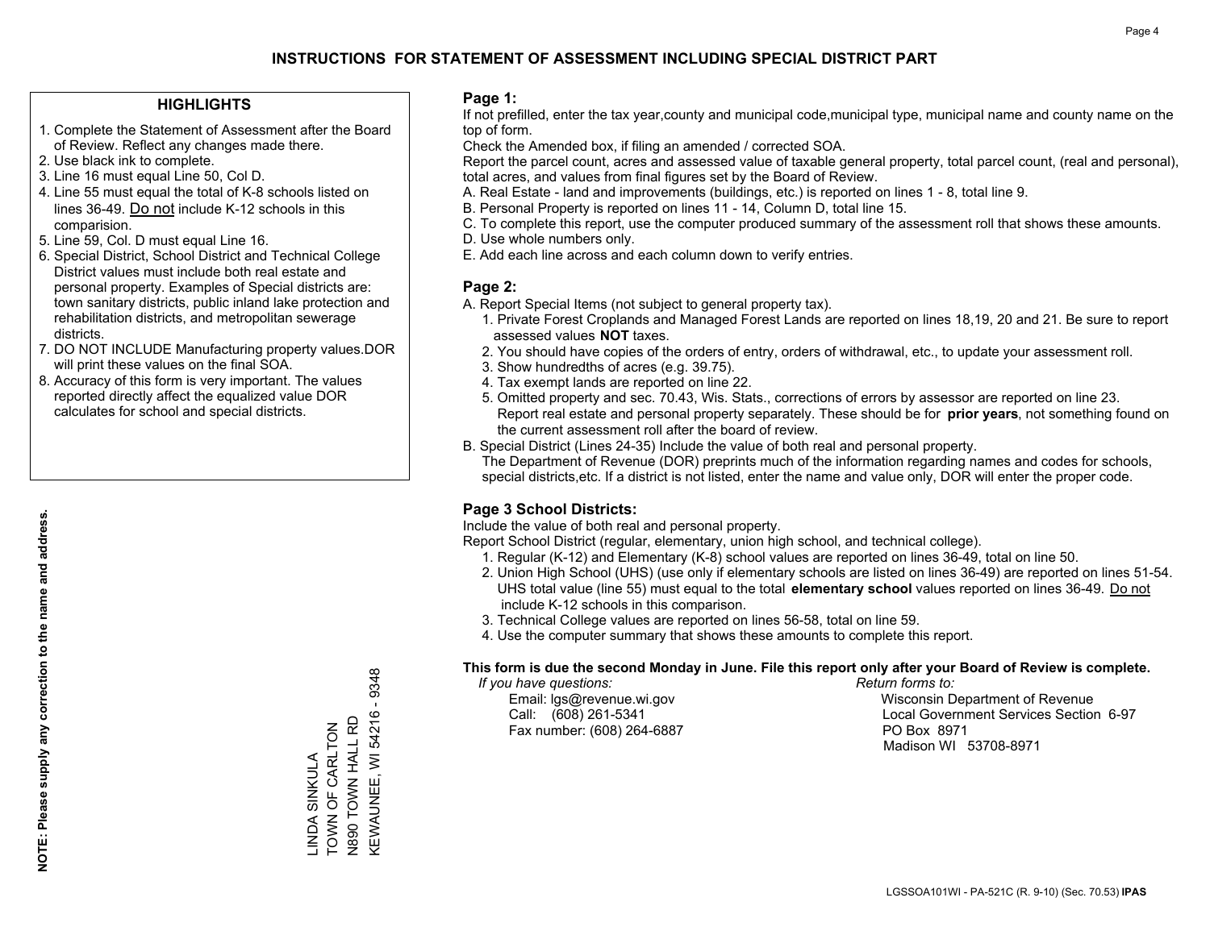# INSTRUCTIONS FOR STATEMENT OF ASSESSMENT INCLUDING SPECIAL DISTRICT PART

## HIGHLIGHTS

1. Complete the Statement of Assessment after the Board of Review. Reflect any changes made there.
2. Use black ink to complete.
3. Line 16 must equal Line 50, Col D.
4. Line 55 must equal the total of K-8 schools listed on lines 36-49. Do not include K-12 schools in this comparision.
5. Line 59, Col. D must equal Line 16.
6. Special District, School District and Technical College District values must include both real estate and personal property. Examples of Special districts are: town sanitary districts, public inland lake protection and rehabilitation districts, and metropolitan sewerage districts.
7. DO NOT INCLUDE Manufacturing property values.DOR will print these values on the final SOA.
8. Accuracy of this form is very important. The values reported directly affect the equalized value DOR calculates for school and special districts.

**NOTE: Please supply any correction to the name and address.**

LINDA SINKULA
TOWN OF CARLTON
N890 TOWN HALL RD
KEWAUNEE, WI 54216 - 9348

## Page 1:

If not prefilled, enter the tax year,county and municipal code,municipal type, municipal name and county name on the top of form.

Check the Amended box, if filing an amended / corrected SOA.

Report the parcel count, acres and assessed value of taxable general property, total parcel count, (real and personal), total acres, and values from final figures set by the Board of Review.

A. Real Estate - land and improvements (buildings, etc.) is reported on lines 1 - 8, total line 9.
B. Personal Property is reported on lines 11 - 14, Column D, total line 15.
C. To complete this report, use the computer produced summary of the assessment roll that shows these amounts.
D. Use whole numbers only.
E. Add each line across and each column down to verify entries.

## Page 2:

A. Report Special Items (not subject to general property tax).
   1. Private Forest Croplands and Managed Forest Lands are reported on lines 18,19, 20 and 21. Be sure to report assessed values **NOT** taxes.
   2. You should have copies of the orders of entry, orders of withdrawal, etc., to update your assessment roll.
   3. Show hundredths of acres (e.g. 39.75).
   4. Tax exempt lands are reported on line 22.
   5. Omitted property and sec. 70.43, Wis. Stats., corrections of errors by assessor are reported on line 23. Report real estate and personal property separately. These should be for **prior years**, not something found on the current assessment roll after the board of review.
B. Special District (Lines 24-35) Include the value of both real and personal property.
   The Department of Revenue (DOR) preprints much of the information regarding names and codes for schools, special districts,etc. If a district is not listed, enter the name and value only, DOR will enter the proper code.

## Page 3 School Districts:

Include the value of both real and personal property.

Report School District (regular, elementary, union high school, and technical college).

1. Regular (K-12) and Elementary (K-8) school values are reported on lines 36-49, total on line 50.
2. Union High School (UHS) (use only if elementary schools are listed on lines 36-49) are reported on lines 51-54. UHS total value (line 55) must equal to the total **elementary school** values reported on lines 36-49. Do not include K-12 schools in this comparison.
3. Technical College values are reported on lines 56-58, total on line 59.
4. Use the computer summary that shows these amounts to complete this report.

**This form is due the second Monday in June. File this report only after your Board of Review is complete.**

*If you have questions:*
Email: lgs@revenue.wi.gov
Call: (608) 261-5341
Fax number: (608) 264-6887

*Return forms to:*
Wisconsin Department of Revenue
Local Government Services Section 6-97
PO Box 8971
Madison WI 53708-8971

LGSSOA101WI - PA-521C (R. 9-10) (Sec. 70.53) **IPAS**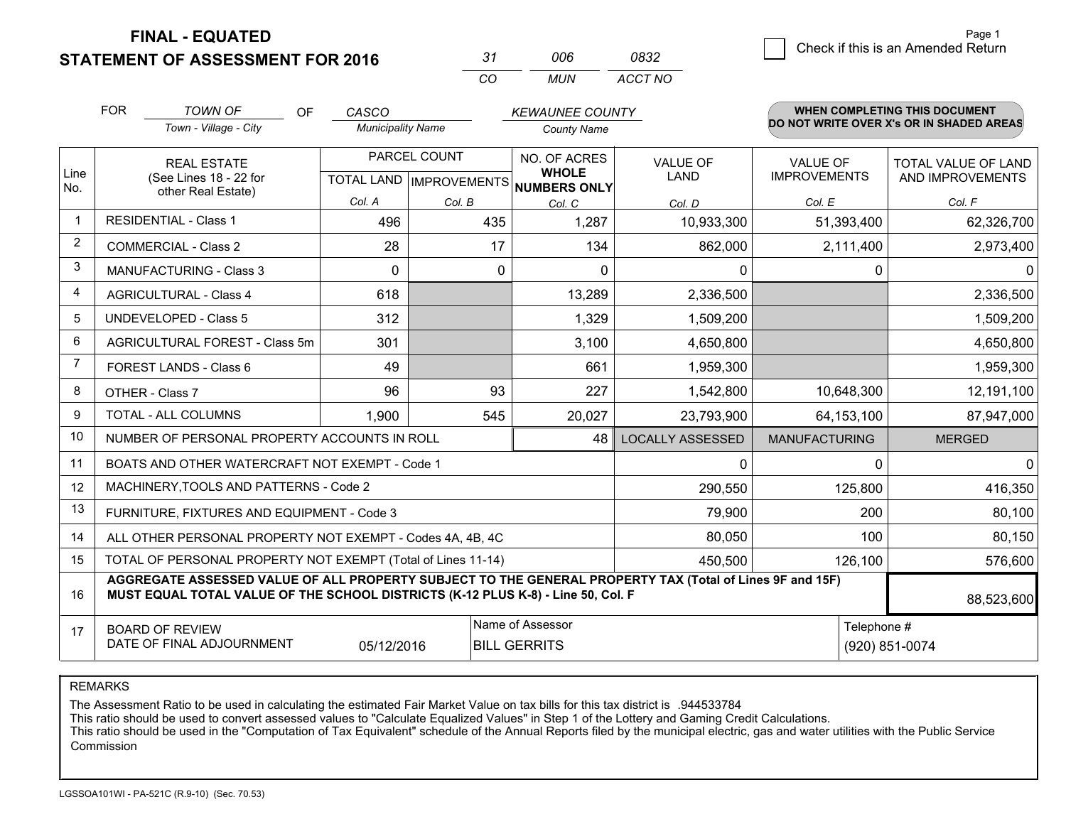# FINAL - EQUATED
## STATEMENT OF ASSESSMENT FOR 2016

| 31 | 006 | 0832 |
|---|---|---|
| CO | MUN | ACCT NO |

Check if this is an Amended Return

FOR *TOWN OF* (Town - Village - City) OF *CASCO* (Municipality Name) *KEWAUNEE COUNTY* (County Name)

**WHEN COMPLETING THIS DOCUMENT DO NOT WRITE OVER X's OR IN SHADED AREAS**

| Line No. | REAL ESTATE (See Lines 18 - 22 for other Real Estate) | PARCEL COUNT TOTAL LAND Col. A | PARCEL COUNT IMPROVEMENTS Col. B | NO. OF ACRES WHOLE NUMBERS ONLY Col. C | VALUE OF LAND Col. D | VALUE OF IMPROVEMENTS Col. E | TOTAL VALUE OF LAND AND IMPROVEMENTS Col. F |
|---|---|---|---|---|---|---|---|
| 1 | RESIDENTIAL - Class 1 | 496 | 435 | 1,287 | 10,933,300 | 51,393,400 | 62,326,700 |
| 2 | COMMERCIAL - Class 2 | 28 | 17 | 134 | 862,000 | 2,111,400 | 2,973,400 |
| 3 | MANUFACTURING - Class 3 | 0 | 0 | 0 | 0 | 0 | 0 |
| 4 | AGRICULTURAL - Class 4 | 618 | | 13,289 | 2,336,500 | | 2,336,500 |
| 5 | UNDEVELOPED - Class 5 | 312 | | 1,329 | 1,509,200 | | 1,509,200 |
| 6 | AGRICULTURAL FOREST - Class 5m | 301 | | 3,100 | 4,650,800 | | 4,650,800 |
| 7 | FOREST LANDS - Class 6 | 49 | | 661 | 1,959,300 | | 1,959,300 |
| 8 | OTHER - Class 7 | 96 | 93 | 227 | 1,542,800 | 10,648,300 | 12,191,100 |
| 9 | TOTAL - ALL COLUMNS | 1,900 | 545 | 20,027 | 23,793,900 | 64,153,100 | 87,947,000 |
| 10 | NUMBER OF PERSONAL PROPERTY ACCOUNTS IN ROLL | | | 48 | LOCALLY ASSESSED | MANUFACTURING | MERGED |
| 11 | BOATS AND OTHER WATERCRAFT NOT EXEMPT - Code 1 | | | | 0 | 0 | 0 |
| 12 | MACHINERY,TOOLS AND PATTERNS - Code 2 | | | | 290,550 | 125,800 | 416,350 |
| 13 | FURNITURE, FIXTURES AND EQUIPMENT - Code 3 | | | | 79,900 | 200 | 80,100 |
| 14 | ALL OTHER PERSONAL PROPERTY NOT EXEMPT - Codes 4A, 4B, 4C | | | | 80,050 | 100 | 80,150 |
| 15 | TOTAL OF PERSONAL PROPERTY NOT EXEMPT (Total of Lines 11-14) | | | | 450,500 | 126,100 | 576,600 |
| 16 | **AGGREGATE ASSESSED VALUE OF ALL PROPERTY SUBJECT TO THE GENERAL PROPERTY TAX (Total of Lines 9F and 15F) MUST EQUAL TOTAL VALUE OF THE SCHOOL DISTRICTS (K-12 PLUS K-8) - Line 50, Col. F** | | | | | | 88,523,600 |
| 17 | BOARD OF REVIEW DATE OF FINAL ADJOURNMENT | 05/12/2016 | Name of Assessor: BILL GERRITS | | | Telephone #: (920) 851-0074 | |

REMARKS

The Assessment Ratio to be used in calculating the estimated Fair Market Value on tax bills for this tax district is .944533784
This ratio should be used to convert assessed values to "Calculate Equalized Values" in Step 1 of the Lottery and Gaming Credit Calculations.
This ratio should be used in the "Computation of Tax Equivalent" schedule of the Annual Reports filed by the municipal electric, gas and water utilities with the Public Service Commission

LGSSOA101WI - PA-521C (R.9-10) (Sec. 70.53)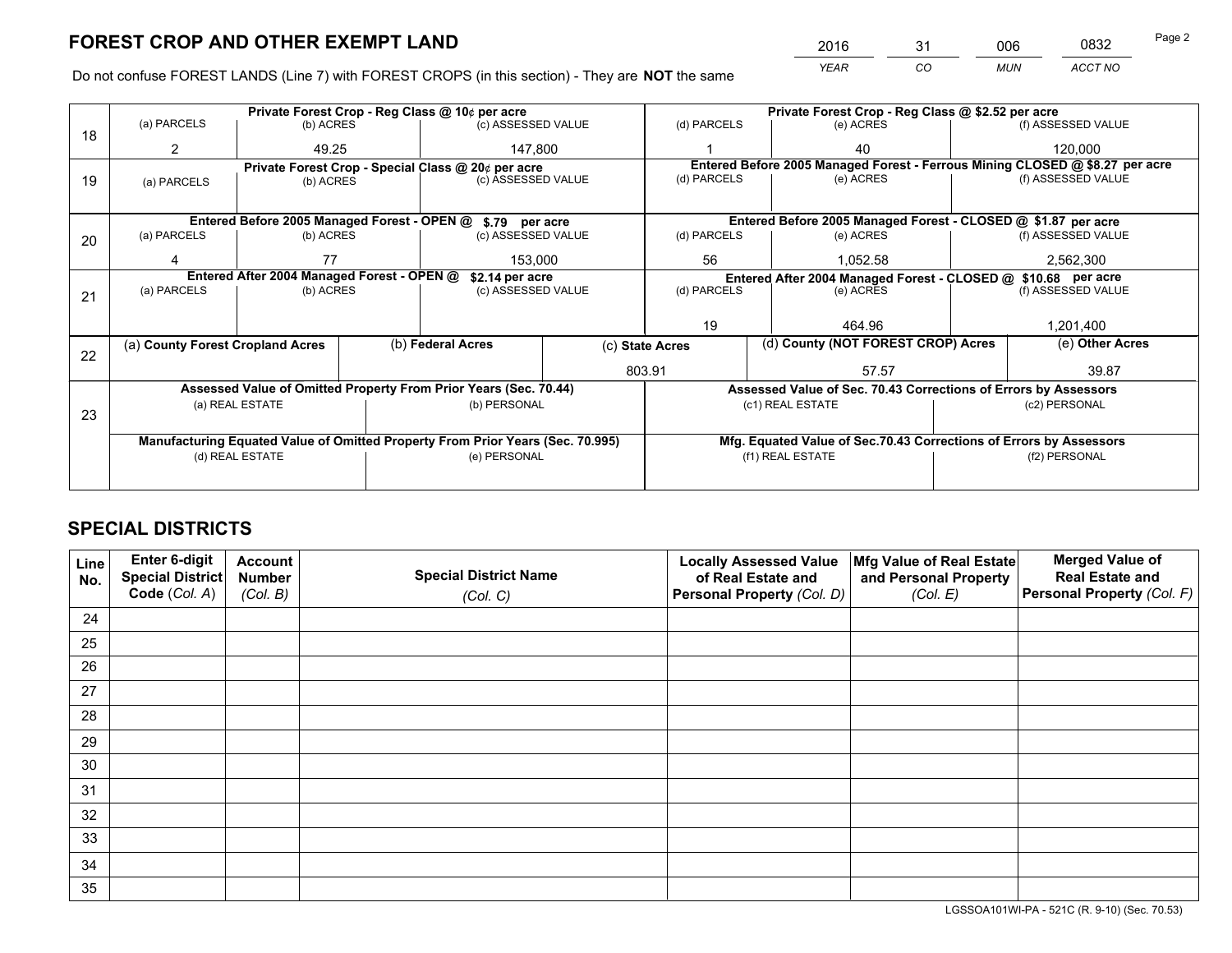# FOREST CROP AND OTHER EXEMPT LAND

| 2016 | 31 | 006 | 0832 |
|---|---|---|---|
| *YEAR* | *CO* | *MUN* | *ACCT NO* |

Do not confuse FOREST LANDS (Line 7) with FOREST CROPS (in this section) - They are **NOT** the same

| Line | | | | | | |
|---|---|---|---|---|---|---|
| 18 | Private Forest Crop - Reg Class @ 10¢ per acre | | | Private Forest Crop - Reg Class @ $2.52 per acre | | |
| | (a) PARCELS | (b) ACRES | (c) ASSESSED VALUE | (d) PARCELS | (e) ACRES | (f) ASSESSED VALUE |
| | 2 | 49.25 | 147,800 | 1 | 40 | 120,000 |
| 19 | Private Forest Crop - Special Class @ 20¢ per acre | | | Entered Before 2005 Managed Forest - Ferrous Mining CLOSED @ $8.27 per acre | | |
| | (a) PARCELS | (b) ACRES | (c) ASSESSED VALUE | (d) PARCELS | (e) ACRES | (f) ASSESSED VALUE |
| | | | | | | |
| 20 | Entered Before 2005 Managed Forest - OPEN @ $.79 per acre | | | Entered Before 2005 Managed Forest - CLOSED @ $1.87 per acre | | |
| | (a) PARCELS | (b) ACRES | (c) ASSESSED VALUE | (d) PARCELS | (e) ACRES | (f) ASSESSED VALUE |
| | 4 | 77 | 153,000 | 56 | 1,052.58 | 2,562,300 |
| 21 | Entered After 2004 Managed Forest - OPEN @ $2.14 per acre | | | Entered After 2004 Managed Forest - CLOSED @ $10.68 per acre | | |
| | (a) PARCELS | (b) ACRES | (c) ASSESSED VALUE | (d) PARCELS | (e) ACRES | (f) ASSESSED VALUE |
| | | | | 19 | 464.96 | 1,201,400 |

| Line | (a) County Forest Cropland Acres | (b) Federal Acres | (c) State Acres | (d) County (NOT FOREST CROP) Acres | (e) Other Acres |
|---|---|---|---|---|---|
| 22 | | | 803.91 | 57.57 | 39.87 |

| Line | | | | |
|---|---|---|---|---|
| 23 | Assessed Value of Omitted Property From Prior Years (Sec. 70.44) | | Assessed Value of Sec. 70.43 Corrections of Errors by Assessors | |
| | (a) REAL ESTATE | (b) PERSONAL | (c1) REAL ESTATE | (c2) PERSONAL |
| | | | | |
| | Manufacturing Equated Value of Omitted Property From Prior Years (Sec. 70.995) | | Mfg. Equated Value of Sec.70.43 Corrections of Errors by Assessors | |
| | (d) REAL ESTATE | (e) PERSONAL | (f1) REAL ESTATE | (f2) PERSONAL |
| | | | | |

# SPECIAL DISTRICTS

| Line No. | Enter 6-digit Special District Code (*Col. A*) | Account Number (*Col. B*) | Special District Name (*Col. C*) | Locally Assessed Value of Real Estate and Personal Property (*Col. D*) | Mfg Value of Real Estate and Personal Property (*Col. E*) | Merged Value of Real Estate and Personal Property (*Col. F*) |
|---|---|---|---|---|---|---|
| 24 | | | | | | |
| 25 | | | | | | |
| 26 | | | | | | |
| 27 | | | | | | |
| 28 | | | | | | |
| 29 | | | | | | |
| 30 | | | | | | |
| 31 | | | | | | |
| 32 | | | | | | |
| 33 | | | | | | |
| 34 | | | | | | |
| 35 | | | | | | |

LGSSOA101WI-PA - 521C (R. 9-10) (Sec. 70.53)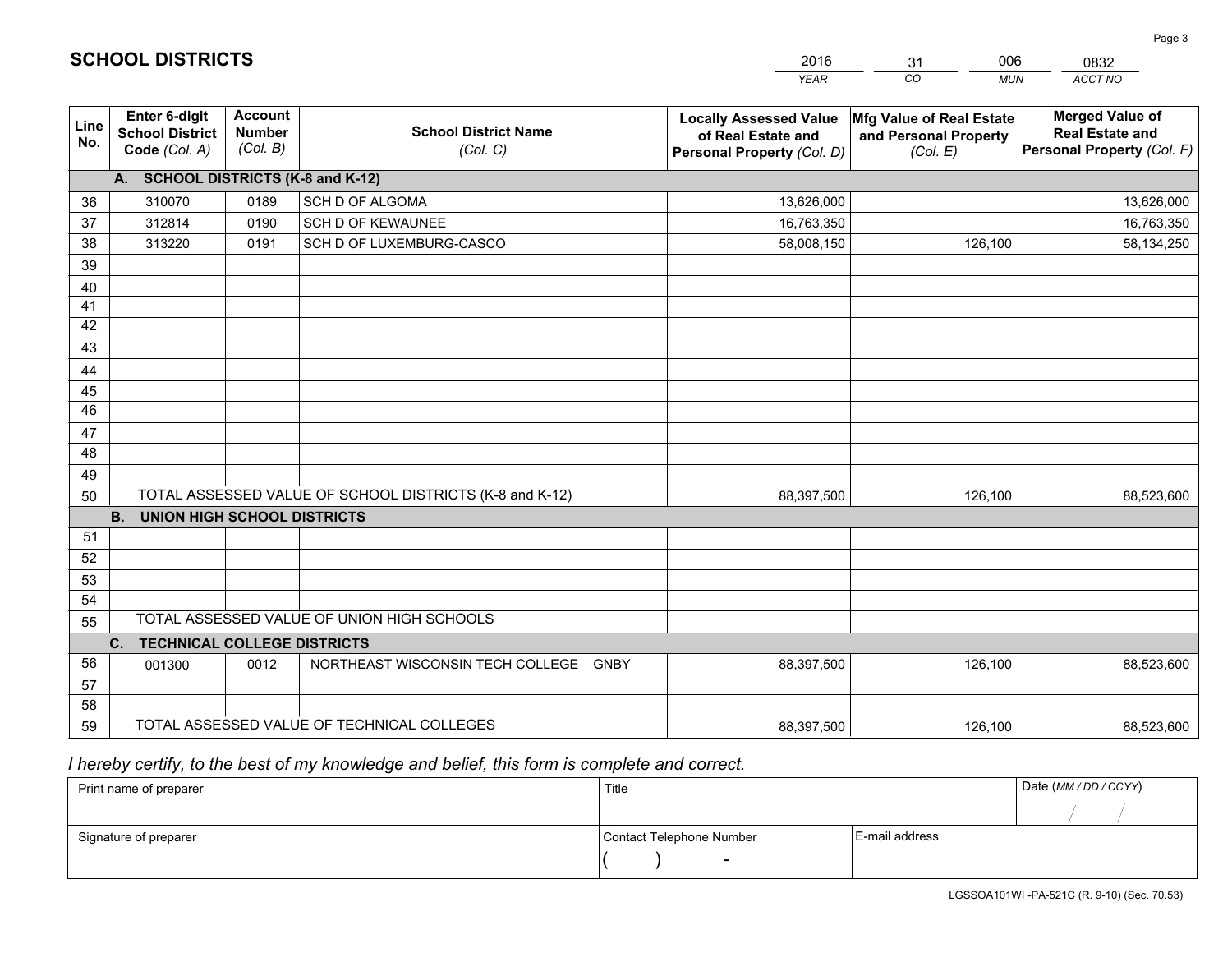# SCHOOL DISTRICTS

| 2016 | 31 | 006 | 0832 |
|---|---|---|---|
| *YEAR* | *CO* | *MUN* | *ACCT NO* |

| Line No. | Enter 6-digit School District Code *(Col. A)* | Account Number *(Col. B)* | School District Name *(Col. C)* | Locally Assessed Value of Real Estate and Personal Property *(Col. D)* | Mfg Value of Real Estate and Personal Property *(Col. E)* | Merged Value of Real Estate and Personal Property *(Col. F)* |
|---|---|---|---|---|---|---|
| | **A. SCHOOL DISTRICTS (K-8 and K-12)** | | | | | |
| 36 | 310070 | 0189 | SCH D OF ALGOMA | 13,626,000 | | 13,626,000 |
| 37 | 312814 | 0190 | SCH D OF KEWAUNEE | 16,763,350 | | 16,763,350 |
| 38 | 313220 | 0191 | SCH D OF LUXEMBURG-CASCO | 58,008,150 | 126,100 | 58,134,250 |
| 39 | | | | | | |
| 40 | | | | | | |
| 41 | | | | | | |
| 42 | | | | | | |
| 43 | | | | | | |
| 44 | | | | | | |
| 45 | | | | | | |
| 46 | | | | | | |
| 47 | | | | | | |
| 48 | | | | | | |
| 49 | | | | | | |
| 50 | TOTAL ASSESSED VALUE OF SCHOOL DISTRICTS (K-8 and K-12) | | | 88,397,500 | 126,100 | 88,523,600 |
| | **B. UNION HIGH SCHOOL DISTRICTS** | | | | | |
| 51 | | | | | | |
| 52 | | | | | | |
| 53 | | | | | | |
| 54 | | | | | | |
| 55 | TOTAL ASSESSED VALUE OF UNION HIGH SCHOOLS | | | | | |
| | **C. TECHNICAL COLLEGE DISTRICTS** | | | | | |
| 56 | 001300 | 0012 | NORTHEAST WISCONSIN TECH COLLEGE GNBY | 88,397,500 | 126,100 | 88,523,600 |
| 57 | | | | | | |
| 58 | | | | | | |
| 59 | TOTAL ASSESSED VALUE OF TECHNICAL COLLEGES | | | 88,397,500 | 126,100 | 88,523,600 |

*I hereby certify, to the best of my knowledge and belief, this form is complete and correct.*

| Print name of preparer | Title | | Date *(MM / DD / CCYY)* |
|---|---|---|---|
| | | | / / |
| Signature of preparer | Contact Telephone Number | E-mail address | |
| | ( ) - | | |

LGSSOA101WI -PA-521C (R. 9-10) (Sec. 70.53)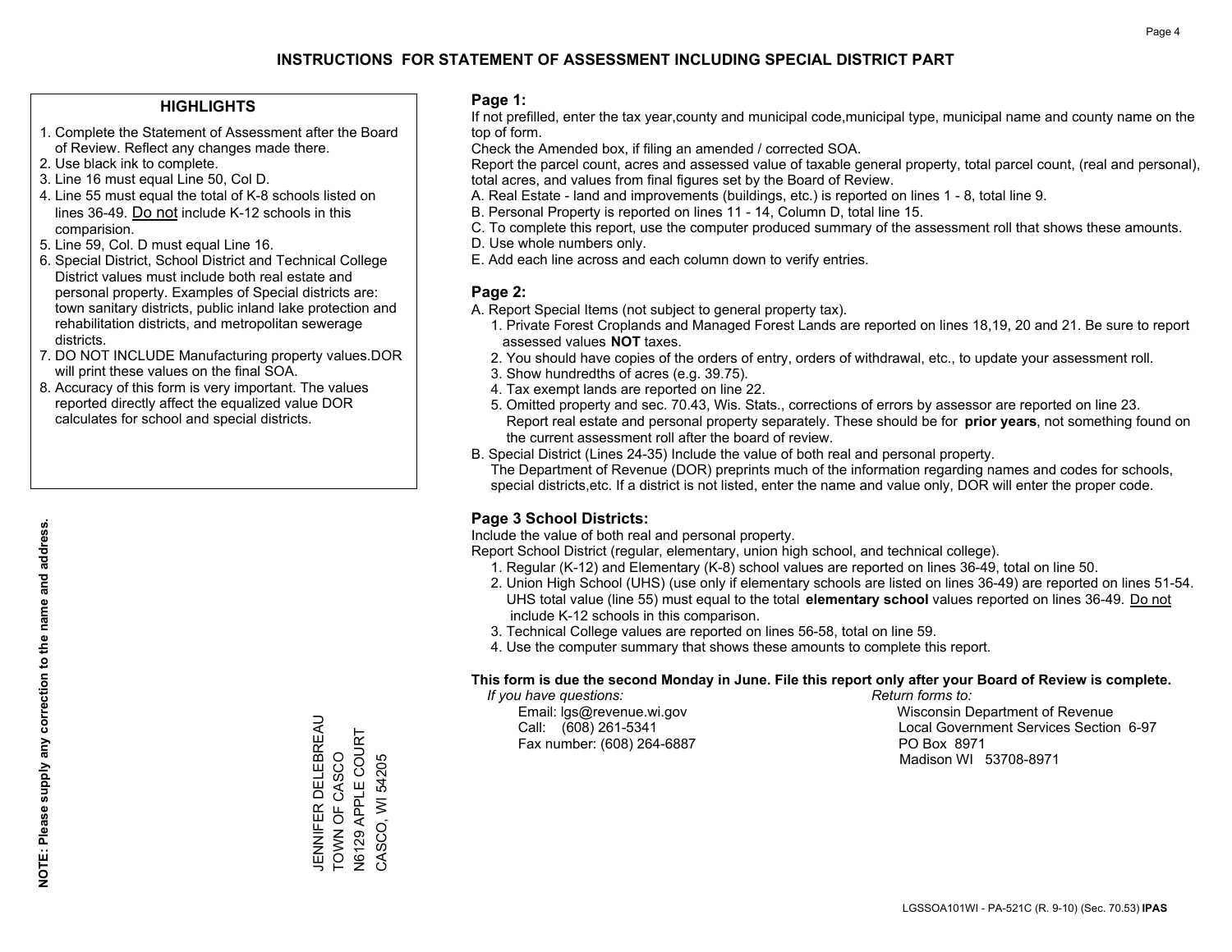# INSTRUCTIONS FOR STATEMENT OF ASSESSMENT INCLUDING SPECIAL DISTRICT PART

## HIGHLIGHTS

1. Complete the Statement of Assessment after the Board of Review. Reflect any changes made there.
2. Use black ink to complete.
3. Line 16 must equal Line 50, Col D.
4. Line 55 must equal the total of K-8 schools listed on lines 36-49. Do not include K-12 schools in this comparision.
5. Line 59, Col. D must equal Line 16.
6. Special District, School District and Technical College District values must include both real estate and personal property. Examples of Special districts are: town sanitary districts, public inland lake protection and rehabilitation districts, and metropolitan sewerage districts.
7. DO NOT INCLUDE Manufacturing property values.DOR will print these values on the final SOA.
8. Accuracy of this form is very important. The values reported directly affect the equalized value DOR calculates for school and special districts.

**NOTE: Please supply any correction to the name and address.**

JENNIFER DELEBREAU
TOWN OF CASCO
N6129 APPLE COURT
CASCO, WI 54205

## Page 1:

If not prefilled, enter the tax year,county and municipal code,municipal type, municipal name and county name on the top of form.

Check the Amended box, if filing an amended / corrected SOA.

Report the parcel count, acres and assessed value of taxable general property, total parcel count, (real and personal), total acres, and values from final figures set by the Board of Review.

A. Real Estate - land and improvements (buildings, etc.) is reported on lines 1 - 8, total line 9.
B. Personal Property is reported on lines 11 - 14, Column D, total line 15.
C. To complete this report, use the computer produced summary of the assessment roll that shows these amounts.
D. Use whole numbers only.
E. Add each line across and each column down to verify entries.

## Page 2:

A. Report Special Items (not subject to general property tax).
   1. Private Forest Croplands and Managed Forest Lands are reported on lines 18,19, 20 and 21. Be sure to report assessed values **NOT** taxes.
   2. You should have copies of the orders of entry, orders of withdrawal, etc., to update your assessment roll.
   3. Show hundredths of acres (e.g. 39.75).
   4. Tax exempt lands are reported on line 22.
   5. Omitted property and sec. 70.43, Wis. Stats., corrections of errors by assessor are reported on line 23. Report real estate and personal property separately. These should be for **prior years**, not something found on the current assessment roll after the board of review.

B. Special District (Lines 24-35) Include the value of both real and personal property.
   The Department of Revenue (DOR) preprints much of the information regarding names and codes for schools, special districts,etc. If a district is not listed, enter the name and value only, DOR will enter the proper code.

## Page 3 School Districts:

Include the value of both real and personal property.

Report School District (regular, elementary, union high school, and technical college).

1. Regular (K-12) and Elementary (K-8) school values are reported on lines 36-49, total on line 50.
2. Union High School (UHS) (use only if elementary schools are listed on lines 36-49) are reported on lines 51-54. UHS total value (line 55) must equal to the total **elementary school** values reported on lines 36-49. Do not include K-12 schools in this comparison.
3. Technical College values are reported on lines 56-58, total on line 59.
4. Use the computer summary that shows these amounts to complete this report.

**This form is due the second Monday in June. File this report only after your Board of Review is complete.**

*If you have questions:*
Email: lgs@revenue.wi.gov
Call: (608) 261-5341
Fax number: (608) 264-6887

*Return forms to:*
Wisconsin Department of Revenue
Local Government Services Section 6-97
PO Box 8971
Madison WI 53708-8971

LGSSOA101WI - PA-521C (R. 9-10) (Sec. 70.53) **IPAS**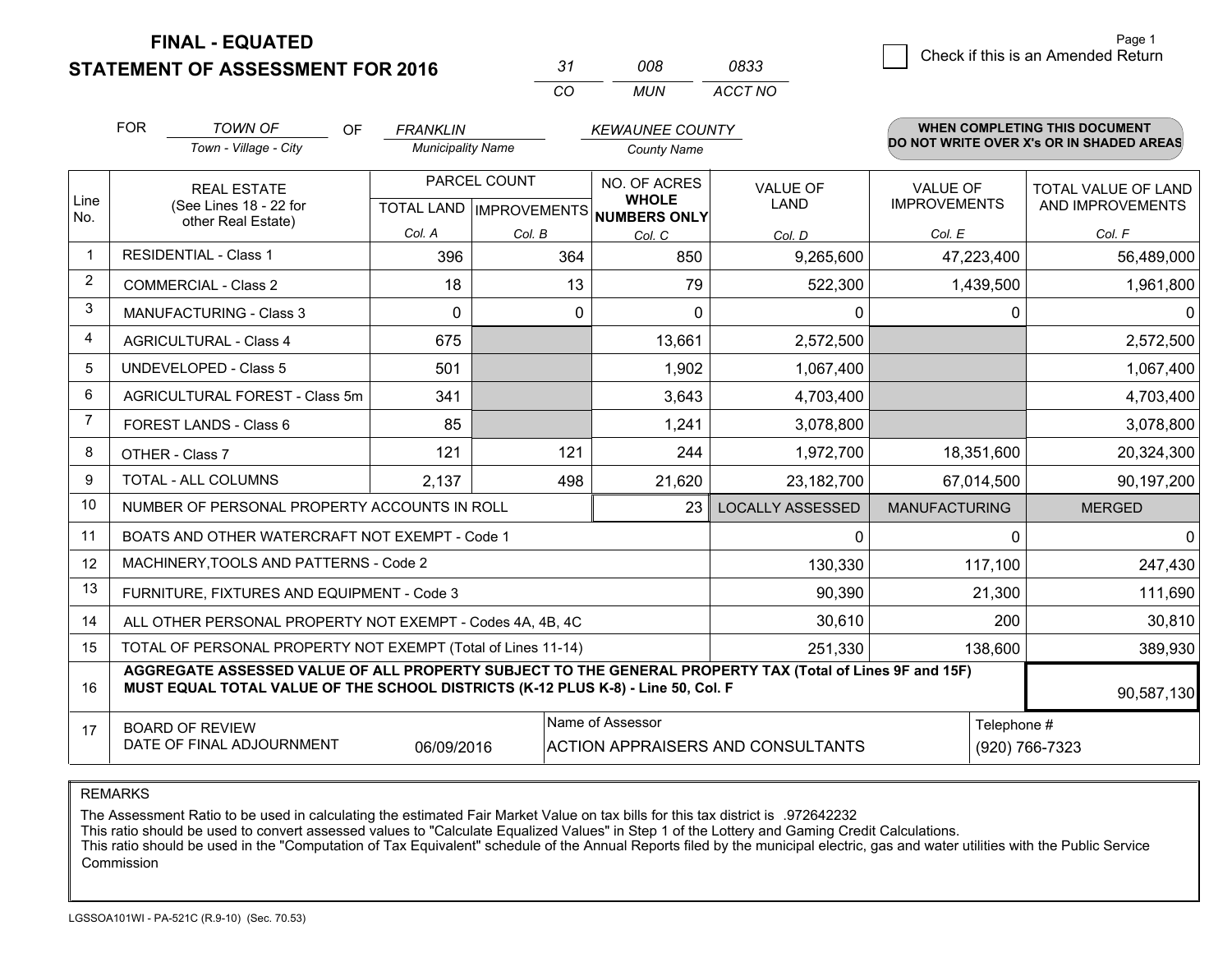# FINAL - EQUATED
## STATEMENT OF ASSESSMENT FOR 2016

| 31 | 008 | 0833 |
|---|---|---|
| CO | MUN | ACCT NO |

Check if this is an Amended Return

FOR *TOWN OF* (Town - Village - City) OF *FRANKLIN* (Municipality Name) *KEWAUNEE COUNTY* (County Name)

**WHEN COMPLETING THIS DOCUMENT DO NOT WRITE OVER X's OR IN SHADED AREAS**

| Line No. | REAL ESTATE (See Lines 18 - 22 for other Real Estate) | PARCEL COUNT TOTAL LAND Col. A | PARCEL COUNT IMPROVEMENTS Col. B | NO. OF ACRES WHOLE NUMBERS ONLY Col. C | VALUE OF LAND Col. D | VALUE OF IMPROVEMENTS Col. E | TOTAL VALUE OF LAND AND IMPROVEMENTS Col. F |
|---|---|---|---|---|---|---|---|
| 1 | RESIDENTIAL - Class 1 | 396 | 364 | 850 | 9,265,600 | 47,223,400 | 56,489,000 |
| 2 | COMMERCIAL - Class 2 | 18 | 13 | 79 | 522,300 | 1,439,500 | 1,961,800 |
| 3 | MANUFACTURING - Class 3 | 0 | 0 | 0 | 0 | 0 | 0 |
| 4 | AGRICULTURAL - Class 4 | 675 | | 13,661 | 2,572,500 | | 2,572,500 |
| 5 | UNDEVELOPED - Class 5 | 501 | | 1,902 | 1,067,400 | | 1,067,400 |
| 6 | AGRICULTURAL FOREST - Class 5m | 341 | | 3,643 | 4,703,400 | | 4,703,400 |
| 7 | FOREST LANDS - Class 6 | 85 | | 1,241 | 3,078,800 | | 3,078,800 |
| 8 | OTHER - Class 7 | 121 | 121 | 244 | 1,972,700 | 18,351,600 | 20,324,300 |
| 9 | TOTAL - ALL COLUMNS | 2,137 | 498 | 21,620 | 23,182,700 | 67,014,500 | 90,197,200 |
| 10 | NUMBER OF PERSONAL PROPERTY ACCOUNTS IN ROLL | | | 23 | LOCALLY ASSESSED | MANUFACTURING | MERGED |
| 11 | BOATS AND OTHER WATERCRAFT NOT EXEMPT - Code 1 | | | | 0 | 0 | 0 |
| 12 | MACHINERY,TOOLS AND PATTERNS - Code 2 | | | | 130,330 | 117,100 | 247,430 |
| 13 | FURNITURE, FIXTURES AND EQUIPMENT - Code 3 | | | | 90,390 | 21,300 | 111,690 |
| 14 | ALL OTHER PERSONAL PROPERTY NOT EXEMPT - Codes 4A, 4B, 4C | | | | 30,610 | 200 | 30,810 |
| 15 | TOTAL OF PERSONAL PROPERTY NOT EXEMPT (Total of Lines 11-14) | | | | 251,330 | 138,600 | 389,930 |
| 16 | **AGGREGATE ASSESSED VALUE OF ALL PROPERTY SUBJECT TO THE GENERAL PROPERTY TAX (Total of Lines 9F and 15F) MUST EQUAL TOTAL VALUE OF THE SCHOOL DISTRICTS (K-12 PLUS K-8) - Line 50, Col. F** | | | | | | 90,587,130 |
| 17 | BOARD OF REVIEW DATE OF FINAL ADJOURNMENT | 06/09/2016 | | Name of Assessor: ACTION APPRAISERS AND CONSULTANTS | | | Telephone #: (920) 766-7323 |

REMARKS

The Assessment Ratio to be used in calculating the estimated Fair Market Value on tax bills for this tax district is .972642232
This ratio should be used to convert assessed values to "Calculate Equalized Values" in Step 1 of the Lottery and Gaming Credit Calculations.
This ratio should be used in the "Computation of Tax Equivalent" schedule of the Annual Reports filed by the municipal electric, gas and water utilities with the Public Service Commission

LGSSOA101WI - PA-521C (R.9-10) (Sec. 70.53)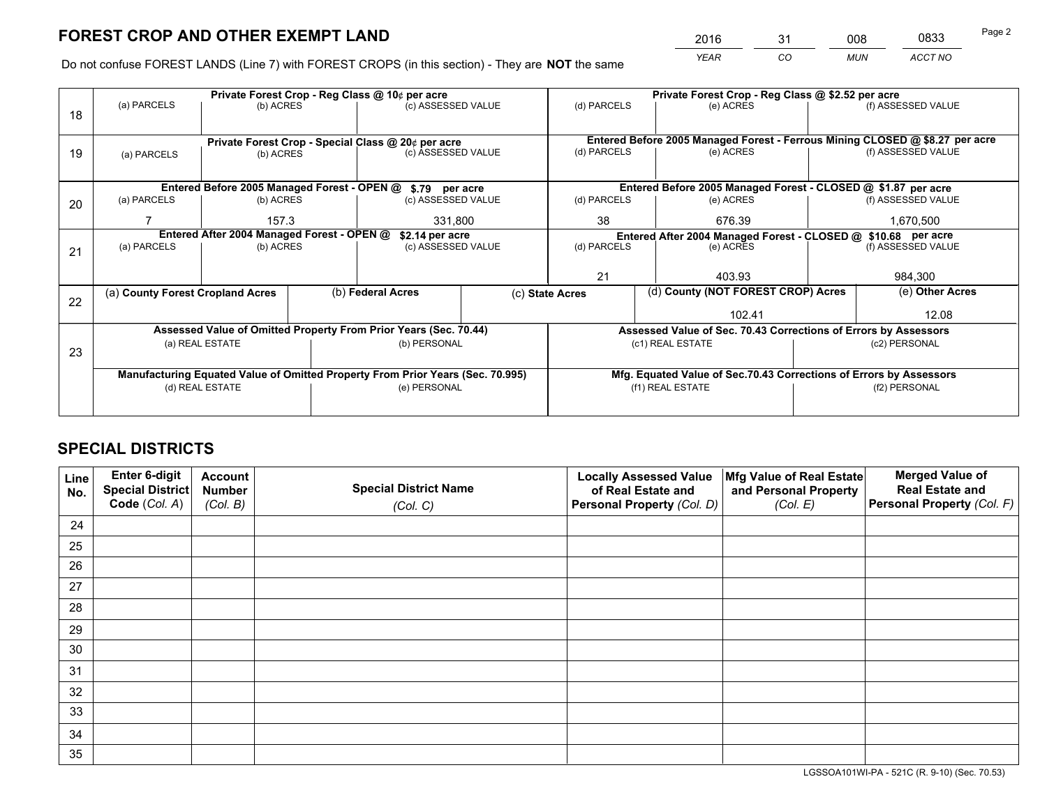# FOREST CROP AND OTHER EXEMPT LAND

| YEAR | CO | MUN | ACCT NO |
|---|---|---|---|
| 2016 | 31 | 008 | 0833 |

Do not confuse FOREST LANDS (Line 7) with FOREST CROPS (in this section) - They are **NOT** the same

| Line | Private Forest Crop - Reg Class @ 10¢ per acre | | | Private Forest Crop - Reg Class @ $2.52 per acre | | |
|---|---|---|---|---|---|---|
| | (a) PARCELS | (b) ACRES | (c) ASSESSED VALUE | (d) PARCELS | (e) ACRES | (f) ASSESSED VALUE |
| 18 | | | | | | |
| | **Private Forest Crop - Special Class @ 20¢ per acre** | | | **Entered Before 2005 Managed Forest - Ferrous Mining CLOSED @ $8.27 per acre** | | |
| | (a) PARCELS | (b) ACRES | (c) ASSESSED VALUE | (d) PARCELS | (e) ACRES | (f) ASSESSED VALUE |
| 19 | | | | | | |
| | **Entered Before 2005 Managed Forest - OPEN @ $.79 per acre** | | | **Entered Before 2005 Managed Forest - CLOSED @ $1.87 per acre** | | |
| | (a) PARCELS | (b) ACRES | (c) ASSESSED VALUE | (d) PARCELS | (e) ACRES | (f) ASSESSED VALUE |
| 20 | 7 | 157.3 | 331,800 | 38 | 676.39 | 1,670,500 |
| | **Entered After 2004 Managed Forest - OPEN @ $2.14 per acre** | | | **Entered After 2004 Managed Forest - CLOSED @ $10.68 per acre** | | |
| | (a) PARCELS | (b) ACRES | (c) ASSESSED VALUE | (d) PARCELS | (e) ACRES | (f) ASSESSED VALUE |
| 21 | | | | 21 | 403.93 | 984,300 |

| Line | (a) County Forest Cropland Acres | (b) Federal Acres | (c) State Acres | (d) County (NOT FOREST CROP) Acres | (e) Other Acres |
|---|---|---|---|---|---|
| 22 | | | | 102.41 | 12.08 |

| Line | Assessed Value of Omitted Property From Prior Years (Sec. 70.44) | | Assessed Value of Sec. 70.43 Corrections of Errors by Assessors | |
|---|---|---|---|---|
| | (a) REAL ESTATE | (b) PERSONAL | (c1) REAL ESTATE | (c2) PERSONAL |
| 23 | | | | |
| | **Manufacturing Equated Value of Omitted Property From Prior Years (Sec. 70.995)** | | **Mfg. Equated Value of Sec.70.43 Corrections of Errors by Assessors** | |
| | (d) REAL ESTATE | (e) PERSONAL | (f1) REAL ESTATE | (f2) PERSONAL |
| | | | | |

# SPECIAL DISTRICTS

| Line No. | Enter 6-digit Special District Code (Col. A) | Account Number (Col. B) | Special District Name (Col. C) | Locally Assessed Value of Real Estate and Personal Property (Col. D) | Mfg Value of Real Estate and Personal Property (Col. E) | Merged Value of Real Estate and Personal Property (Col. F) |
|---|---|---|---|---|---|---|
| 24 | | | | | | |
| 25 | | | | | | |
| 26 | | | | | | |
| 27 | | | | | | |
| 28 | | | | | | |
| 29 | | | | | | |
| 30 | | | | | | |
| 31 | | | | | | |
| 32 | | | | | | |
| 33 | | | | | | |
| 34 | | | | | | |
| 35 | | | | | | |

LGSSOA101WI-PA - 521C (R. 9-10) (Sec. 70.53)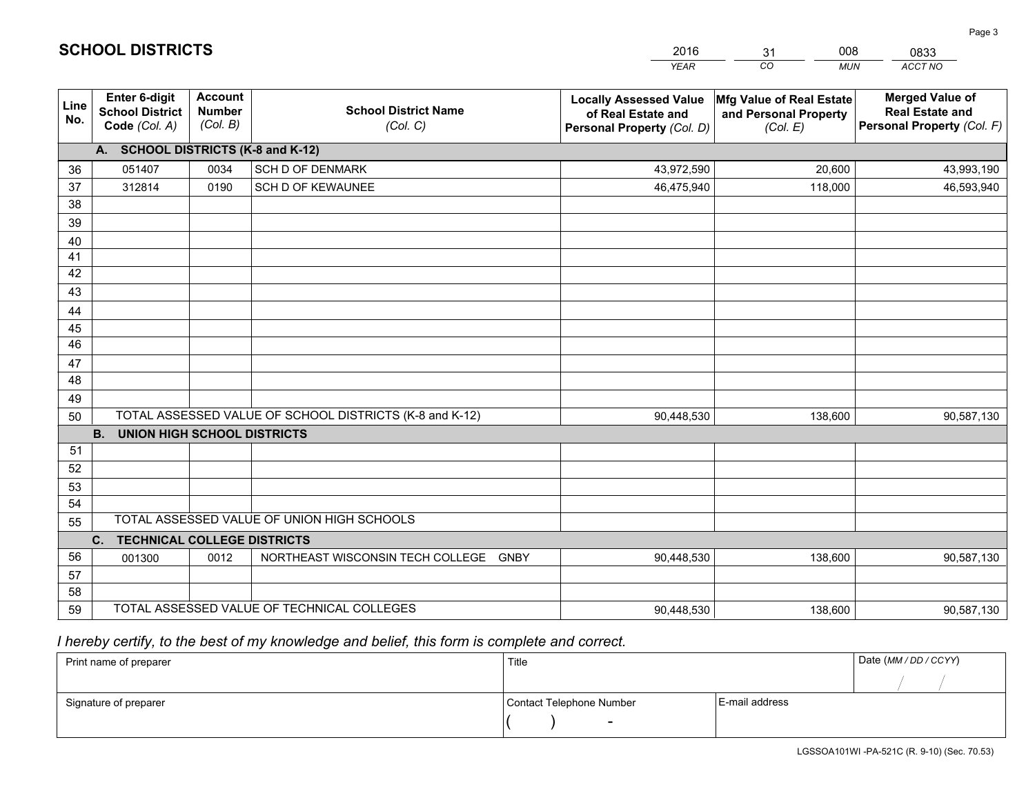# SCHOOL DISTRICTS

| 2016 | 31 | 008 | 0833 |
|---|---|---|---|
| *YEAR* | *CO* | *MUN* | *ACCT NO* |

| Line No. | Enter 6-digit School District Code *(Col. A)* | Account Number *(Col. B)* | School District Name *(Col. C)* | Locally Assessed Value of Real Estate and Personal Property *(Col. D)* | Mfg Value of Real Estate and Personal Property *(Col. E)* | Merged Value of Real Estate and Personal Property *(Col. F)* |
|---|---|---|---|---|---|---|
| | **A. SCHOOL DISTRICTS (K-8 and K-12)** | | | | | |
| 36 | 051407 | 0034 | SCH D OF DENMARK | 43,972,590 | 20,600 | 43,993,190 |
| 37 | 312814 | 0190 | SCH D OF KEWAUNEE | 46,475,940 | 118,000 | 46,593,940 |
| 38 | | | | | | |
| 39 | | | | | | |
| 40 | | | | | | |
| 41 | | | | | | |
| 42 | | | | | | |
| 43 | | | | | | |
| 44 | | | | | | |
| 45 | | | | | | |
| 46 | | | | | | |
| 47 | | | | | | |
| 48 | | | | | | |
| 49 | | | | | | |
| 50 | TOTAL ASSESSED VALUE OF SCHOOL DISTRICTS (K-8 and K-12) | | | 90,448,530 | 138,600 | 90,587,130 |
| | **B. UNION HIGH SCHOOL DISTRICTS** | | | | | |
| 51 | | | | | | |
| 52 | | | | | | |
| 53 | | | | | | |
| 54 | | | | | | |
| 55 | TOTAL ASSESSED VALUE OF UNION HIGH SCHOOLS | | | | | |
| | **C. TECHNICAL COLLEGE DISTRICTS** | | | | | |
| 56 | 001300 | 0012 | NORTHEAST WISCONSIN TECH COLLEGE GNBY | 90,448,530 | 138,600 | 90,587,130 |
| 57 | | | | | | |
| 58 | | | | | | |
| 59 | TOTAL ASSESSED VALUE OF TECHNICAL COLLEGES | | | 90,448,530 | 138,600 | 90,587,130 |

*I hereby certify, to the best of my knowledge and belief, this form is complete and correct.*

| Print name of preparer | Title | | Date *(MM / DD / CCYY)* |
|---|---|---|---|
| | | | / / |
| Signature of preparer | Contact Telephone Number | E-mail address | |
| | ( ) - | | |

LGSSOA101WI -PA-521C (R. 9-10) (Sec. 70.53)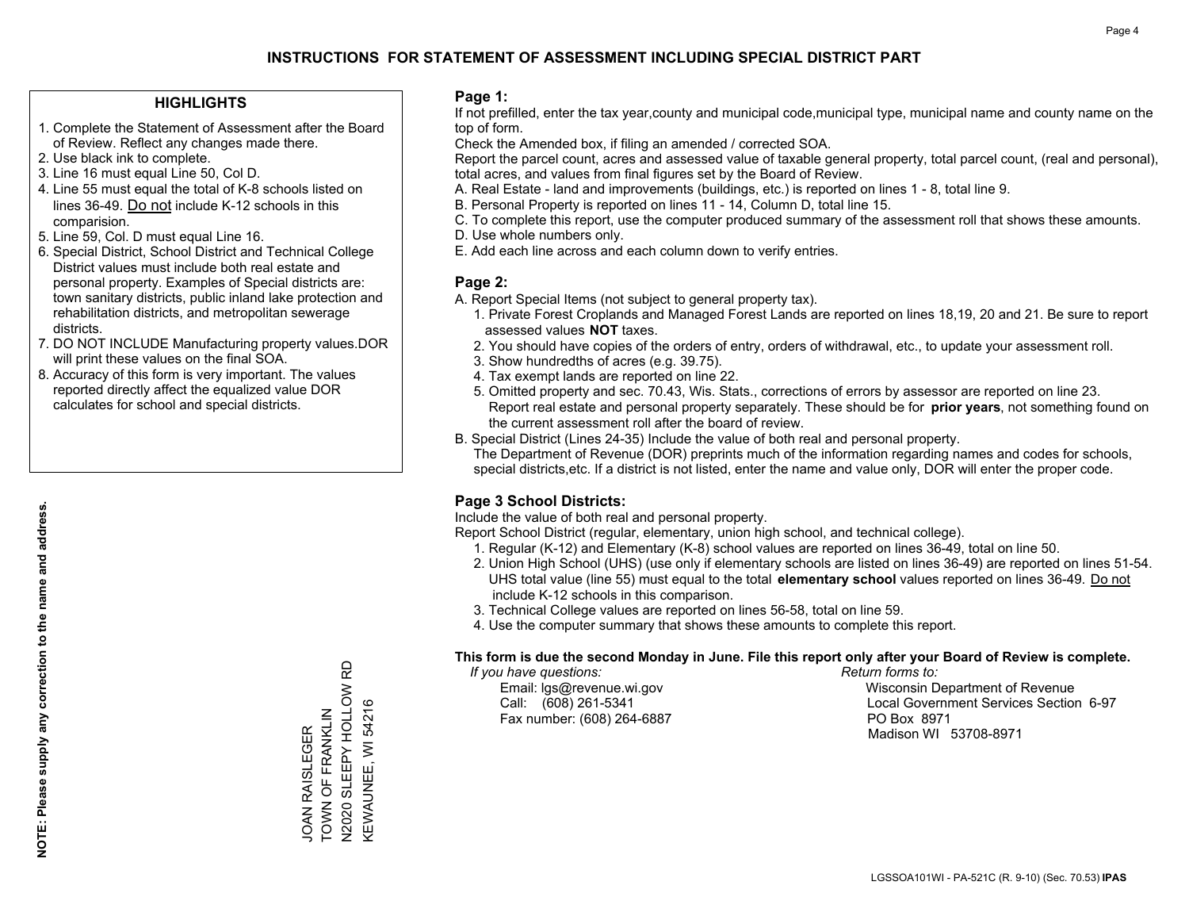## INSTRUCTIONS FOR STATEMENT OF ASSESSMENT INCLUDING SPECIAL DISTRICT PART

### HIGHLIGHTS

1. Complete the Statement of Assessment after the Board of Review. Reflect any changes made there.
2. Use black ink to complete.
3. Line 16 must equal Line 50, Col D.
4. Line 55 must equal the total of K-8 schools listed on lines 36-49. Do not include K-12 schools in this comparision.
5. Line 59, Col. D must equal Line 16.
6. Special District, School District and Technical College District values must include both real estate and personal property. Examples of Special districts are: town sanitary districts, public inland lake protection and rehabilitation districts, and metropolitan sewerage districts.
7. DO NOT INCLUDE Manufacturing property values.DOR will print these values on the final SOA.
8. Accuracy of this form is very important. The values reported directly affect the equalized value DOR calculates for school and special districts.

**NOTE: Please supply any correction to the name and address.**

JOAN RAISLEGER
TOWN OF FRANKLIN
N2020 SLEEPY HOLLOW RD
KEWAUNEE, WI 54216

### Page 1:

If not prefilled, enter the tax year,county and municipal code,municipal type, municipal name and county name on the top of form.

Check the Amended box, if filing an amended / corrected SOA.

Report the parcel count, acres and assessed value of taxable general property, total parcel count, (real and personal), total acres, and values from final figures set by the Board of Review.

A. Real Estate - land and improvements (buildings, etc.) is reported on lines 1 - 8, total line 9.
B. Personal Property is reported on lines 11 - 14, Column D, total line 15.
C. To complete this report, use the computer produced summary of the assessment roll that shows these amounts.
D. Use whole numbers only.
E. Add each line across and each column down to verify entries.

### Page 2:

A. Report Special Items (not subject to general property tax).
   1. Private Forest Croplands and Managed Forest Lands are reported on lines 18,19, 20 and 21. Be sure to report assessed values **NOT** taxes.
   2. You should have copies of the orders of entry, orders of withdrawal, etc., to update your assessment roll.
   3. Show hundredths of acres (e.g. 39.75).
   4. Tax exempt lands are reported on line 22.
   5. Omitted property and sec. 70.43, Wis. Stats., corrections of errors by assessor are reported on line 23. Report real estate and personal property separately. These should be for **prior years**, not something found on the current assessment roll after the board of review.
B. Special District (Lines 24-35) Include the value of both real and personal property.
   The Department of Revenue (DOR) preprints much of the information regarding names and codes for schools, special districts,etc. If a district is not listed, enter the name and value only, DOR will enter the proper code.

### Page 3 School Districts:

Include the value of both real and personal property.

Report School District (regular, elementary, union high school, and technical college).

1. Regular (K-12) and Elementary (K-8) school values are reported on lines 36-49, total on line 50.
2. Union High School (UHS) (use only if elementary schools are listed on lines 36-49) are reported on lines 51-54. UHS total value (line 55) must equal to the total **elementary school** values reported on lines 36-49. Do not include K-12 schools in this comparison.
3. Technical College values are reported on lines 56-58, total on line 59.
4. Use the computer summary that shows these amounts to complete this report.

**This form is due the second Monday in June. File this report only after your Board of Review is complete.**

*If you have questions:*
Email: lgs@revenue.wi.gov
Call: (608) 261-5341
Fax number: (608) 264-6887

*Return forms to:*
Wisconsin Department of Revenue
Local Government Services Section 6-97
PO Box 8971
Madison WI 53708-8971

LGSSOA101WI - PA-521C (R. 9-10) (Sec. 70.53) **IPAS**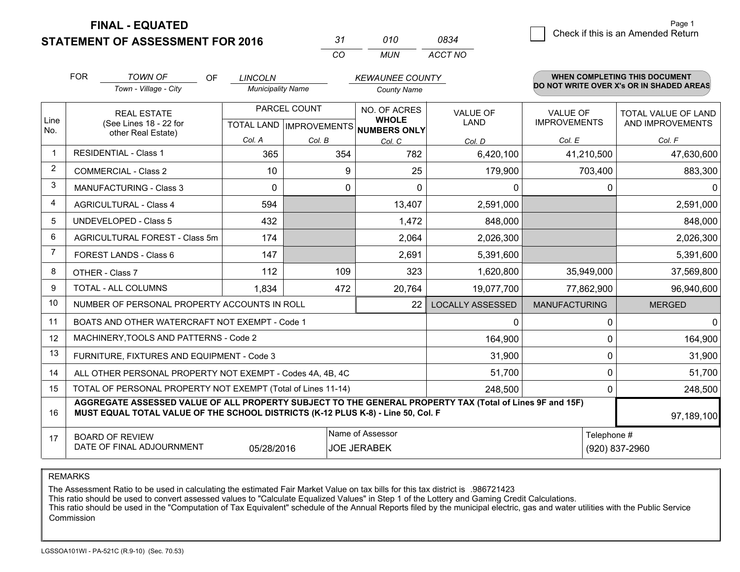# FINAL - EQUATED
## STATEMENT OF ASSESSMENT FOR 2016

| 31 | 010 | 0834 |
|---|---|---|
| CO | MUN | ACCT NO |

☐ Check if this is an Amended Return

Page 1

FOR *TOWN OF* (Town - Village - City) OF *LINCOLN* (Municipality Name) *KEWAUNEE COUNTY* (County Name)

**WHEN COMPLETING THIS DOCUMENT DO NOT WRITE OVER X's OR IN SHADED AREAS**

| Line No. | REAL ESTATE (See Lines 18 - 22 for other Real Estate) | PARCEL COUNT TOTAL LAND Col. A | PARCEL COUNT IMPROVEMENTS Col. B | NO. OF ACRES WHOLE NUMBERS ONLY Col. C | VALUE OF LAND Col. D | VALUE OF IMPROVEMENTS Col. E | TOTAL VALUE OF LAND AND IMPROVEMENTS Col. F |
|---|---|---|---|---|---|---|---|
| 1 | RESIDENTIAL - Class 1 | 365 | 354 | 782 | 6,420,100 | 41,210,500 | 47,630,600 |
| 2 | COMMERCIAL - Class 2 | 10 | 9 | 25 | 179,900 | 703,400 | 883,300 |
| 3 | MANUFACTURING - Class 3 | 0 | 0 | 0 | 0 | 0 | 0 |
| 4 | AGRICULTURAL - Class 4 | 594 | | 13,407 | 2,591,000 | | 2,591,000 |
| 5 | UNDEVELOPED - Class 5 | 432 | | 1,472 | 848,000 | | 848,000 |
| 6 | AGRICULTURAL FOREST - Class 5m | 174 | | 2,064 | 2,026,300 | | 2,026,300 |
| 7 | FOREST LANDS - Class 6 | 147 | | 2,691 | 5,391,600 | | 5,391,600 |
| 8 | OTHER - Class 7 | 112 | 109 | 323 | 1,620,800 | 35,949,000 | 37,569,800 |
| 9 | TOTAL - ALL COLUMNS | 1,834 | 472 | 20,764 | 19,077,700 | 77,862,900 | 96,940,600 |
| 10 | NUMBER OF PERSONAL PROPERTY ACCOUNTS IN ROLL | | | 22 | LOCALLY ASSESSED | MANUFACTURING | MERGED |
| 11 | BOATS AND OTHER WATERCRAFT NOT EXEMPT - Code 1 | | | | 0 | 0 | 0 |
| 12 | MACHINERY,TOOLS AND PATTERNS - Code 2 | | | | 164,900 | 0 | 164,900 |
| 13 | FURNITURE, FIXTURES AND EQUIPMENT - Code 3 | | | | 31,900 | 0 | 31,900 |
| 14 | ALL OTHER PERSONAL PROPERTY NOT EXEMPT - Codes 4A, 4B, 4C | | | | 51,700 | 0 | 51,700 |
| 15 | TOTAL OF PERSONAL PROPERTY NOT EXEMPT (Total of Lines 11-14) | | | | 248,500 | 0 | 248,500 |
| 16 | **AGGREGATE ASSESSED VALUE OF ALL PROPERTY SUBJECT TO THE GENERAL PROPERTY TAX (Total of Lines 9F and 15F) MUST EQUAL TOTAL VALUE OF THE SCHOOL DISTRICTS (K-12 PLUS K-8) - Line 50, Col. F** | | | | | | 97,189,100 |
| 17 | BOARD OF REVIEW DATE OF FINAL ADJOURNMENT | 05/28/2016 | Name of Assessor: JOE JERABEK | | | Telephone #: (920) 837-2960 | |

REMARKS

The Assessment Ratio to be used in calculating the estimated Fair Market Value on tax bills for this tax district is .986721423
This ratio should be used to convert assessed values to "Calculate Equalized Values" in Step 1 of the Lottery and Gaming Credit Calculations.
This ratio should be used in the "Computation of Tax Equivalent" schedule of the Annual Reports filed by the municipal electric, gas and water utilities with the Public Service Commission

LGSSOA101WI - PA-521C (R.9-10) (Sec. 70.53)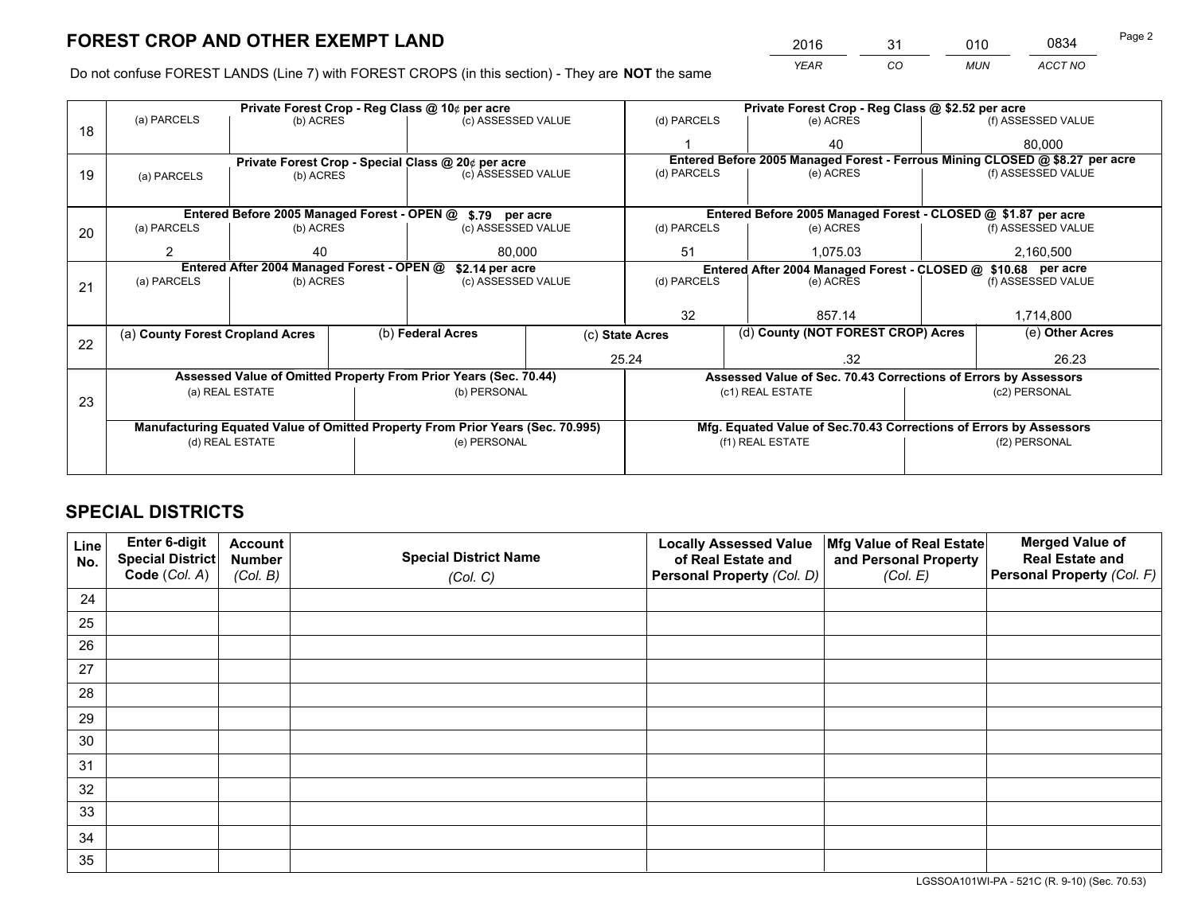# FOREST CROP AND OTHER EXEMPT LAND

| 2016 | 31 | 010 | 0834 |
|---|---|---|---|
| *YEAR* | *CO* | *MUN* | *ACCT NO* |

Do not confuse FOREST LANDS (Line 7) with FOREST CROPS (in this section) - They are **NOT** the same

| Line | Private Forest Crop - Reg Class @ 10¢ per acre | | | Private Forest Crop - Reg Class @ $2.52 per acre | | |
|---|---|---|---|---|---|---|
| 18 | (a) PARCELS | (b) ACRES | (c) ASSESSED VALUE | (d) PARCELS | (e) ACRES | (f) ASSESSED VALUE |
| | | | | 1 | 40 | 80,000 |
| | **Private Forest Crop - Special Class @ 20¢ per acre** | | | **Entered Before 2005 Managed Forest - Ferrous Mining CLOSED @ $8.27 per acre** | | |
| 19 | (a) PARCELS | (b) ACRES | (c) ASSESSED VALUE | (d) PARCELS | (e) ACRES | (f) ASSESSED VALUE |
| | | | | | | |
| | **Entered Before 2005 Managed Forest - OPEN @ $.79 per acre** | | | **Entered Before 2005 Managed Forest - CLOSED @ $1.87 per acre** | | |
| 20 | (a) PARCELS | (b) ACRES | (c) ASSESSED VALUE | (d) PARCELS | (e) ACRES | (f) ASSESSED VALUE |
| | 2 | 40 | 80,000 | 51 | 1,075.03 | 2,160,500 |
| | **Entered After 2004 Managed Forest - OPEN @ $2.14 per acre** | | | **Entered After 2004 Managed Forest - CLOSED @ $10.68 per acre** | | |
| 21 | (a) PARCELS | (b) ACRES | (c) ASSESSED VALUE | (d) PARCELS | (e) ACRES | (f) ASSESSED VALUE |
| | | | | 32 | 857.14 | 1,714,800 |

| Line | (a) County Forest Cropland Acres | (b) Federal Acres | (c) State Acres | (d) County (NOT FOREST CROP) Acres | (e) Other Acres |
|---|---|---|---|---|---|
| 22 | | | 25.24 | .32 | 26.23 |

| Line | Assessed Value of Omitted Property From Prior Years (Sec. 70.44) | | Assessed Value of Sec. 70.43 Corrections of Errors by Assessors | |
|---|---|---|---|---|
| 23 | (a) REAL ESTATE | (b) PERSONAL | (c1) REAL ESTATE | (c2) PERSONAL |
| | | | | |
| | **Manufacturing Equated Value of Omitted Property From Prior Years (Sec. 70.995)** | | **Mfg. Equated Value of Sec.70.43 Corrections of Errors by Assessors** | |
| | (d) REAL ESTATE | (e) PERSONAL | (f1) REAL ESTATE | (f2) PERSONAL |
| | | | | |

# SPECIAL DISTRICTS

| Line No. | Enter 6-digit Special District Code (*Col. A*) | Account Number (*Col. B*) | Special District Name (*Col. C*) | Locally Assessed Value of Real Estate and Personal Property (*Col. D*) | Mfg Value of Real Estate and Personal Property (*Col. E*) | Merged Value of Real Estate and Personal Property (*Col. F*) |
|---|---|---|---|---|---|---|
| 24 | | | | | | |
| 25 | | | | | | |
| 26 | | | | | | |
| 27 | | | | | | |
| 28 | | | | | | |
| 29 | | | | | | |
| 30 | | | | | | |
| 31 | | | | | | |
| 32 | | | | | | |
| 33 | | | | | | |
| 34 | | | | | | |
| 35 | | | | | | |

LGSSOA101WI-PA - 521C (R. 9-10) (Sec. 70.53)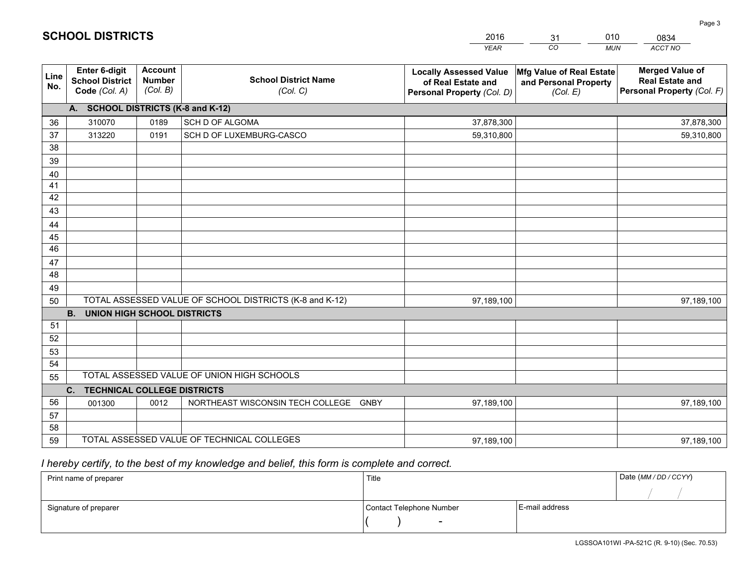# SCHOOL DISTRICTS

| 2016 | 31 | 010 | 0834 |
|---|---|---|---|
| *YEAR* | *CO* | *MUN* | *ACCT NO* |

| Line No. | Enter 6-digit School District Code *(Col. A)* | Account Number *(Col. B)* | School District Name *(Col. C)* | Locally Assessed Value of Real Estate and Personal Property *(Col. D)* | Mfg Value of Real Estate and Personal Property *(Col. E)* | Merged Value of Real Estate and Personal Property *(Col. F)* |
|---|---|---|---|---|---|---|
| | **A. SCHOOL DISTRICTS (K-8 and K-12)** | | | | | |
| 36 | 310070 | 0189 | SCH D OF ALGOMA | 37,878,300 | | 37,878,300 |
| 37 | 313220 | 0191 | SCH D OF LUXEMBURG-CASCO | 59,310,800 | | 59,310,800 |
| 38 | | | | | | |
| 39 | | | | | | |
| 40 | | | | | | |
| 41 | | | | | | |
| 42 | | | | | | |
| 43 | | | | | | |
| 44 | | | | | | |
| 45 | | | | | | |
| 46 | | | | | | |
| 47 | | | | | | |
| 48 | | | | | | |
| 49 | | | | | | |
| 50 | TOTAL ASSESSED VALUE OF SCHOOL DISTRICTS (K-8 and K-12) | | | 97,189,100 | | 97,189,100 |
| | **B. UNION HIGH SCHOOL DISTRICTS** | | | | | |
| 51 | | | | | | |
| 52 | | | | | | |
| 53 | | | | | | |
| 54 | | | | | | |
| 55 | TOTAL ASSESSED VALUE OF UNION HIGH SCHOOLS | | | | | |
| | **C. TECHNICAL COLLEGE DISTRICTS** | | | | | |
| 56 | 001300 | 0012 | NORTHEAST WISCONSIN TECH COLLEGE GNBY | 97,189,100 | | 97,189,100 |
| 57 | | | | | | |
| 58 | | | | | | |
| 59 | TOTAL ASSESSED VALUE OF TECHNICAL COLLEGES | | | 97,189,100 | | 97,189,100 |

*I hereby certify, to the best of my knowledge and belief, this form is complete and correct.*

| Print name of preparer | Title | | Date *(MM / DD / CCYY)* |
|---|---|---|---|
| | | | / / |
| Signature of preparer | Contact Telephone Number | E-mail address | |
| | ( ) - | | |

LGSSOA101WI -PA-521C (R. 9-10) (Sec. 70.53)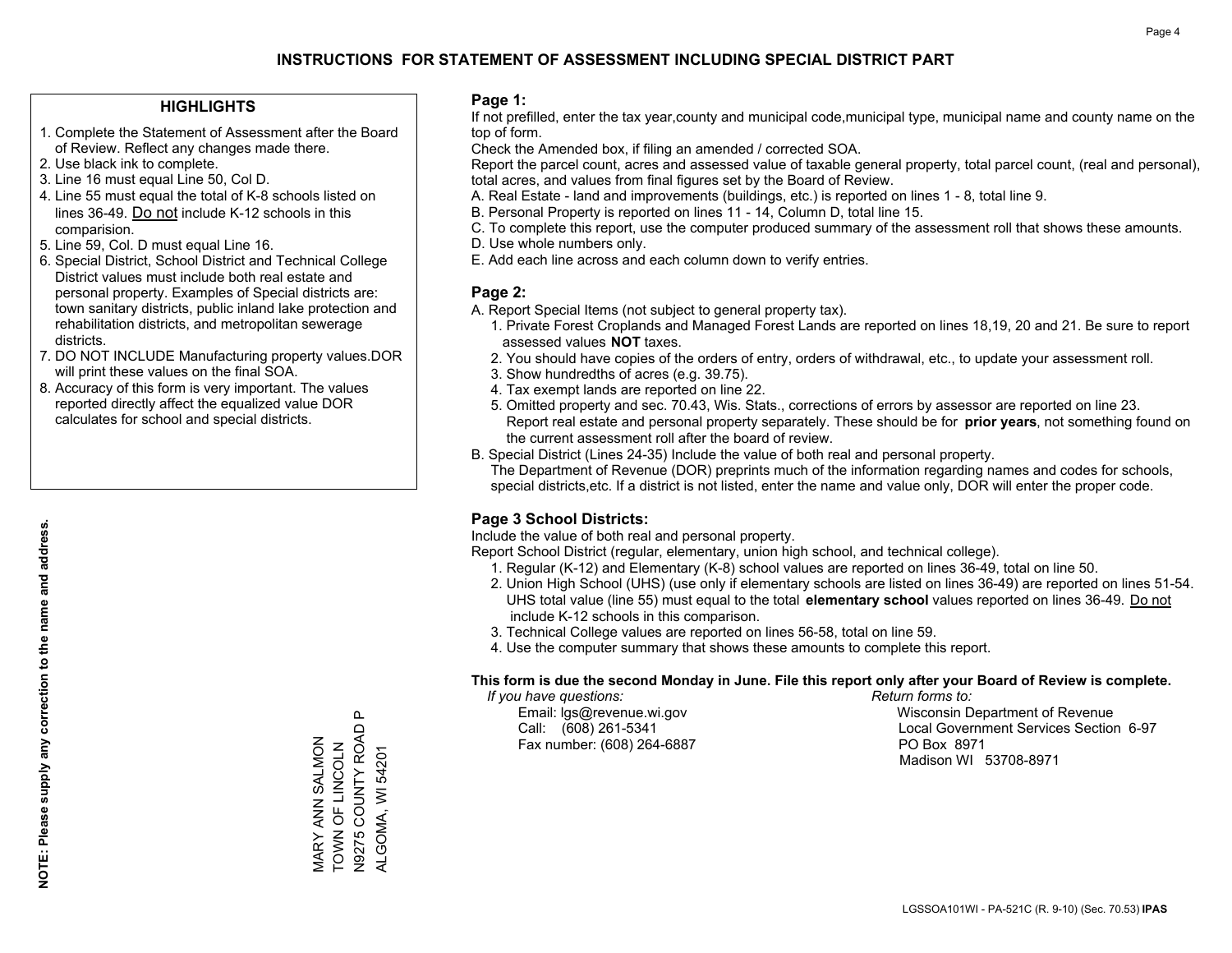# INSTRUCTIONS FOR STATEMENT OF ASSESSMENT INCLUDING SPECIAL DISTRICT PART

## HIGHLIGHTS

1. Complete the Statement of Assessment after the Board of Review. Reflect any changes made there.
2. Use black ink to complete.
3. Line 16 must equal Line 50, Col D.
4. Line 55 must equal the total of K-8 schools listed on lines 36-49. Do not include K-12 schools in this comparision.
5. Line 59, Col. D must equal Line 16.
6. Special District, School District and Technical College District values must include both real estate and personal property. Examples of Special districts are: town sanitary districts, public inland lake protection and rehabilitation districts, and metropolitan sewerage districts.
7. DO NOT INCLUDE Manufacturing property values.DOR will print these values on the final SOA.
8. Accuracy of this form is very important. The values reported directly affect the equalized value DOR calculates for school and special districts.

**NOTE: Please supply any correction to the name and address.**

MARY ANN SALMON
TOWN OF LINCOLN
N9275 COUNTY ROAD P
ALGOMA, WI 54201

## Page 1:

If not prefilled, enter the tax year,county and municipal code,municipal type, municipal name and county name on the top of form.

Check the Amended box, if filing an amended / corrected SOA.

Report the parcel count, acres and assessed value of taxable general property, total parcel count, (real and personal), total acres, and values from final figures set by the Board of Review.

A. Real Estate - land and improvements (buildings, etc.) is reported on lines 1 - 8, total line 9.
B. Personal Property is reported on lines 11 - 14, Column D, total line 15.
C. To complete this report, use the computer produced summary of the assessment roll that shows these amounts.
D. Use whole numbers only.
E. Add each line across and each column down to verify entries.

## Page 2:

A. Report Special Items (not subject to general property tax).
   1. Private Forest Croplands and Managed Forest Lands are reported on lines 18,19, 20 and 21. Be sure to report assessed values **NOT** taxes.
   2. You should have copies of the orders of entry, orders of withdrawal, etc., to update your assessment roll.
   3. Show hundredths of acres (e.g. 39.75).
   4. Tax exempt lands are reported on line 22.
   5. Omitted property and sec. 70.43, Wis. Stats., corrections of errors by assessor are reported on line 23. Report real estate and personal property separately. These should be for **prior years**, not something found on the current assessment roll after the board of review.
B. Special District (Lines 24-35) Include the value of both real and personal property.
   The Department of Revenue (DOR) preprints much of the information regarding names and codes for schools, special districts,etc. If a district is not listed, enter the name and value only, DOR will enter the proper code.

## Page 3 School Districts:

Include the value of both real and personal property.

Report School District (regular, elementary, union high school, and technical college).

1. Regular (K-12) and Elementary (K-8) school values are reported on lines 36-49, total on line 50.
2. Union High School (UHS) (use only if elementary schools are listed on lines 36-49) are reported on lines 51-54. UHS total value (line 55) must equal to the total **elementary school** values reported on lines 36-49. Do not include K-12 schools in this comparison.
3. Technical College values are reported on lines 56-58, total on line 59.
4. Use the computer summary that shows these amounts to complete this report.

**This form is due the second Monday in June. File this report only after your Board of Review is complete.**

*If you have questions:*
Email: lgs@revenue.wi.gov
Call: (608) 261-5341
Fax number: (608) 264-6887

*Return forms to:*
Wisconsin Department of Revenue
Local Government Services Section 6-97
PO Box 8971
Madison WI 53708-8971

LGSSOA101WI - PA-521C (R. 9-10) (Sec. 70.53) **IPAS**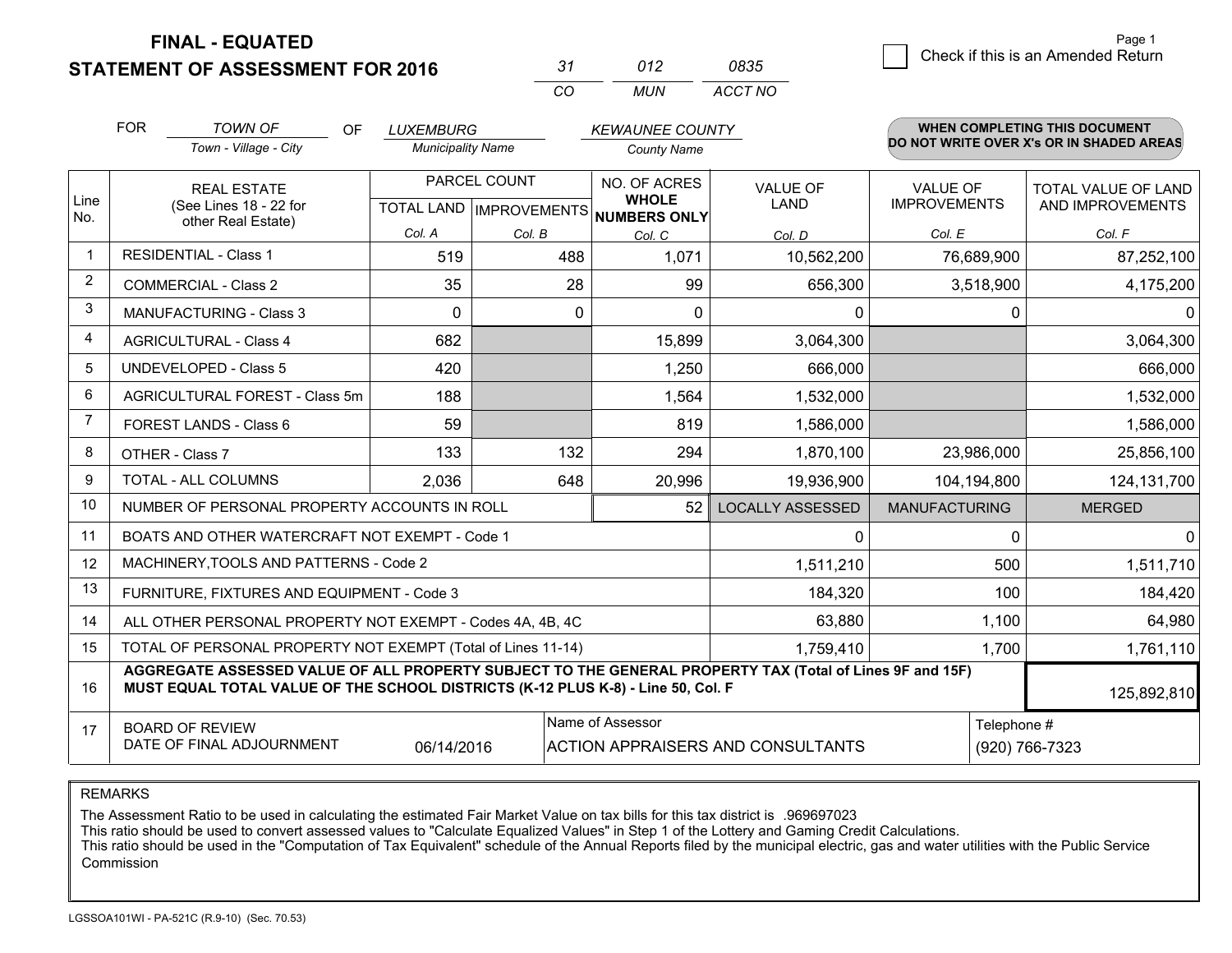# FINAL - EQUATED
# STATEMENT OF ASSESSMENT FOR 2016

| 31 | 012 | 0835 |
|---|---|---|
| CO | MUN | ACCT NO |

Page 1

☐ Check if this is an Amended Return

FOR *TOWN OF* (Town - Village - City) OF *LUXEMBURG* (Municipality Name) *KEWAUNEE COUNTY* (County Name)

**WHEN COMPLETING THIS DOCUMENT DO NOT WRITE OVER X's OR IN SHADED AREAS**

| Line No. | REAL ESTATE (See Lines 18 - 22 for other Real Estate) | PARCEL COUNT TOTAL LAND Col. A | PARCEL COUNT IMPROVEMENTS Col. B | NO. OF ACRES WHOLE NUMBERS ONLY Col. C | VALUE OF LAND Col. D | VALUE OF IMPROVEMENTS Col. E | TOTAL VALUE OF LAND AND IMPROVEMENTS Col. F |
|---|---|---|---|---|---|---|---|
| 1 | RESIDENTIAL - Class 1 | 519 | 488 | 1,071 | 10,562,200 | 76,689,900 | 87,252,100 |
| 2 | COMMERCIAL - Class 2 | 35 | 28 | 99 | 656,300 | 3,518,900 | 4,175,200 |
| 3 | MANUFACTURING - Class 3 | 0 | 0 | 0 | 0 | 0 | 0 |
| 4 | AGRICULTURAL - Class 4 | 682 | | 15,899 | 3,064,300 | | 3,064,300 |
| 5 | UNDEVELOPED - Class 5 | 420 | | 1,250 | 666,000 | | 666,000 |
| 6 | AGRICULTURAL FOREST - Class 5m | 188 | | 1,564 | 1,532,000 | | 1,532,000 |
| 7 | FOREST LANDS - Class 6 | 59 | | 819 | 1,586,000 | | 1,586,000 |
| 8 | OTHER - Class 7 | 133 | 132 | 294 | 1,870,100 | 23,986,000 | 25,856,100 |
| 9 | TOTAL - ALL COLUMNS | 2,036 | 648 | 20,996 | 19,936,900 | 104,194,800 | 124,131,700 |
| 10 | NUMBER OF PERSONAL PROPERTY ACCOUNTS IN ROLL | | | 52 | LOCALLY ASSESSED | MANUFACTURING | MERGED |
| 11 | BOATS AND OTHER WATERCRAFT NOT EXEMPT - Code 1 | | | | 0 | 0 | 0 |
| 12 | MACHINERY,TOOLS AND PATTERNS - Code 2 | | | | 1,511,210 | 500 | 1,511,710 |
| 13 | FURNITURE, FIXTURES AND EQUIPMENT - Code 3 | | | | 184,320 | 100 | 184,420 |
| 14 | ALL OTHER PERSONAL PROPERTY NOT EXEMPT - Codes 4A, 4B, 4C | | | | 63,880 | 1,100 | 64,980 |
| 15 | TOTAL OF PERSONAL PROPERTY NOT EXEMPT (Total of Lines 11-14) | | | | 1,759,410 | 1,700 | 1,761,110 |
| 16 | **AGGREGATE ASSESSED VALUE OF ALL PROPERTY SUBJECT TO THE GENERAL PROPERTY TAX (Total of Lines 9F and 15F) MUST EQUAL TOTAL VALUE OF THE SCHOOL DISTRICTS (K-12 PLUS K-8) - Line 50, Col. F** | | | | | | 125,892,810 |
| 17 | BOARD OF REVIEW DATE OF FINAL ADJOURNMENT | 06/14/2016 | | Name of Assessor: ACTION APPRAISERS AND CONSULTANTS | | | Telephone #: (920) 766-7323 |

REMARKS

The Assessment Ratio to be used in calculating the estimated Fair Market Value on tax bills for this tax district is .969697023
This ratio should be used to convert assessed values to "Calculate Equalized Values" in Step 1 of the Lottery and Gaming Credit Calculations.
This ratio should be used in the "Computation of Tax Equivalent" schedule of the Annual Reports filed by the municipal electric, gas and water utilities with the Public Service Commission

LGSSOA101WI - PA-521C (R.9-10) (Sec. 70.53)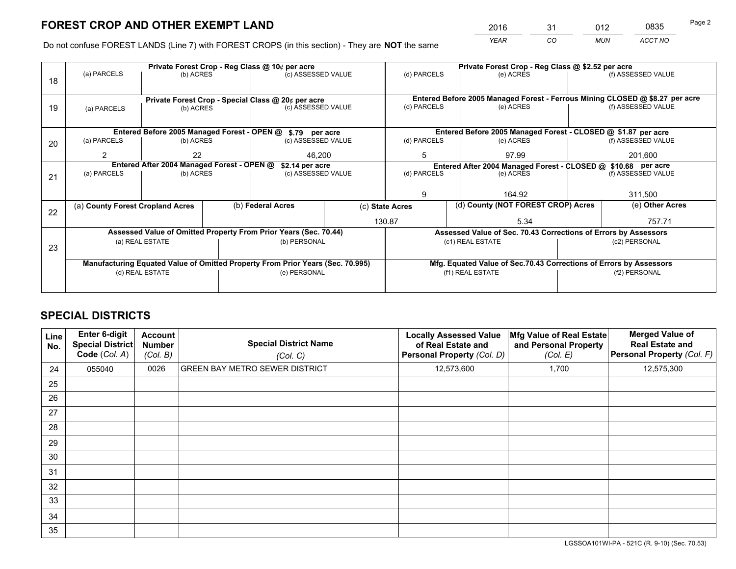# FOREST CROP AND OTHER EXEMPT LAND

| 2016 | 31 | 012 | 0835 |
|---|---|---|---|
| *YEAR* | *CO* | *MUN* | *ACCT NO* |

Do not confuse FOREST LANDS (Line 7) with FOREST CROPS (in this section) - They are **NOT** the same

| Line | | | | | | |
|---|---|---|---|---|---|---|
| 18 | Private Forest Crop - Reg Class @ 10¢ per acre | | | Private Forest Crop - Reg Class @ $2.52 per acre | | |
| | (a) PARCELS | (b) ACRES | (c) ASSESSED VALUE | (d) PARCELS | (e) ACRES | (f) ASSESSED VALUE |
| | | | | | | |
| 19 | Private Forest Crop - Special Class @ 20¢ per acre | | | Entered Before 2005 Managed Forest - Ferrous Mining CLOSED @ $8.27 per acre | | |
| | (a) PARCELS | (b) ACRES | (c) ASSESSED VALUE | (d) PARCELS | (e) ACRES | (f) ASSESSED VALUE |
| | | | | | | |
| 20 | Entered Before 2005 Managed Forest - OPEN @ $.79 per acre | | | Entered Before 2005 Managed Forest - CLOSED @ $1.87 per acre | | |
| | (a) PARCELS | (b) ACRES | (c) ASSESSED VALUE | (d) PARCELS | (e) ACRES | (f) ASSESSED VALUE |
| | 2 | 22 | 46,200 | 5 | 97.99 | 201,600 |
| 21 | Entered After 2004 Managed Forest - OPEN @ $2.14 per acre | | | Entered After 2004 Managed Forest - CLOSED @ $10.68 per acre | | |
| | (a) PARCELS | (b) ACRES | (c) ASSESSED VALUE | (d) PARCELS | (e) ACRES | (f) ASSESSED VALUE |
| | | | | 9 | 164.92 | 311,500 |

| Line | (a) County Forest Cropland Acres | (b) Federal Acres | (c) State Acres | (d) County (NOT FOREST CROP) Acres | (e) Other Acres |
|---|---|---|---|---|---|
| 22 | | | 130.87 | 5.34 | 757.71 |

| Line | | | | |
|---|---|---|---|---|
| 23 | Assessed Value of Omitted Property From Prior Years (Sec. 70.44) | | Assessed Value of Sec. 70.43 Corrections of Errors by Assessors | |
| | (a) REAL ESTATE | (b) PERSONAL | (c1) REAL ESTATE | (c2) PERSONAL |
| | | | | |
| | Manufacturing Equated Value of Omitted Property From Prior Years (Sec. 70.995) | | Mfg. Equated Value of Sec.70.43 Corrections of Errors by Assessors | |
| | (d) REAL ESTATE | (e) PERSONAL | (f1) REAL ESTATE | (f2) PERSONAL |
| | | | | |

## SPECIAL DISTRICTS

| Line No. | Enter 6-digit Special District Code (*Col. A*) | Account Number (*Col. B*) | Special District Name (*Col. C*) | Locally Assessed Value of Real Estate and Personal Property (*Col. D*) | Mfg Value of Real Estate and Personal Property (*Col. E*) | Merged Value of Real Estate and Personal Property (*Col. F*) |
|---|---|---|---|---|---|---|
| 24 | 055040 | 0026 | GREEN BAY METRO SEWER DISTRICT | 12,573,600 | 1,700 | 12,575,300 |
| 25 | | | | | | |
| 26 | | | | | | |
| 27 | | | | | | |
| 28 | | | | | | |
| 29 | | | | | | |
| 30 | | | | | | |
| 31 | | | | | | |
| 32 | | | | | | |
| 33 | | | | | | |
| 34 | | | | | | |
| 35 | | | | | | |

LGSSOA101WI-PA - 521C (R. 9-10) (Sec. 70.53)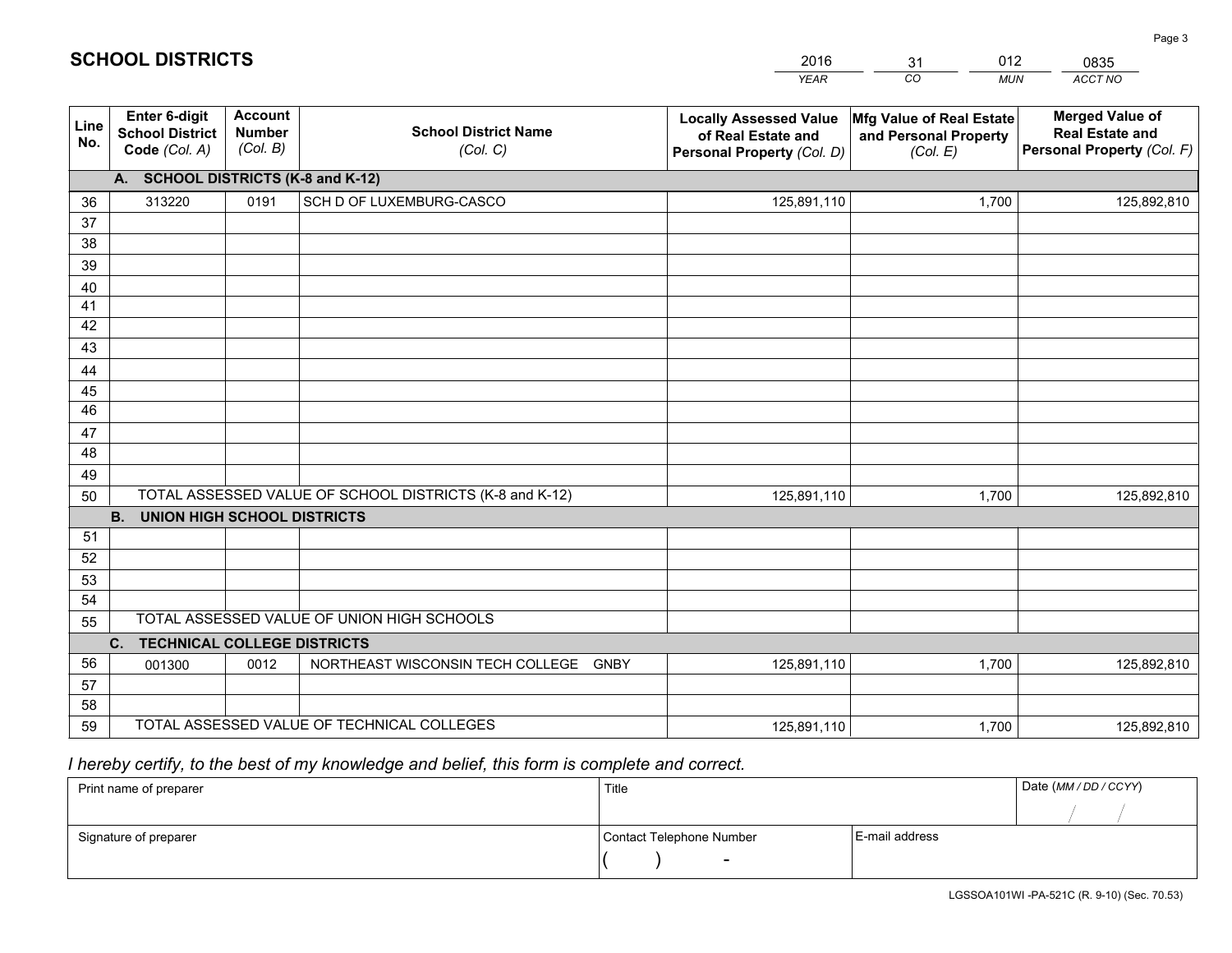# SCHOOL DISTRICTS

| 2016 | 31 | 012 | 0835 |
|---|---|---|---|
| YEAR | CO | MUN | ACCT NO |

| Line No. | Enter 6-digit School District Code (Col. A) | Account Number (Col. B) | School District Name (Col. C) | Locally Assessed Value of Real Estate and Personal Property (Col. D) | Mfg Value of Real Estate and Personal Property (Col. E) | Merged Value of Real Estate and Personal Property (Col. F) |
|---|---|---|---|---|---|---|
| | **A. SCHOOL DISTRICTS (K-8 and K-12)** | | | | | |
| 36 | 313220 | 0191 | SCH D OF LUXEMBURG-CASCO | 125,891,110 | 1,700 | 125,892,810 |
| 37 | | | | | | |
| 38 | | | | | | |
| 39 | | | | | | |
| 40 | | | | | | |
| 41 | | | | | | |
| 42 | | | | | | |
| 43 | | | | | | |
| 44 | | | | | | |
| 45 | | | | | | |
| 46 | | | | | | |
| 47 | | | | | | |
| 48 | | | | | | |
| 49 | | | | | | |
| 50 | TOTAL ASSESSED VALUE OF SCHOOL DISTRICTS (K-8 and K-12) | | | 125,891,110 | 1,700 | 125,892,810 |
| | **B. UNION HIGH SCHOOL DISTRICTS** | | | | | |
| 51 | | | | | | |
| 52 | | | | | | |
| 53 | | | | | | |
| 54 | | | | | | |
| 55 | TOTAL ASSESSED VALUE OF UNION HIGH SCHOOLS | | | | | |
| | **C. TECHNICAL COLLEGE DISTRICTS** | | | | | |
| 56 | 001300 | 0012 | NORTHEAST WISCONSIN TECH COLLEGE GNBY | 125,891,110 | 1,700 | 125,892,810 |
| 57 | | | | | | |
| 58 | | | | | | |
| 59 | TOTAL ASSESSED VALUE OF TECHNICAL COLLEGES | | | 125,891,110 | 1,700 | 125,892,810 |

*I hereby certify, to the best of my knowledge and belief, this form is complete and correct.*

| Print name of preparer | Title | | Date (MM / DD / CCYY) |
|---|---|---|---|
| | | | / / |
| Signature of preparer | Contact Telephone Number | E-mail address | |
| | ( ) - | | |

LGSSOA101WI -PA-521C (R. 9-10) (Sec. 70.53)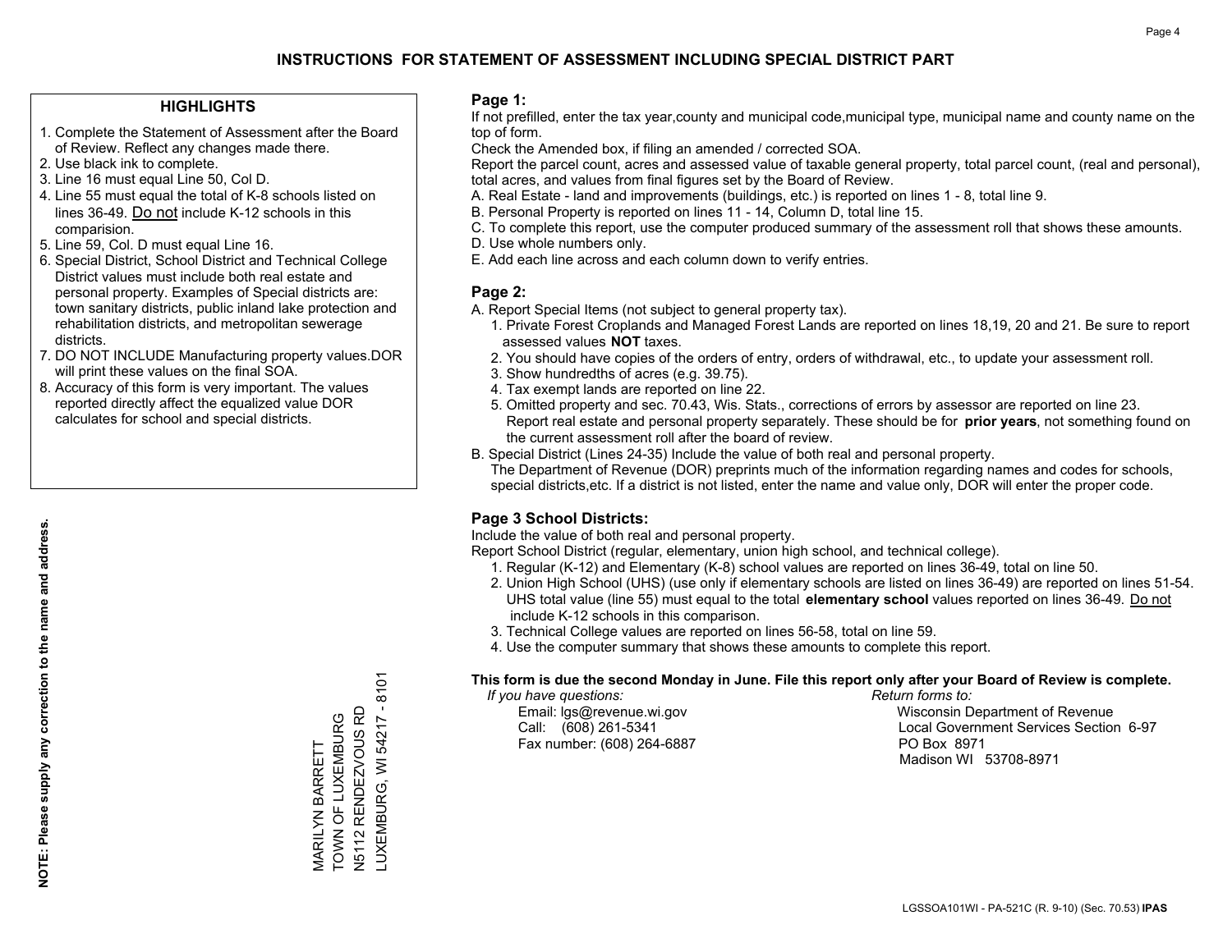# INSTRUCTIONS FOR STATEMENT OF ASSESSMENT INCLUDING SPECIAL DISTRICT PART

## HIGHLIGHTS

1. Complete the Statement of Assessment after the Board of Review. Reflect any changes made there.
2. Use black ink to complete.
3. Line 16 must equal Line 50, Col D.
4. Line 55 must equal the total of K-8 schools listed on lines 36-49. Do not include K-12 schools in this comparision.
5. Line 59, Col. D must equal Line 16.
6. Special District, School District and Technical College District values must include both real estate and personal property. Examples of Special districts are: town sanitary districts, public inland lake protection and rehabilitation districts, and metropolitan sewerage districts.
7. DO NOT INCLUDE Manufacturing property values.DOR will print these values on the final SOA.
8. Accuracy of this form is very important. The values reported directly affect the equalized value DOR calculates for school and special districts.

**NOTE: Please supply any correction to the name and address.**

MARILYN BARRETT
TOWN OF LUXEMBURG
N5112 RENDEZVOUS RD
LUXEMBURG, WI 54217 - 8101

## Page 1:

If not prefilled, enter the tax year,county and municipal code,municipal type, municipal name and county name on the top of form.

Check the Amended box, if filing an amended / corrected SOA.

Report the parcel count, acres and assessed value of taxable general property, total parcel count, (real and personal), total acres, and values from final figures set by the Board of Review.

A. Real Estate - land and improvements (buildings, etc.) is reported on lines 1 - 8, total line 9.
B. Personal Property is reported on lines 11 - 14, Column D, total line 15.
C. To complete this report, use the computer produced summary of the assessment roll that shows these amounts.
D. Use whole numbers only.
E. Add each line across and each column down to verify entries.

## Page 2:

A. Report Special Items (not subject to general property tax).
   1. Private Forest Croplands and Managed Forest Lands are reported on lines 18,19, 20 and 21. Be sure to report assessed values **NOT** taxes.
   2. You should have copies of the orders of entry, orders of withdrawal, etc., to update your assessment roll.
   3. Show hundredths of acres (e.g. 39.75).
   4. Tax exempt lands are reported on line 22.
   5. Omitted property and sec. 70.43, Wis. Stats., corrections of errors by assessor are reported on line 23. Report real estate and personal property separately. These should be for **prior years**, not something found on the current assessment roll after the board of review.
B. Special District (Lines 24-35) Include the value of both real and personal property.
   The Department of Revenue (DOR) preprints much of the information regarding names and codes for schools, special districts,etc. If a district is not listed, enter the name and value only, DOR will enter the proper code.

## Page 3 School Districts:

Include the value of both real and personal property.

Report School District (regular, elementary, union high school, and technical college).

1. Regular (K-12) and Elementary (K-8) school values are reported on lines 36-49, total on line 50.
2. Union High School (UHS) (use only if elementary schools are listed on lines 36-49) are reported on lines 51-54. UHS total value (line 55) must equal to the total **elementary school** values reported on lines 36-49. Do not include K-12 schools in this comparison.
3. Technical College values are reported on lines 56-58, total on line 59.
4. Use the computer summary that shows these amounts to complete this report.

**This form is due the second Monday in June. File this report only after your Board of Review is complete.**

*If you have questions:*
Email: lgs@revenue.wi.gov
Call: (608) 261-5341
Fax number: (608) 264-6887

*Return forms to:*
Wisconsin Department of Revenue
Local Government Services Section 6-97
PO Box 8971
Madison WI 53708-8971

LGSSOA101WI - PA-521C (R. 9-10) (Sec. 70.53) **IPAS**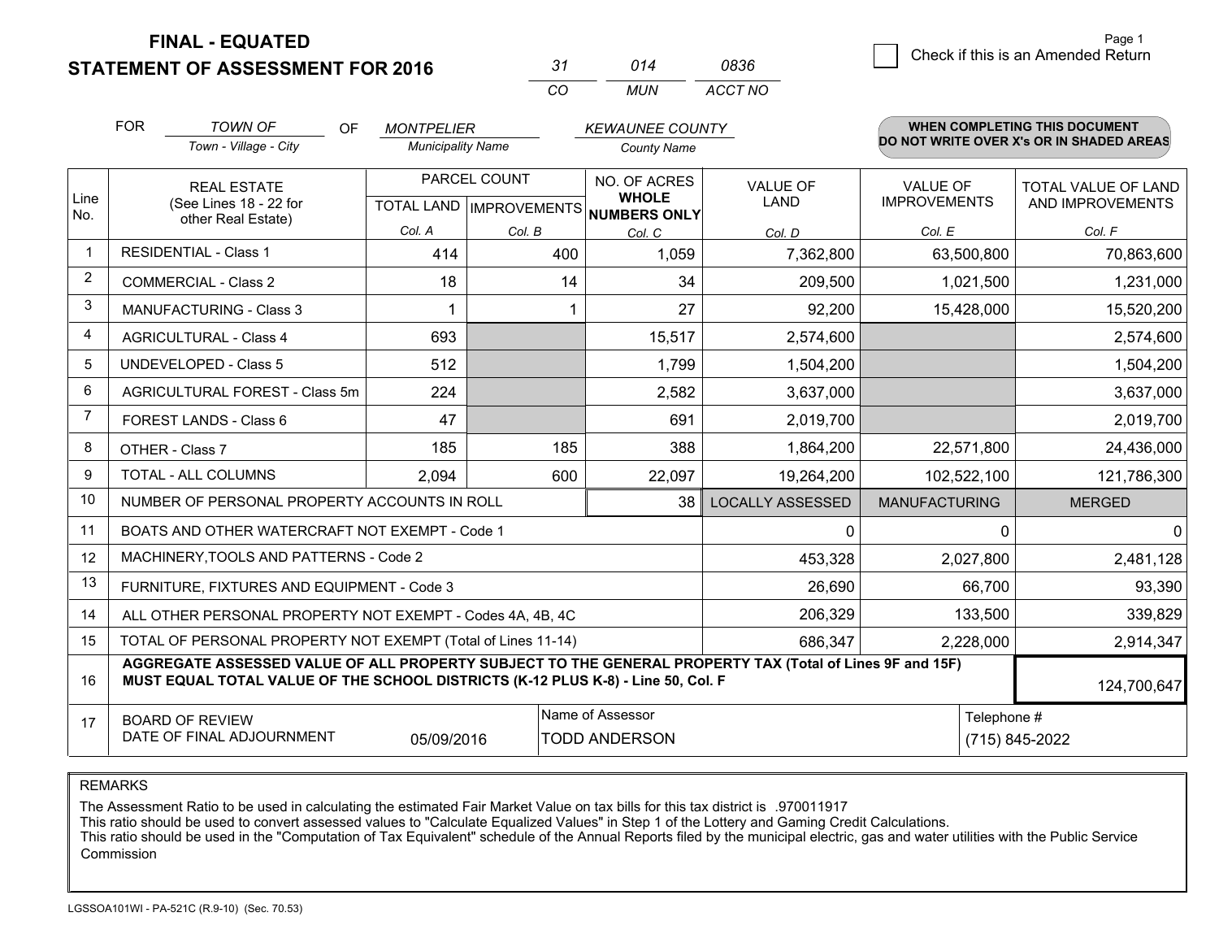# FINAL - EQUATED
## STATEMENT OF ASSESSMENT FOR 2016

| 31 | 014 | 0836 |
|---|---|---|
| CO | MUN | ACCT NO |

Check if this is an Amended Return

FOR *TOWN OF* (Town - Village - City) OF *MONTPELIER* (Municipality Name) *KEWAUNEE COUNTY* (County Name)

**WHEN COMPLETING THIS DOCUMENT DO NOT WRITE OVER X's OR IN SHADED AREAS**

| Line No. | REAL ESTATE (See Lines 18 - 22 for other Real Estate) | PARCEL COUNT TOTAL LAND Col. A | PARCEL COUNT IMPROVEMENTS Col. B | NO. OF ACRES WHOLE NUMBERS ONLY Col. C | VALUE OF LAND Col. D | VALUE OF IMPROVEMENTS Col. E | TOTAL VALUE OF LAND AND IMPROVEMENTS Col. F |
|---|---|---|---|---|---|---|---|
| 1 | RESIDENTIAL - Class 1 | 414 | 400 | 1,059 | 7,362,800 | 63,500,800 | 70,863,600 |
| 2 | COMMERCIAL - Class 2 | 18 | 14 | 34 | 209,500 | 1,021,500 | 1,231,000 |
| 3 | MANUFACTURING - Class 3 | 1 | 1 | 27 | 92,200 | 15,428,000 | 15,520,200 |
| 4 | AGRICULTURAL - Class 4 | 693 | | 15,517 | 2,574,600 | | 2,574,600 |
| 5 | UNDEVELOPED - Class 5 | 512 | | 1,799 | 1,504,200 | | 1,504,200 |
| 6 | AGRICULTURAL FOREST - Class 5m | 224 | | 2,582 | 3,637,000 | | 3,637,000 |
| 7 | FOREST LANDS - Class 6 | 47 | | 691 | 2,019,700 | | 2,019,700 |
| 8 | OTHER - Class 7 | 185 | 185 | 388 | 1,864,200 | 22,571,800 | 24,436,000 |
| 9 | TOTAL - ALL COLUMNS | 2,094 | 600 | 22,097 | 19,264,200 | 102,522,100 | 121,786,300 |
| 10 | NUMBER OF PERSONAL PROPERTY ACCOUNTS IN ROLL | | | 38 | LOCALLY ASSESSED | MANUFACTURING | MERGED |
| 11 | BOATS AND OTHER WATERCRAFT NOT EXEMPT - Code 1 | | | | 0 | 0 | 0 |
| 12 | MACHINERY,TOOLS AND PATTERNS - Code 2 | | | | 453,328 | 2,027,800 | 2,481,128 |
| 13 | FURNITURE, FIXTURES AND EQUIPMENT - Code 3 | | | | 26,690 | 66,700 | 93,390 |
| 14 | ALL OTHER PERSONAL PROPERTY NOT EXEMPT - Codes 4A, 4B, 4C | | | | 206,329 | 133,500 | 339,829 |
| 15 | TOTAL OF PERSONAL PROPERTY NOT EXEMPT (Total of Lines 11-14) | | | | 686,347 | 2,228,000 | 2,914,347 |
| 16 | **AGGREGATE ASSESSED VALUE OF ALL PROPERTY SUBJECT TO THE GENERAL PROPERTY TAX (Total of Lines 9F and 15F) MUST EQUAL TOTAL VALUE OF THE SCHOOL DISTRICTS (K-12 PLUS K-8) - Line 50, Col. F** | | | | | | 124,700,647 |
| 17 | BOARD OF REVIEW DATE OF FINAL ADJOURNMENT | 05/09/2016 | Name of Assessor: TODD ANDERSON | | | Telephone #: (715) 845-2022 | |

REMARKS

The Assessment Ratio to be used in calculating the estimated Fair Market Value on tax bills for this tax district is .970011917
This ratio should be used to convert assessed values to "Calculate Equalized Values" in Step 1 of the Lottery and Gaming Credit Calculations.
This ratio should be used in the "Computation of Tax Equivalent" schedule of the Annual Reports filed by the municipal electric, gas and water utilities with the Public Service Commission

LGSSOA101WI - PA-521C (R.9-10) (Sec. 70.53)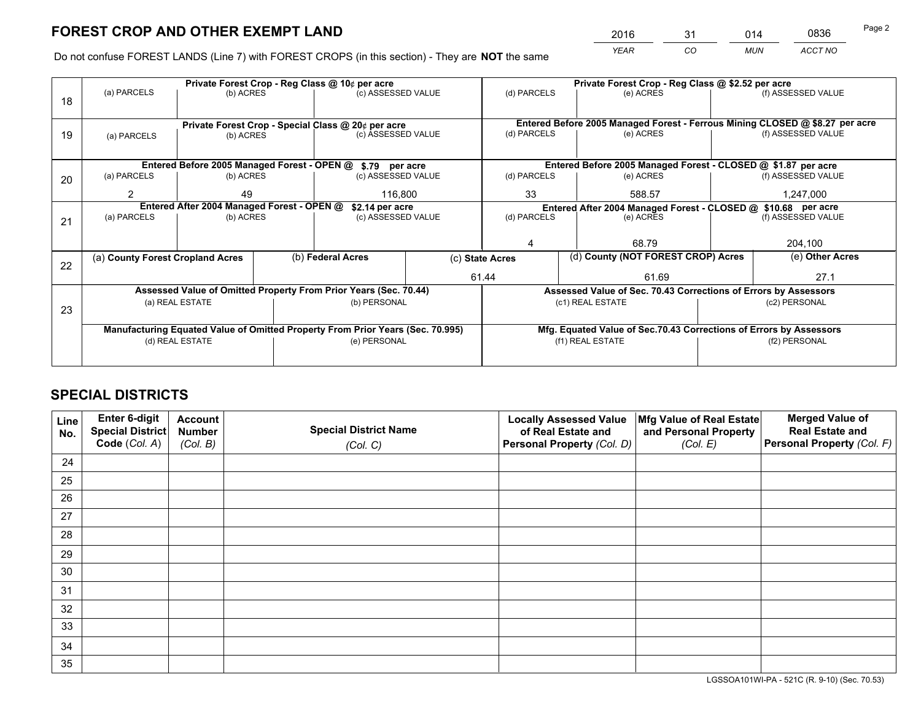# FOREST CROP AND OTHER EXEMPT LAND

| 2016 | 31 | 014 | 0836 |
|---|---|---|---|
| *YEAR* | *CO* | *MUN* | *ACCT NO* |

Do not confuse FOREST LANDS (Line 7) with FOREST CROPS (in this section) - They are **NOT** the same

| Line | Private Forest Crop - Reg Class @ 10¢ per acre | | | Private Forest Crop - Reg Class @ $2.52 per acre | | |
|---|---|---|---|---|---|---|
| 18 | (a) PARCELS | (b) ACRES | (c) ASSESSED VALUE | (d) PARCELS | (e) ACRES | (f) ASSESSED VALUE |
| | | | | | | |
| | **Private Forest Crop - Special Class @ 20¢ per acre** | | | **Entered Before 2005 Managed Forest - Ferrous Mining CLOSED @ $8.27 per acre** | | |
| 19 | (a) PARCELS | (b) ACRES | (c) ASSESSED VALUE | (d) PARCELS | (e) ACRES | (f) ASSESSED VALUE |
| | | | | | | |
| | **Entered Before 2005 Managed Forest - OPEN @ $.79 per acre** | | | **Entered Before 2005 Managed Forest - CLOSED @ $1.87 per acre** | | |
| 20 | (a) PARCELS | (b) ACRES | (c) ASSESSED VALUE | (d) PARCELS | (e) ACRES | (f) ASSESSED VALUE |
| | 2 | 49 | 116,800 | 33 | 588.57 | 1,247,000 |
| | **Entered After 2004 Managed Forest - OPEN @ $2.14 per acre** | | | **Entered After 2004 Managed Forest - CLOSED @ $10.68 per acre** | | |
| 21 | (a) PARCELS | (b) ACRES | (c) ASSESSED VALUE | (d) PARCELS | (e) ACRES | (f) ASSESSED VALUE |
| | | | | 4 | 68.79 | 204,100 |

| Line | (a) **County Forest Cropland Acres** | (b) **Federal Acres** | (c) **State Acres** | (d) **County (NOT FOREST CROP) Acres** | (e) **Other Acres** |
|---|---|---|---|---|---|
| 22 | | | 61.44 | 61.69 | 27.1 |

| Line | Assessed Value of Omitted Property From Prior Years (Sec. 70.44) | | Assessed Value of Sec. 70.43 Corrections of Errors by Assessors | |
|---|---|---|---|---|
| 23 | (a) REAL ESTATE | (b) PERSONAL | (c1) REAL ESTATE | (c2) PERSONAL |
| | | | | |
| | **Manufacturing Equated Value of Omitted Property From Prior Years (Sec. 70.995)** | | **Mfg. Equated Value of Sec.70.43 Corrections of Errors by Assessors** | |
| | (d) REAL ESTATE | (e) PERSONAL | (f1) REAL ESTATE | (f2) PERSONAL |
| | | | | |

# SPECIAL DISTRICTS

| Line No. | Enter 6-digit Special District Code (*Col. A*) | Account Number (*Col. B*) | Special District Name (*Col. C*) | Locally Assessed Value of Real Estate and Personal Property (*Col. D*) | Mfg Value of Real Estate and Personal Property (*Col. E*) | Merged Value of Real Estate and Personal Property (*Col. F*) |
|---|---|---|---|---|---|---|
| 24 | | | | | | |
| 25 | | | | | | |
| 26 | | | | | | |
| 27 | | | | | | |
| 28 | | | | | | |
| 29 | | | | | | |
| 30 | | | | | | |
| 31 | | | | | | |
| 32 | | | | | | |
| 33 | | | | | | |
| 34 | | | | | | |
| 35 | | | | | | |

LGSSOA101WI-PA - 521C (R. 9-10) (Sec. 70.53)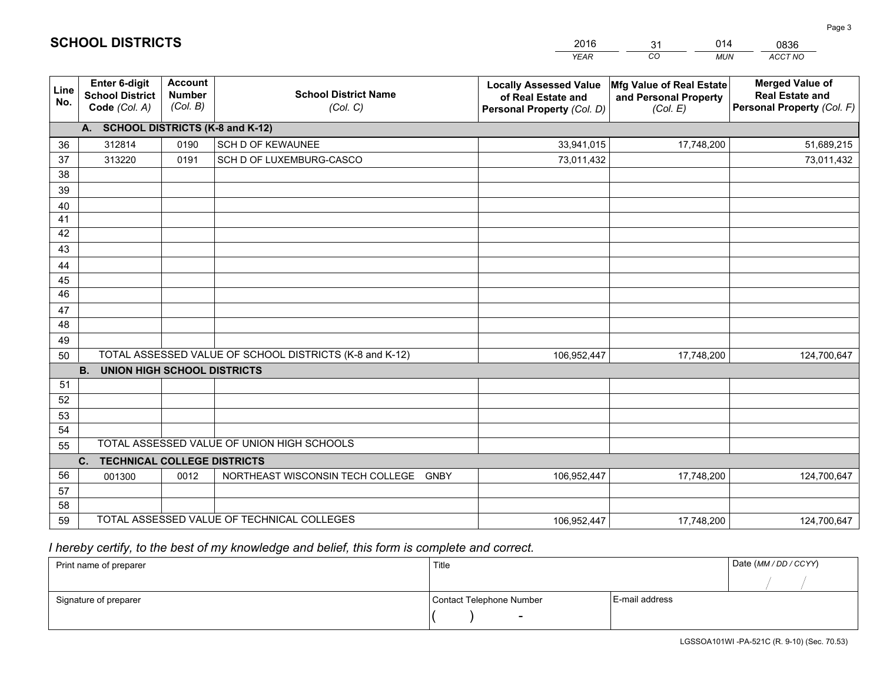# SCHOOL DISTRICTS

| 2016 | 31 | 014 | 0836 |
|---|---|---|---|
| *YEAR* | *CO* | *MUN* | *ACCT NO* |

| Line No. | Enter 6-digit School District Code *(Col. A)* | Account Number *(Col. B)* | School District Name *(Col. C)* | Locally Assessed Value of Real Estate and Personal Property *(Col. D)* | Mfg Value of Real Estate and Personal Property *(Col. E)* | Merged Value of Real Estate and Personal Property *(Col. F)* |
|---|---|---|---|---|---|---|
| **A. SCHOOL DISTRICTS (K-8 and K-12)** | | | | | | |
| 36 | 312814 | 0190 | SCH D OF KEWAUNEE | 33,941,015 | 17,748,200 | 51,689,215 |
| 37 | 313220 | 0191 | SCH D OF LUXEMBURG-CASCO | 73,011,432 | | 73,011,432 |
| 38 | | | | | | |
| 39 | | | | | | |
| 40 | | | | | | |
| 41 | | | | | | |
| 42 | | | | | | |
| 43 | | | | | | |
| 44 | | | | | | |
| 45 | | | | | | |
| 46 | | | | | | |
| 47 | | | | | | |
| 48 | | | | | | |
| 49 | | | | | | |
| 50 | TOTAL ASSESSED VALUE OF SCHOOL DISTRICTS (K-8 and K-12) | | | 106,952,447 | 17,748,200 | 124,700,647 |
| **B. UNION HIGH SCHOOL DISTRICTS** | | | | | | |
| 51 | | | | | | |
| 52 | | | | | | |
| 53 | | | | | | |
| 54 | | | | | | |
| 55 | TOTAL ASSESSED VALUE OF UNION HIGH SCHOOLS | | | | | |
| **C. TECHNICAL COLLEGE DISTRICTS** | | | | | | |
| 56 | 001300 | 0012 | NORTHEAST WISCONSIN TECH COLLEGE GNBY | 106,952,447 | 17,748,200 | 124,700,647 |
| 57 | | | | | | |
| 58 | | | | | | |
| 59 | TOTAL ASSESSED VALUE OF TECHNICAL COLLEGES | | | 106,952,447 | 17,748,200 | 124,700,647 |

*I hereby certify, to the best of my knowledge and belief, this form is complete and correct.*

| Print name of preparer | Title | | Date *(MM / DD / CCYY)* |
|---|---|---|---|
| | | | / / |
| Signature of preparer | Contact Telephone Number | E-mail address | |
| | ( ) - | | |

LGSSOA101WI -PA-521C (R. 9-10) (Sec. 70.53)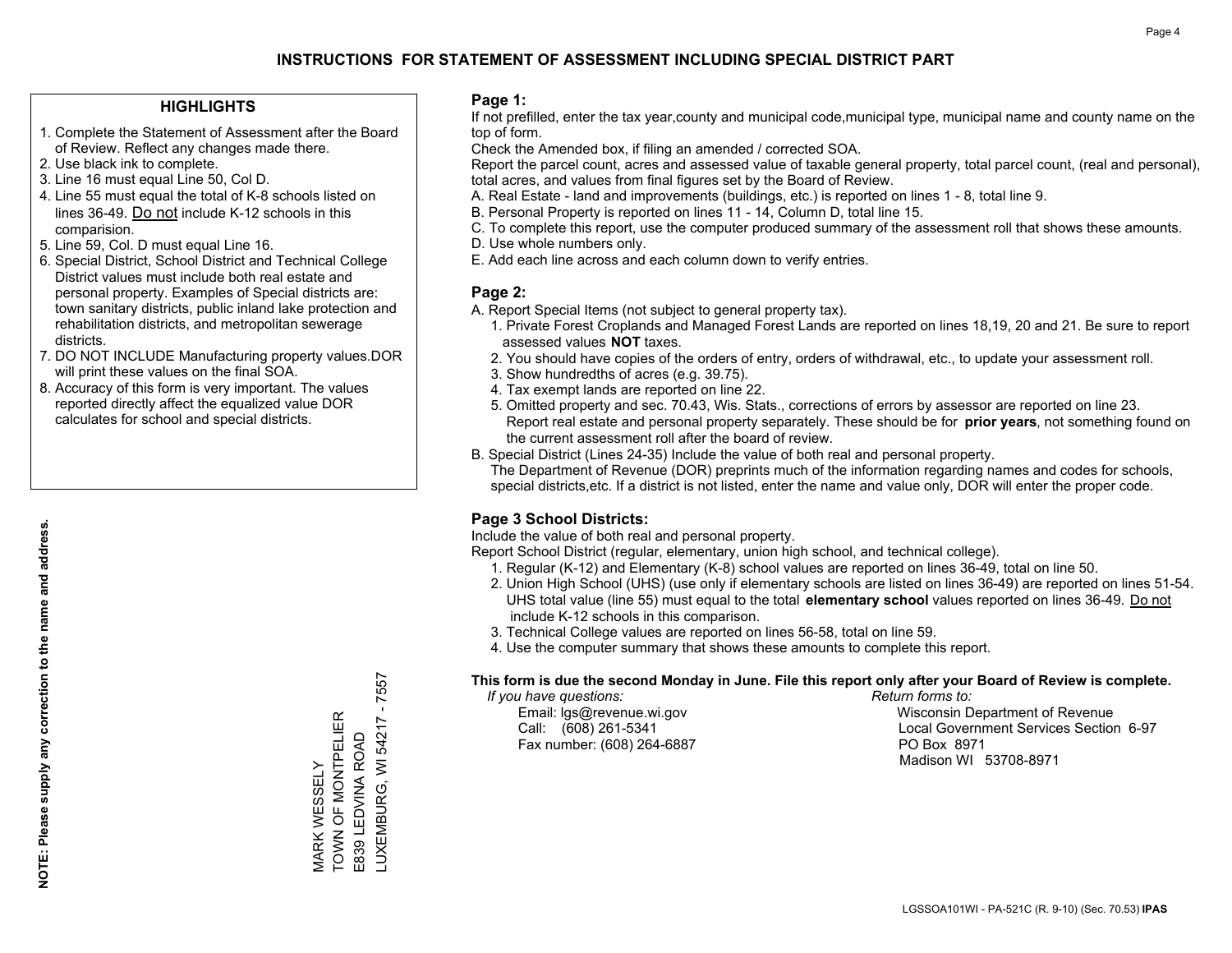# INSTRUCTIONS FOR STATEMENT OF ASSESSMENT INCLUDING SPECIAL DISTRICT PART

## HIGHLIGHTS

1. Complete the Statement of Assessment after the Board of Review. Reflect any changes made there.
2. Use black ink to complete.
3. Line 16 must equal Line 50, Col D.
4. Line 55 must equal the total of K-8 schools listed on lines 36-49. Do not include K-12 schools in this comparision.
5. Line 59, Col. D must equal Line 16.
6. Special District, School District and Technical College District values must include both real estate and personal property. Examples of Special districts are: town sanitary districts, public inland lake protection and rehabilitation districts, and metropolitan sewerage districts.
7. DO NOT INCLUDE Manufacturing property values.DOR will print these values on the final SOA.
8. Accuracy of this form is very important. The values reported directly affect the equalized value DOR calculates for school and special districts.

**NOTE: Please supply any correction to the name and address.**

MARK WESSELY
TOWN OF MONTPELIER
E839 LEDVINA ROAD
LUXEMBURG, WI 54217 - 7557

## Page 1:

If not prefilled, enter the tax year,county and municipal code,municipal type, municipal name and county name on the top of form.

Check the Amended box, if filing an amended / corrected SOA.

Report the parcel count, acres and assessed value of taxable general property, total parcel count, (real and personal), total acres, and values from final figures set by the Board of Review.

A. Real Estate - land and improvements (buildings, etc.) is reported on lines 1 - 8, total line 9.
B. Personal Property is reported on lines 11 - 14, Column D, total line 15.
C. To complete this report, use the computer produced summary of the assessment roll that shows these amounts.
D. Use whole numbers only.
E. Add each line across and each column down to verify entries.

## Page 2:

A. Report Special Items (not subject to general property tax).
   1. Private Forest Croplands and Managed Forest Lands are reported on lines 18,19, 20 and 21. Be sure to report assessed values **NOT** taxes.
   2. You should have copies of the orders of entry, orders of withdrawal, etc., to update your assessment roll.
   3. Show hundredths of acres (e.g. 39.75).
   4. Tax exempt lands are reported on line 22.
   5. Omitted property and sec. 70.43, Wis. Stats., corrections of errors by assessor are reported on line 23. Report real estate and personal property separately. These should be for **prior years**, not something found on the current assessment roll after the board of review.
B. Special District (Lines 24-35) Include the value of both real and personal property.
   The Department of Revenue (DOR) preprints much of the information regarding names and codes for schools, special districts,etc. If a district is not listed, enter the name and value only, DOR will enter the proper code.

## Page 3 School Districts:

Include the value of both real and personal property.

Report School District (regular, elementary, union high school, and technical college).

1. Regular (K-12) and Elementary (K-8) school values are reported on lines 36-49, total on line 50.
2. Union High School (UHS) (use only if elementary schools are listed on lines 36-49) are reported on lines 51-54. UHS total value (line 55) must equal to the total **elementary school** values reported on lines 36-49. Do not include K-12 schools in this comparison.
3. Technical College values are reported on lines 56-58, total on line 59.
4. Use the computer summary that shows these amounts to complete this report.

**This form is due the second Monday in June. File this report only after your Board of Review is complete.**

*If you have questions:*
Email: lgs@revenue.wi.gov
Call: (608) 261-5341
Fax number: (608) 264-6887

*Return forms to:*
Wisconsin Department of Revenue
Local Government Services Section 6-97
PO Box 8971
Madison WI 53708-8971

LGSSOA101WI - PA-521C (R. 9-10) (Sec. 70.53) **IPAS**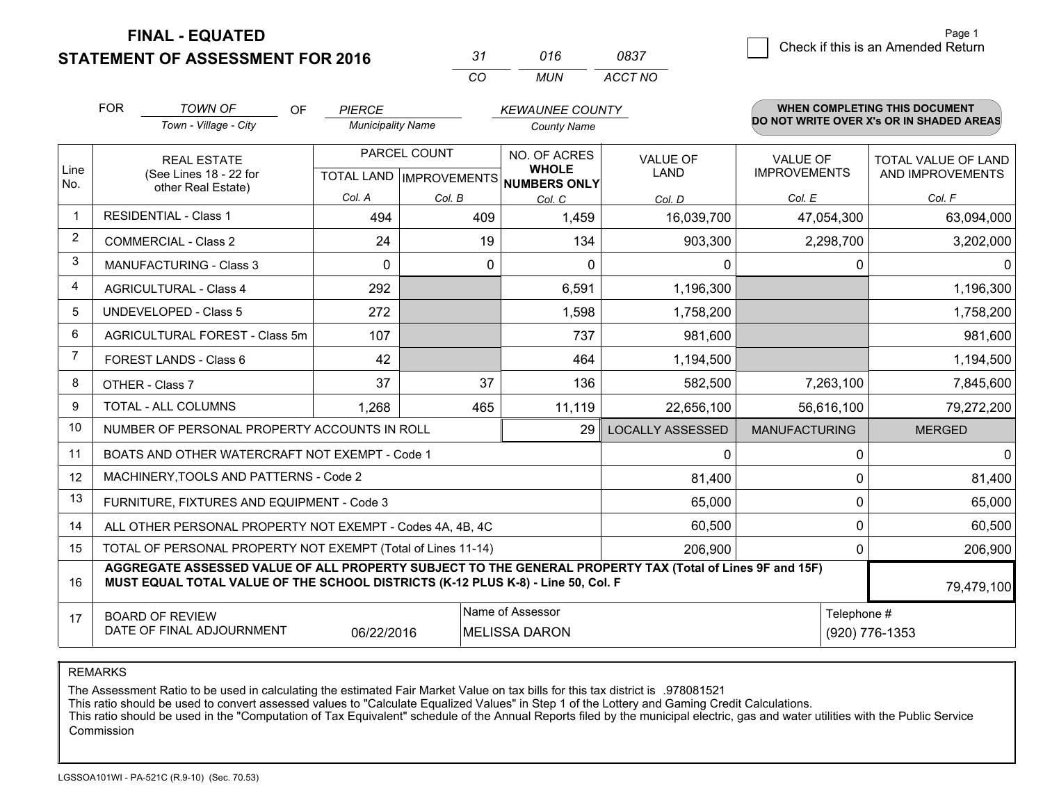# FINAL - EQUATED
# STATEMENT OF ASSESSMENT FOR 2016

| 31 | 016 | 0837 |
|---|---|---|
| CO | MUN | ACCT NO |

Check if this is an Amended Return

FOR *TOWN OF* (Town - Village - City) OF *PIERCE* (Municipality Name) *KEWAUNEE COUNTY* (County Name)

**WHEN COMPLETING THIS DOCUMENT DO NOT WRITE OVER X's OR IN SHADED AREAS**

| Line No. | REAL ESTATE (See Lines 18 - 22 for other Real Estate) | PARCEL COUNT TOTAL LAND Col. A | PARCEL COUNT IMPROVEMENTS Col. B | NO. OF ACRES WHOLE NUMBERS ONLY Col. C | VALUE OF LAND Col. D | VALUE OF IMPROVEMENTS Col. E | TOTAL VALUE OF LAND AND IMPROVEMENTS Col. F |
|---|---|---|---|---|---|---|---|
| 1 | RESIDENTIAL - Class 1 | 494 | 409 | 1,459 | 16,039,700 | 47,054,300 | 63,094,000 |
| 2 | COMMERCIAL - Class 2 | 24 | 19 | 134 | 903,300 | 2,298,700 | 3,202,000 |
| 3 | MANUFACTURING - Class 3 | 0 | 0 | 0 | 0 | 0 | 0 |
| 4 | AGRICULTURAL - Class 4 | 292 | | 6,591 | 1,196,300 | | 1,196,300 |
| 5 | UNDEVELOPED - Class 5 | 272 | | 1,598 | 1,758,200 | | 1,758,200 |
| 6 | AGRICULTURAL FOREST - Class 5m | 107 | | 737 | 981,600 | | 981,600 |
| 7 | FOREST LANDS - Class 6 | 42 | | 464 | 1,194,500 | | 1,194,500 |
| 8 | OTHER - Class 7 | 37 | 37 | 136 | 582,500 | 7,263,100 | 7,845,600 |
| 9 | TOTAL - ALL COLUMNS | 1,268 | 465 | 11,119 | 22,656,100 | 56,616,100 | 79,272,200 |
| 10 | NUMBER OF PERSONAL PROPERTY ACCOUNTS IN ROLL | | | 29 | LOCALLY ASSESSED | MANUFACTURING | MERGED |
| 11 | BOATS AND OTHER WATERCRAFT NOT EXEMPT - Code 1 | | | | 0 | 0 | 0 |
| 12 | MACHINERY,TOOLS AND PATTERNS - Code 2 | | | | 81,400 | 0 | 81,400 |
| 13 | FURNITURE, FIXTURES AND EQUIPMENT - Code 3 | | | | 65,000 | 0 | 65,000 |
| 14 | ALL OTHER PERSONAL PROPERTY NOT EXEMPT - Codes 4A, 4B, 4C | | | | 60,500 | 0 | 60,500 |
| 15 | TOTAL OF PERSONAL PROPERTY NOT EXEMPT (Total of Lines 11-14) | | | | 206,900 | 0 | 206,900 |
| 16 | **AGGREGATE ASSESSED VALUE OF ALL PROPERTY SUBJECT TO THE GENERAL PROPERTY TAX (Total of Lines 9F and 15F) MUST EQUAL TOTAL VALUE OF THE SCHOOL DISTRICTS (K-12 PLUS K-8) - Line 50, Col. F** | | | | | | 79,479,100 |
| 17 | BOARD OF REVIEW DATE OF FINAL ADJOURNMENT | 06/22/2016 | Name of Assessor | MELISSA DARON | | Telephone # | (920) 776-1353 |

REMARKS

The Assessment Ratio to be used in calculating the estimated Fair Market Value on tax bills for this tax district is .978081521
This ratio should be used to convert assessed values to "Calculate Equalized Values" in Step 1 of the Lottery and Gaming Credit Calculations.
This ratio should be used in the "Computation of Tax Equivalent" schedule of the Annual Reports filed by the municipal electric, gas and water utilities with the Public Service Commission

LGSSOA101WI - PA-521C (R.9-10) (Sec. 70.53)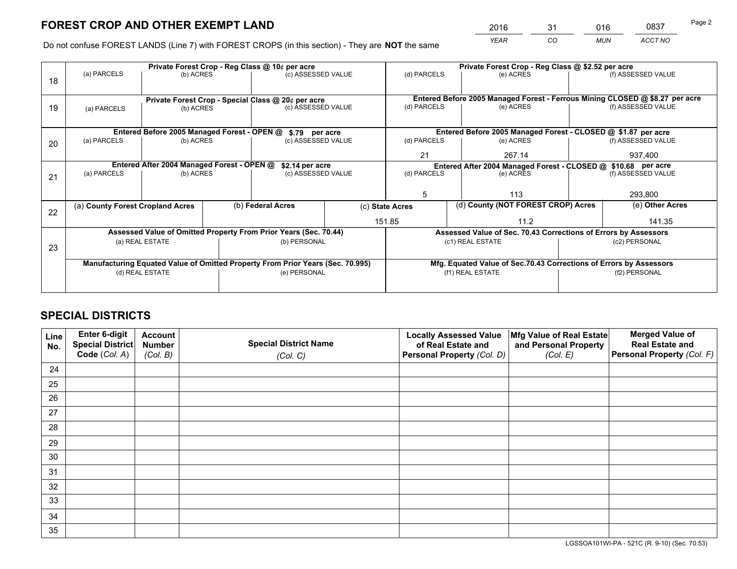# FOREST CROP AND OTHER EXEMPT LAND

| 2016 | 31 | 016 | 0837 |
|---|---|---|---|
| YEAR | CO | MUN | ACCT NO |

Do not confuse FOREST LANDS (Line 7) with FOREST CROPS (in this section) - They are **NOT** the same

| Line | Private Forest Crop - Reg Class @ 10¢ per acre | | | Private Forest Crop - Reg Class @ $2.52 per acre | | |
|---|---|---|---|---|---|---|
| 18 | (a) PARCELS | (b) ACRES | (c) ASSESSED VALUE | (d) PARCELS | (e) ACRES | (f) ASSESSED VALUE |
| | | | | | | |
| | **Private Forest Crop - Special Class @ 20¢ per acre** | | | **Entered Before 2005 Managed Forest - Ferrous Mining CLOSED @ $8.27 per acre** | | |
| 19 | (a) PARCELS | (b) ACRES | (c) ASSESSED VALUE | (d) PARCELS | (e) ACRES | (f) ASSESSED VALUE |
| | | | | | | |
| | **Entered Before 2005 Managed Forest - OPEN @ $.79 per acre** | | | **Entered Before 2005 Managed Forest - CLOSED @ $1.87 per acre** | | |
| 20 | (a) PARCELS | (b) ACRES | (c) ASSESSED VALUE | (d) PARCELS | (e) ACRES | (f) ASSESSED VALUE |
| | | | | 21 | 267.14 | 937,400 |
| | **Entered After 2004 Managed Forest - OPEN @ $2.14 per acre** | | | **Entered After 2004 Managed Forest - CLOSED @ $10.68 per acre** | | |
| 21 | (a) PARCELS | (b) ACRES | (c) ASSESSED VALUE | (d) PARCELS | (e) ACRES | (f) ASSESSED VALUE |
| | | | | 5 | 113 | 293,800 |

| Line | (a) County Forest Cropland Acres | (b) Federal Acres | (c) State Acres | (d) County (NOT FOREST CROP) Acres | (e) Other Acres |
|---|---|---|---|---|---|
| 22 | | | 151.85 | 11.2 | 141.35 |

| Line | Assessed Value of Omitted Property From Prior Years (Sec. 70.44) | | Assessed Value of Sec. 70.43 Corrections of Errors by Assessors | |
|---|---|---|---|---|
| 23 | (a) REAL ESTATE | (b) PERSONAL | (c1) REAL ESTATE | (c2) PERSONAL |
| | | | | |
| | **Manufacturing Equated Value of Omitted Property From Prior Years (Sec. 70.995)** | | **Mfg. Equated Value of Sec.70.43 Corrections of Errors by Assessors** | |
| | (d) REAL ESTATE | (e) PERSONAL | (f1) REAL ESTATE | (f2) PERSONAL |
| | | | | |

# SPECIAL DISTRICTS

| Line No. | Enter 6-digit Special District Code (Col. A) | Account Number (Col. B) | Special District Name (Col. C) | Locally Assessed Value of Real Estate and Personal Property (Col. D) | Mfg Value of Real Estate and Personal Property (Col. E) | Merged Value of Real Estate and Personal Property (Col. F) |
|---|---|---|---|---|---|---|
| 24 | | | | | | |
| 25 | | | | | | |
| 26 | | | | | | |
| 27 | | | | | | |
| 28 | | | | | | |
| 29 | | | | | | |
| 30 | | | | | | |
| 31 | | | | | | |
| 32 | | | | | | |
| 33 | | | | | | |
| 34 | | | | | | |
| 35 | | | | | | |

LGSSOA101WI-PA - 521C (R. 9-10) (Sec. 70.53)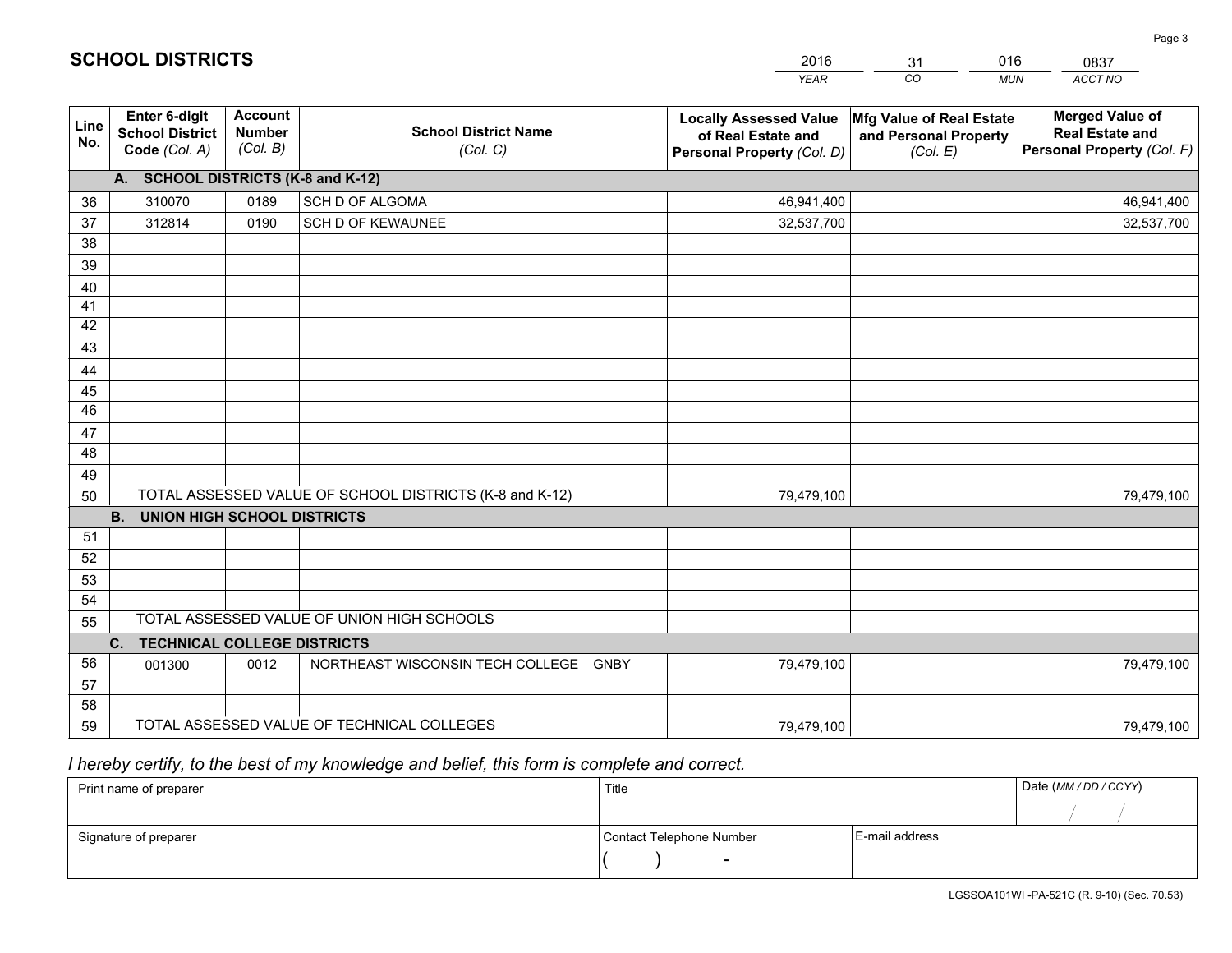# SCHOOL DISTRICTS

| YEAR | CO | MUN | ACCT NO |
|---|---|---|---|
| 2016 | 31 | 016 | 0837 |

| Line No. | Enter 6-digit School District Code (Col. A) | Account Number (Col. B) | School District Name (Col. C) | Locally Assessed Value of Real Estate and Personal Property (Col. D) | Mfg Value of Real Estate and Personal Property (Col. E) | Merged Value of Real Estate and Personal Property (Col. F) |
|---|---|---|---|---|---|---|
| **A. SCHOOL DISTRICTS (K-8 and K-12)** | | | | | | |
| 36 | 310070 | 0189 | SCH D OF ALGOMA | 46,941,400 | | 46,941,400 |
| 37 | 312814 | 0190 | SCH D OF KEWAUNEE | 32,537,700 | | 32,537,700 |
| 38 | | | | | | |
| 39 | | | | | | |
| 40 | | | | | | |
| 41 | | | | | | |
| 42 | | | | | | |
| 43 | | | | | | |
| 44 | | | | | | |
| 45 | | | | | | |
| 46 | | | | | | |
| 47 | | | | | | |
| 48 | | | | | | |
| 49 | | | | | | |
| 50 | TOTAL ASSESSED VALUE OF SCHOOL DISTRICTS (K-8 and K-12) | | | 79,479,100 | | 79,479,100 |
| **B. UNION HIGH SCHOOL DISTRICTS** | | | | | | |
| 51 | | | | | | |
| 52 | | | | | | |
| 53 | | | | | | |
| 54 | | | | | | |
| 55 | TOTAL ASSESSED VALUE OF UNION HIGH SCHOOLS | | | | | |
| **C. TECHNICAL COLLEGE DISTRICTS** | | | | | | |
| 56 | 001300 | 0012 | NORTHEAST WISCONSIN TECH COLLEGE GNBY | 79,479,100 | | 79,479,100 |
| 57 | | | | | | |
| 58 | | | | | | |
| 59 | TOTAL ASSESSED VALUE OF TECHNICAL COLLEGES | | | 79,479,100 | | 79,479,100 |

*I hereby certify, to the best of my knowledge and belief, this form is complete and correct.*

| Print name of preparer | Title | | Date (MM / DD / CCYY) |
|---|---|---|---|
| | | | / / |
| Signature of preparer | Contact Telephone Number | E-mail address | |
| | ( ) - | | |

LGSSOA101WI -PA-521C (R. 9-10) (Sec. 70.53)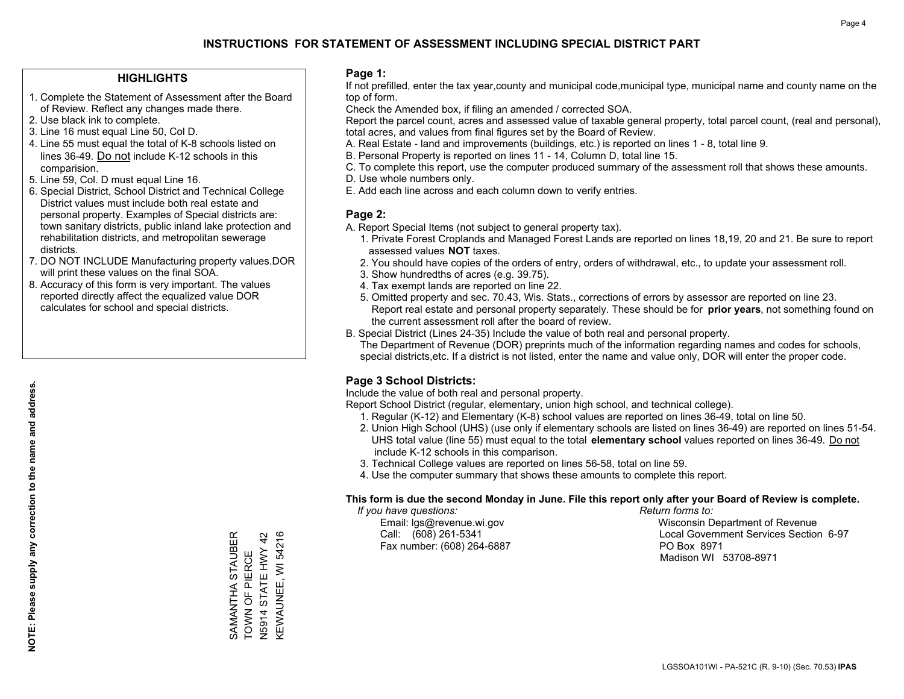# INSTRUCTIONS FOR STATEMENT OF ASSESSMENT INCLUDING SPECIAL DISTRICT PART

### HIGHLIGHTS

1. Complete the Statement of Assessment after the Board of Review. Reflect any changes made there.
2. Use black ink to complete.
3. Line 16 must equal Line 50, Col D.
4. Line 55 must equal the total of K-8 schools listed on lines 36-49. Do not include K-12 schools in this comparision.
5. Line 59, Col. D must equal Line 16.
6. Special District, School District and Technical College District values must include both real estate and personal property. Examples of Special districts are: town sanitary districts, public inland lake protection and rehabilitation districts, and metropolitan sewerage districts.
7. DO NOT INCLUDE Manufacturing property values.DOR will print these values on the final SOA.
8. Accuracy of this form is very important. The values reported directly affect the equalized value DOR calculates for school and special districts.

**NOTE: Please supply any correction to the name and address.**

SAMANTHA STAUBER
TOWN OF PIERCE
N5914 STATE HWY 42
KEWAUNEE, WI 54216

### Page 1:

If not prefilled, enter the tax year,county and municipal code,municipal type, municipal name and county name on the top of form.

Check the Amended box, if filing an amended / corrected SOA.

Report the parcel count, acres and assessed value of taxable general property, total parcel count, (real and personal), total acres, and values from final figures set by the Board of Review.

A. Real Estate - land and improvements (buildings, etc.) is reported on lines 1 - 8, total line 9.
B. Personal Property is reported on lines 11 - 14, Column D, total line 15.
C. To complete this report, use the computer produced summary of the assessment roll that shows these amounts.
D. Use whole numbers only.
E. Add each line across and each column down to verify entries.

### Page 2:

A. Report Special Items (not subject to general property tax).
   1. Private Forest Croplands and Managed Forest Lands are reported on lines 18,19, 20 and 21. Be sure to report assessed values **NOT** taxes.
   2. You should have copies of the orders of entry, orders of withdrawal, etc., to update your assessment roll.
   3. Show hundredths of acres (e.g. 39.75).
   4. Tax exempt lands are reported on line 22.
   5. Omitted property and sec. 70.43, Wis. Stats., corrections of errors by assessor are reported on line 23. Report real estate and personal property separately. These should be for **prior years**, not something found on the current assessment roll after the board of review.
B. Special District (Lines 24-35) Include the value of both real and personal property.
   The Department of Revenue (DOR) preprints much of the information regarding names and codes for schools, special districts,etc. If a district is not listed, enter the name and value only, DOR will enter the proper code.

### Page 3 School Districts:

Include the value of both real and personal property.

Report School District (regular, elementary, union high school, and technical college).

1. Regular (K-12) and Elementary (K-8) school values are reported on lines 36-49, total on line 50.
2. Union High School (UHS) (use only if elementary schools are listed on lines 36-49) are reported on lines 51-54. UHS total value (line 55) must equal to the total **elementary school** values reported on lines 36-49. Do not include K-12 schools in this comparison.
3. Technical College values are reported on lines 56-58, total on line 59.
4. Use the computer summary that shows these amounts to complete this report.

**This form is due the second Monday in June. File this report only after your Board of Review is complete.**

*If you have questions:*
Email: lgs@revenue.wi.gov
Call: (608) 261-5341
Fax number: (608) 264-6887

*Return forms to:*
Wisconsin Department of Revenue
Local Government Services Section 6-97
PO Box 8971
Madison WI 53708-8971

LGSSOA101WI - PA-521C (R. 9-10) (Sec. 70.53) **IPAS**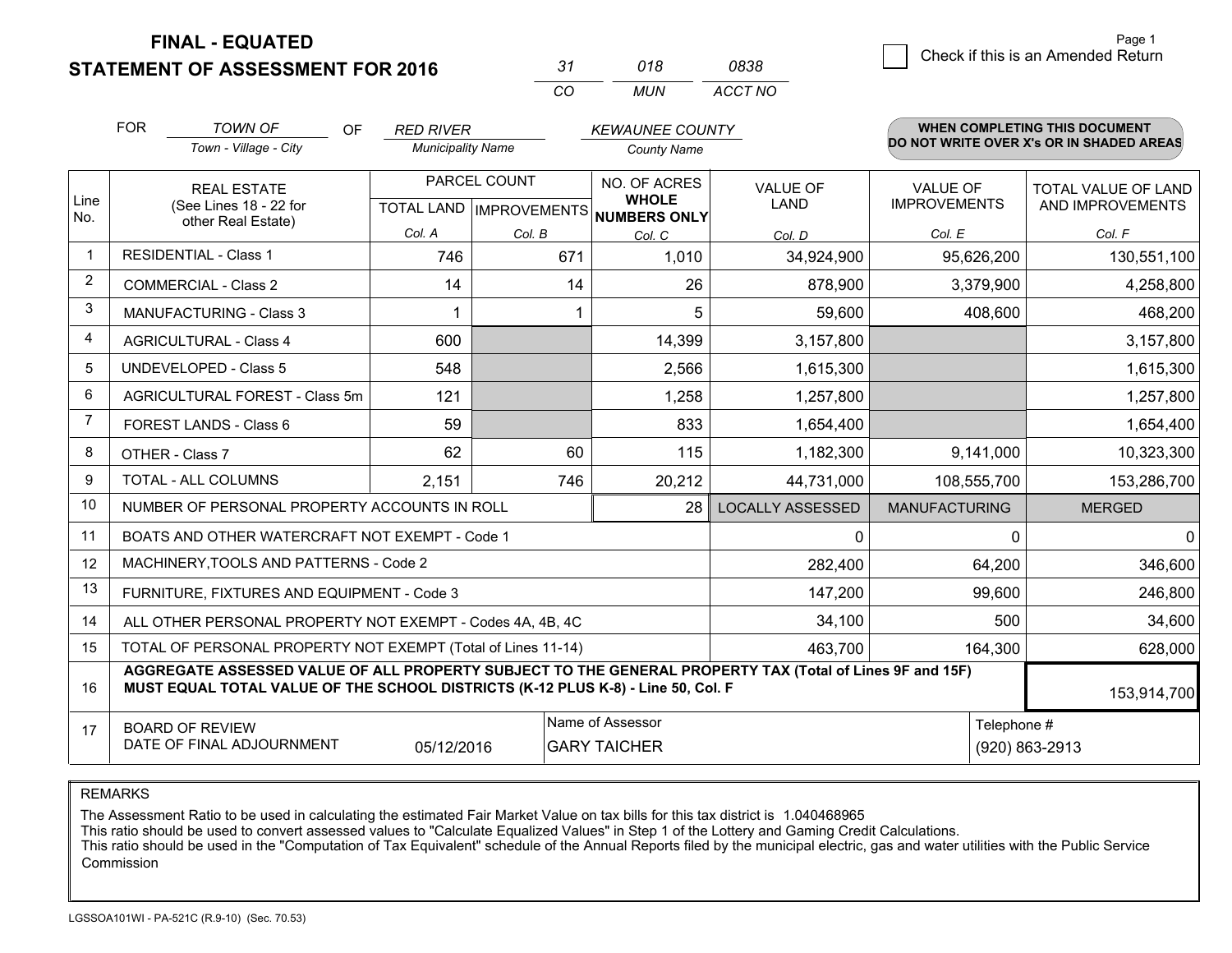# FINAL - EQUATED
## STATEMENT OF ASSESSMENT FOR 2016

| 31 | 018 | 0838 |
|---|---|---|
| CO | MUN | ACCT NO |

Page 1

☐ Check if this is an Amended Return

FOR *TOWN OF* (Town - Village - City) OF *RED RIVER* (Municipality Name) *KEWAUNEE COUNTY* (County Name)

**WHEN COMPLETING THIS DOCUMENT DO NOT WRITE OVER X's OR IN SHADED AREAS**

| Line No. | REAL ESTATE (See Lines 18 - 22 for other Real Estate) | PARCEL COUNT TOTAL LAND Col. A | PARCEL COUNT IMPROVEMENTS Col. B | NO. OF ACRES WHOLE NUMBERS ONLY Col. C | VALUE OF LAND Col. D | VALUE OF IMPROVEMENTS Col. E | TOTAL VALUE OF LAND AND IMPROVEMENTS Col. F |
|---|---|---|---|---|---|---|---|
| 1 | RESIDENTIAL - Class 1 | 746 | 671 | 1,010 | 34,924,900 | 95,626,200 | 130,551,100 |
| 2 | COMMERCIAL - Class 2 | 14 | 14 | 26 | 878,900 | 3,379,900 | 4,258,800 |
| 3 | MANUFACTURING - Class 3 | 1 | 1 | 5 | 59,600 | 408,600 | 468,200 |
| 4 | AGRICULTURAL - Class 4 | 600 | | 14,399 | 3,157,800 | | 3,157,800 |
| 5 | UNDEVELOPED - Class 5 | 548 | | 2,566 | 1,615,300 | | 1,615,300 |
| 6 | AGRICULTURAL FOREST - Class 5m | 121 | | 1,258 | 1,257,800 | | 1,257,800 |
| 7 | FOREST LANDS - Class 6 | 59 | | 833 | 1,654,400 | | 1,654,400 |
| 8 | OTHER - Class 7 | 62 | 60 | 115 | 1,182,300 | 9,141,000 | 10,323,300 |
| 9 | TOTAL - ALL COLUMNS | 2,151 | 746 | 20,212 | 44,731,000 | 108,555,700 | 153,286,700 |
| 10 | NUMBER OF PERSONAL PROPERTY ACCOUNTS IN ROLL | | | 28 | LOCALLY ASSESSED | MANUFACTURING | MERGED |
| 11 | BOATS AND OTHER WATERCRAFT NOT EXEMPT - Code 1 | | | | 0 | 0 | 0 |
| 12 | MACHINERY,TOOLS AND PATTERNS - Code 2 | | | | 282,400 | 64,200 | 346,600 |
| 13 | FURNITURE, FIXTURES AND EQUIPMENT - Code 3 | | | | 147,200 | 99,600 | 246,800 |
| 14 | ALL OTHER PERSONAL PROPERTY NOT EXEMPT - Codes 4A, 4B, 4C | | | | 34,100 | 500 | 34,600 |
| 15 | TOTAL OF PERSONAL PROPERTY NOT EXEMPT (Total of Lines 11-14) | | | | 463,700 | 164,300 | 628,000 |
| 16 | **AGGREGATE ASSESSED VALUE OF ALL PROPERTY SUBJECT TO THE GENERAL PROPERTY TAX (Total of Lines 9F and 15F) MUST EQUAL TOTAL VALUE OF THE SCHOOL DISTRICTS (K-12 PLUS K-8) - Line 50, Col. F** | | | | | | 153,914,700 |
| 17 | BOARD OF REVIEW DATE OF FINAL ADJOURNMENT | 05/12/2016 | | Name of Assessor: GARY TAICHER | | | Telephone #: (920) 863-2913 |

REMARKS

The Assessment Ratio to be used in calculating the estimated Fair Market Value on tax bills for this tax district is 1.040468965
This ratio should be used to convert assessed values to "Calculate Equalized Values" in Step 1 of the Lottery and Gaming Credit Calculations.
This ratio should be used in the "Computation of Tax Equivalent" schedule of the Annual Reports filed by the municipal electric, gas and water utilities with the Public Service Commission

LGSSOA101WI - PA-521C (R.9-10) (Sec. 70.53)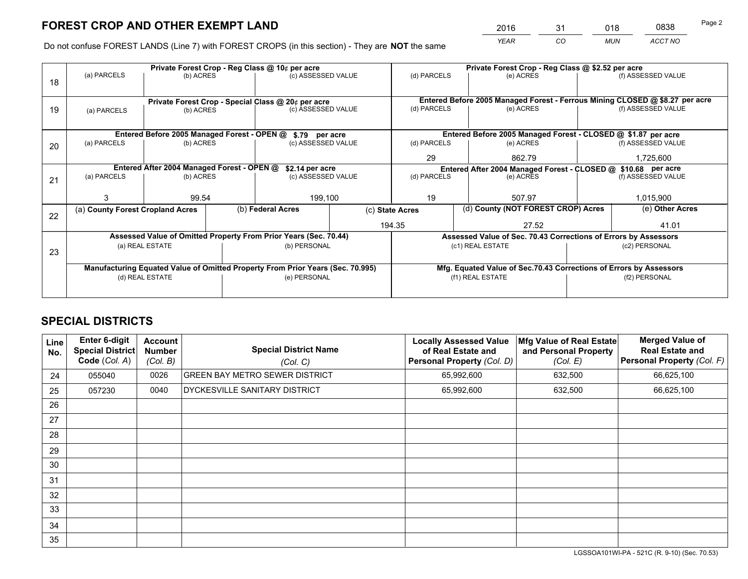# FOREST CROP AND OTHER EXEMPT LAND

| 2016 | 31 | 018 | 0838 |
|---|---|---|---|
| *YEAR* | *CO* | *MUN* | *ACCT NO* |

Do not confuse FOREST LANDS (Line 7) with FOREST CROPS (in this section) - They are **NOT** the same

| Line | Private Forest Crop - Reg Class @ 10¢ per acre | | | Private Forest Crop - Reg Class @ $2.52 per acre | | |
|---|---|---|---|---|---|---|
| 18 | (a) PARCELS | (b) ACRES | (c) ASSESSED VALUE | (d) PARCELS | (e) ACRES | (f) ASSESSED VALUE |
| | | | | | | |
| | **Private Forest Crop - Special Class @ 20¢ per acre** | | | **Entered Before 2005 Managed Forest - Ferrous Mining CLOSED @ $8.27 per acre** | | |
| 19 | (a) PARCELS | (b) ACRES | (c) ASSESSED VALUE | (d) PARCELS | (e) ACRES | (f) ASSESSED VALUE |
| | | | | | | |
| | **Entered Before 2005 Managed Forest - OPEN @ $.79 per acre** | | | **Entered Before 2005 Managed Forest - CLOSED @ $1.87 per acre** | | |
| 20 | (a) PARCELS | (b) ACRES | (c) ASSESSED VALUE | (d) PARCELS | (e) ACRES | (f) ASSESSED VALUE |
| | | | | 29 | 862.79 | 1,725,600 |
| | **Entered After 2004 Managed Forest - OPEN @ $2.14 per acre** | | | **Entered After 2004 Managed Forest - CLOSED @ $10.68 per acre** | | |
| 21 | (a) PARCELS | (b) ACRES | (c) ASSESSED VALUE | (d) PARCELS | (e) ACRES | (f) ASSESSED VALUE |
| | 3 | 99.54 | 199,100 | 19 | 507.97 | 1,015,900 |

| Line | (a) County Forest Cropland Acres | (b) Federal Acres | (c) State Acres | (d) County (NOT FOREST CROP) Acres | (e) Other Acres |
|---|---|---|---|---|---|
| 22 | | | 194.35 | 27.52 | 41.01 |

| Line | Assessed Value of Omitted Property From Prior Years (Sec. 70.44) | | Assessed Value of Sec. 70.43 Corrections of Errors by Assessors | |
|---|---|---|---|---|
| 23 | (a) REAL ESTATE | (b) PERSONAL | (c1) REAL ESTATE | (c2) PERSONAL |
| | | | | |
| | **Manufacturing Equated Value of Omitted Property From Prior Years (Sec. 70.995)** | | **Mfg. Equated Value of Sec.70.43 Corrections of Errors by Assessors** | |
| | (d) REAL ESTATE | (e) PERSONAL | (f1) REAL ESTATE | (f2) PERSONAL |
| | | | | |

# SPECIAL DISTRICTS

| Line No. | Enter 6-digit Special District Code (Col. A) | Account Number (Col. B) | Special District Name (Col. C) | Locally Assessed Value of Real Estate and Personal Property (Col. D) | Mfg Value of Real Estate and Personal Property (Col. E) | Merged Value of Real Estate and Personal Property (Col. F) |
|---|---|---|---|---|---|---|
| 24 | 055040 | 0026 | GREEN BAY METRO SEWER DISTRICT | 65,992,600 | 632,500 | 66,625,100 |
| 25 | 057230 | 0040 | DYCKESVILLE SANITARY DISTRICT | 65,992,600 | 632,500 | 66,625,100 |
| 26 | | | | | | |
| 27 | | | | | | |
| 28 | | | | | | |
| 29 | | | | | | |
| 30 | | | | | | |
| 31 | | | | | | |
| 32 | | | | | | |
| 33 | | | | | | |
| 34 | | | | | | |
| 35 | | | | | | |

LGSSOA101WI-PA - 521C (R. 9-10) (Sec. 70.53)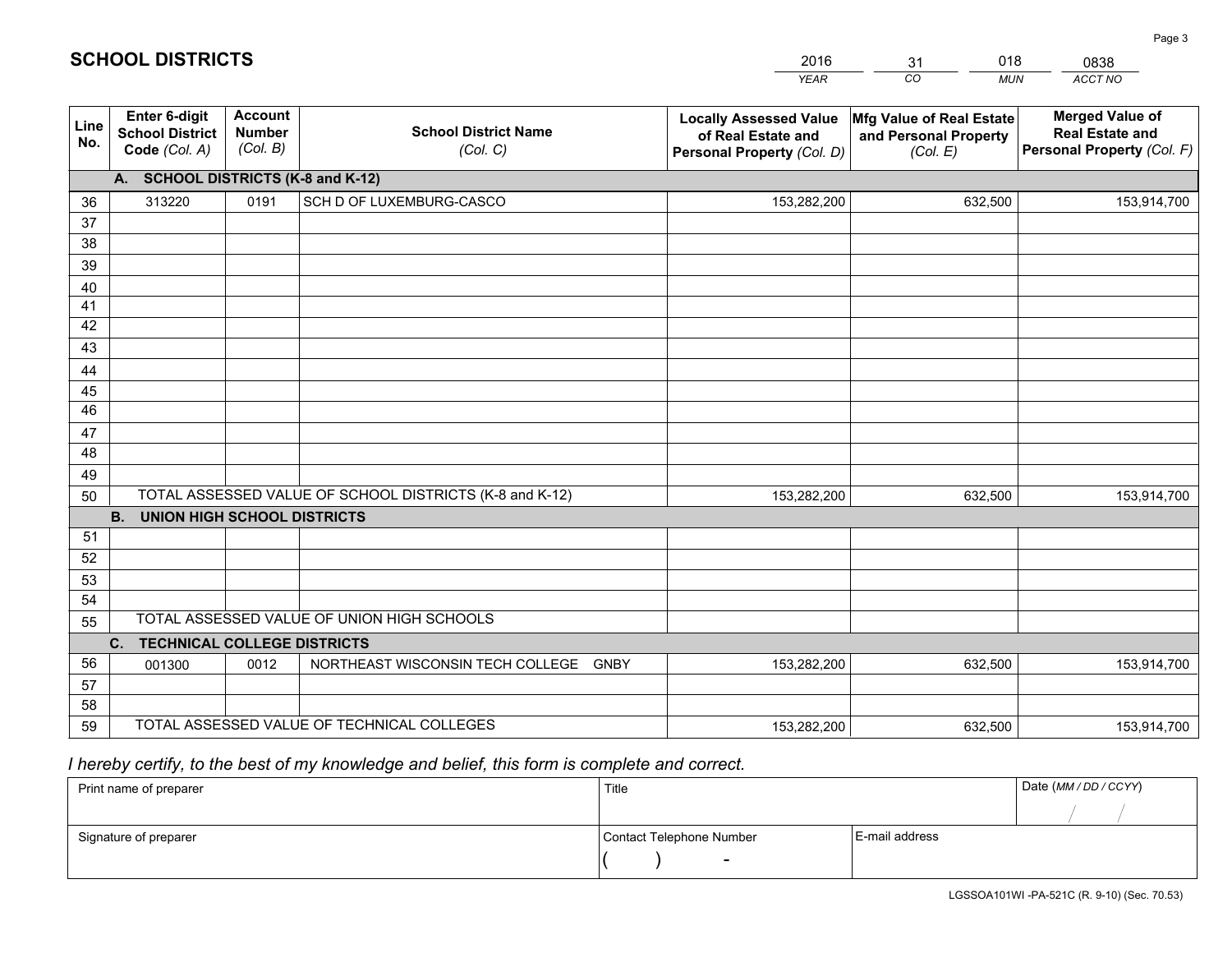# SCHOOL DISTRICTS

| 2016 | 31 | 018 | 0838 |
|---|---|---|---|
| *YEAR* | *CO* | *MUN* | *ACCT NO* |

| Line No. | Enter 6-digit School District Code *(Col. A)* | Account Number *(Col. B)* | School District Name *(Col. C)* | Locally Assessed Value of Real Estate and Personal Property *(Col. D)* | Mfg Value of Real Estate and Personal Property *(Col. E)* | Merged Value of Real Estate and Personal Property *(Col. F)* |
|---|---|---|---|---|---|---|
| | **A. SCHOOL DISTRICTS (K-8 and K-12)** | | | | | |
| 36 | 313220 | 0191 | SCH D OF LUXEMBURG-CASCO | 153,282,200 | 632,500 | 153,914,700 |
| 37 | | | | | | |
| 38 | | | | | | |
| 39 | | | | | | |
| 40 | | | | | | |
| 41 | | | | | | |
| 42 | | | | | | |
| 43 | | | | | | |
| 44 | | | | | | |
| 45 | | | | | | |
| 46 | | | | | | |
| 47 | | | | | | |
| 48 | | | | | | |
| 49 | | | | | | |
| 50 | TOTAL ASSESSED VALUE OF SCHOOL DISTRICTS (K-8 and K-12) | | | 153,282,200 | 632,500 | 153,914,700 |
| | **B. UNION HIGH SCHOOL DISTRICTS** | | | | | |
| 51 | | | | | | |
| 52 | | | | | | |
| 53 | | | | | | |
| 54 | | | | | | |
| 55 | TOTAL ASSESSED VALUE OF UNION HIGH SCHOOLS | | | | | |
| | **C. TECHNICAL COLLEGE DISTRICTS** | | | | | |
| 56 | 001300 | 0012 | NORTHEAST WISCONSIN TECH COLLEGE GNBY | 153,282,200 | 632,500 | 153,914,700 |
| 57 | | | | | | |
| 58 | | | | | | |
| 59 | TOTAL ASSESSED VALUE OF TECHNICAL COLLEGES | | | 153,282,200 | 632,500 | 153,914,700 |

*I hereby certify, to the best of my knowledge and belief, this form is complete and correct.*

| Print name of preparer | Title | | Date *(MM / DD / CCYY)* |
|---|---|---|---|
| | | | / / |
| Signature of preparer | Contact Telephone Number | E-mail address | |
| | ( ) - | | |

LGSSOA101WI -PA-521C (R. 9-10) (Sec. 70.53)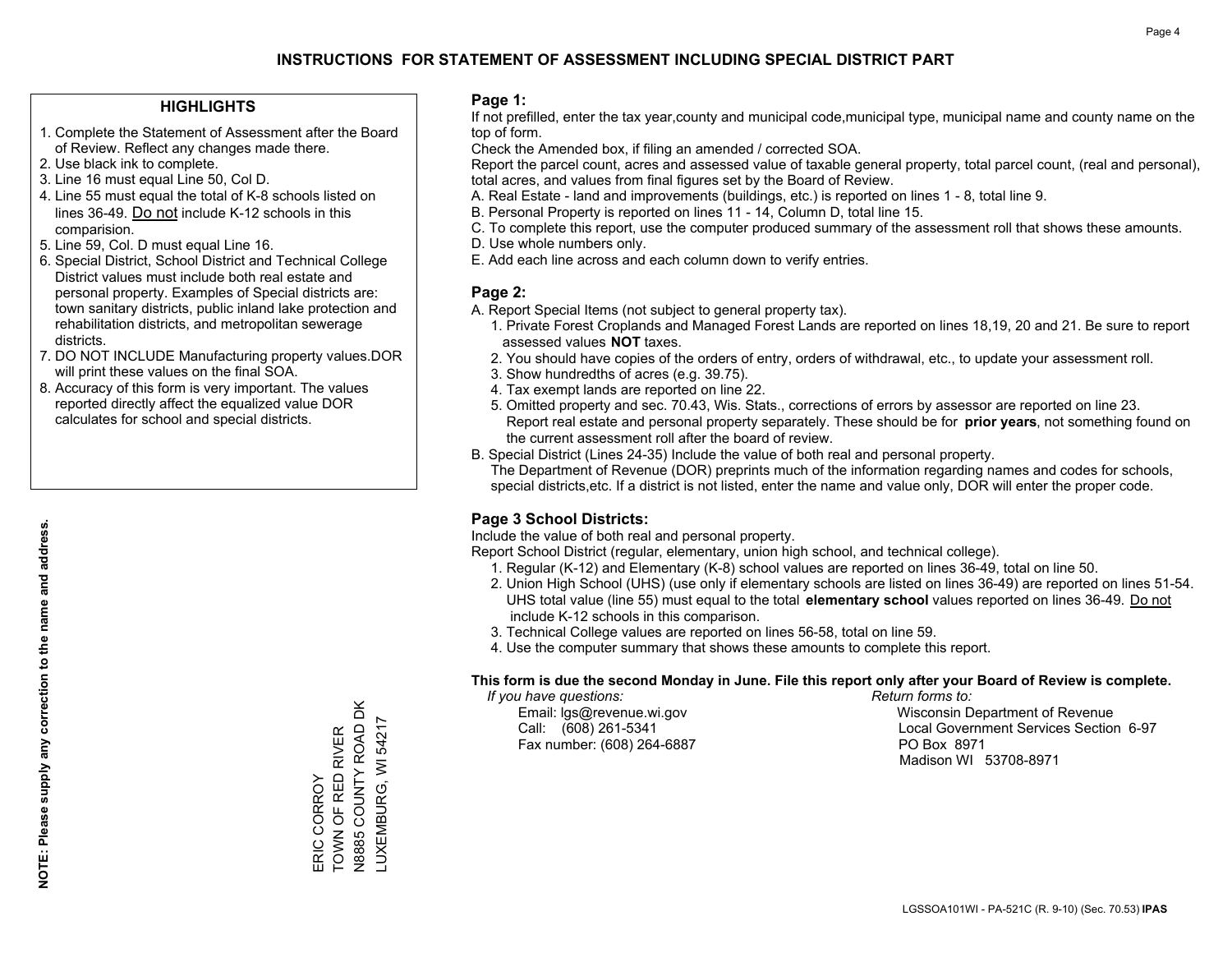# INSTRUCTIONS FOR STATEMENT OF ASSESSMENT INCLUDING SPECIAL DISTRICT PART

## HIGHLIGHTS

1. Complete the Statement of Assessment after the Board of Review. Reflect any changes made there.
2. Use black ink to complete.
3. Line 16 must equal Line 50, Col D.
4. Line 55 must equal the total of K-8 schools listed on lines 36-49. Do not include K-12 schools in this comparision.
5. Line 59, Col. D must equal Line 16.
6. Special District, School District and Technical College District values must include both real estate and personal property. Examples of Special districts are: town sanitary districts, public inland lake protection and rehabilitation districts, and metropolitan sewerage districts.
7. DO NOT INCLUDE Manufacturing property values.DOR will print these values on the final SOA.
8. Accuracy of this form is very important. The values reported directly affect the equalized value DOR calculates for school and special districts.

**NOTE: Please supply any correction to the name and address.**

ERIC CORROY
TOWN OF RED RIVER
N8885 COUNTY ROAD DK
LUXEMBURG, WI 54217

## Page 1:

If not prefilled, enter the tax year,county and municipal code,municipal type, municipal name and county name on the top of form.

Check the Amended box, if filing an amended / corrected SOA.

Report the parcel count, acres and assessed value of taxable general property, total parcel count, (real and personal), total acres, and values from final figures set by the Board of Review.

A. Real Estate - land and improvements (buildings, etc.) is reported on lines 1 - 8, total line 9.
B. Personal Property is reported on lines 11 - 14, Column D, total line 15.
C. To complete this report, use the computer produced summary of the assessment roll that shows these amounts.
D. Use whole numbers only.
E. Add each line across and each column down to verify entries.

## Page 2:

A. Report Special Items (not subject to general property tax).
   1. Private Forest Croplands and Managed Forest Lands are reported on lines 18,19, 20 and 21. Be sure to report assessed values **NOT** taxes.
   2. You should have copies of the orders of entry, orders of withdrawal, etc., to update your assessment roll.
   3. Show hundredths of acres (e.g. 39.75).
   4. Tax exempt lands are reported on line 22.
   5. Omitted property and sec. 70.43, Wis. Stats., corrections of errors by assessor are reported on line 23. Report real estate and personal property separately. These should be for **prior years**, not something found on the current assessment roll after the board of review.
B. Special District (Lines 24-35) Include the value of both real and personal property.
   The Department of Revenue (DOR) preprints much of the information regarding names and codes for schools, special districts,etc. If a district is not listed, enter the name and value only, DOR will enter the proper code.

## Page 3 School Districts:

Include the value of both real and personal property.

Report School District (regular, elementary, union high school, and technical college).

1. Regular (K-12) and Elementary (K-8) school values are reported on lines 36-49, total on line 50.
2. Union High School (UHS) (use only if elementary schools are listed on lines 36-49) are reported on lines 51-54. UHS total value (line 55) must equal to the total **elementary school** values reported on lines 36-49. Do not include K-12 schools in this comparison.
3. Technical College values are reported on lines 56-58, total on line 59.
4. Use the computer summary that shows these amounts to complete this report.

**This form is due the second Monday in June. File this report only after your Board of Review is complete.**

*If you have questions:*
Email: lgs@revenue.wi.gov
Call: (608) 261-5341
Fax number: (608) 264-6887

*Return forms to:*
Wisconsin Department of Revenue
Local Government Services Section 6-97
PO Box 8971
Madison WI 53708-8971

LGSSOA101WI - PA-521C (R. 9-10) (Sec. 70.53) **IPAS**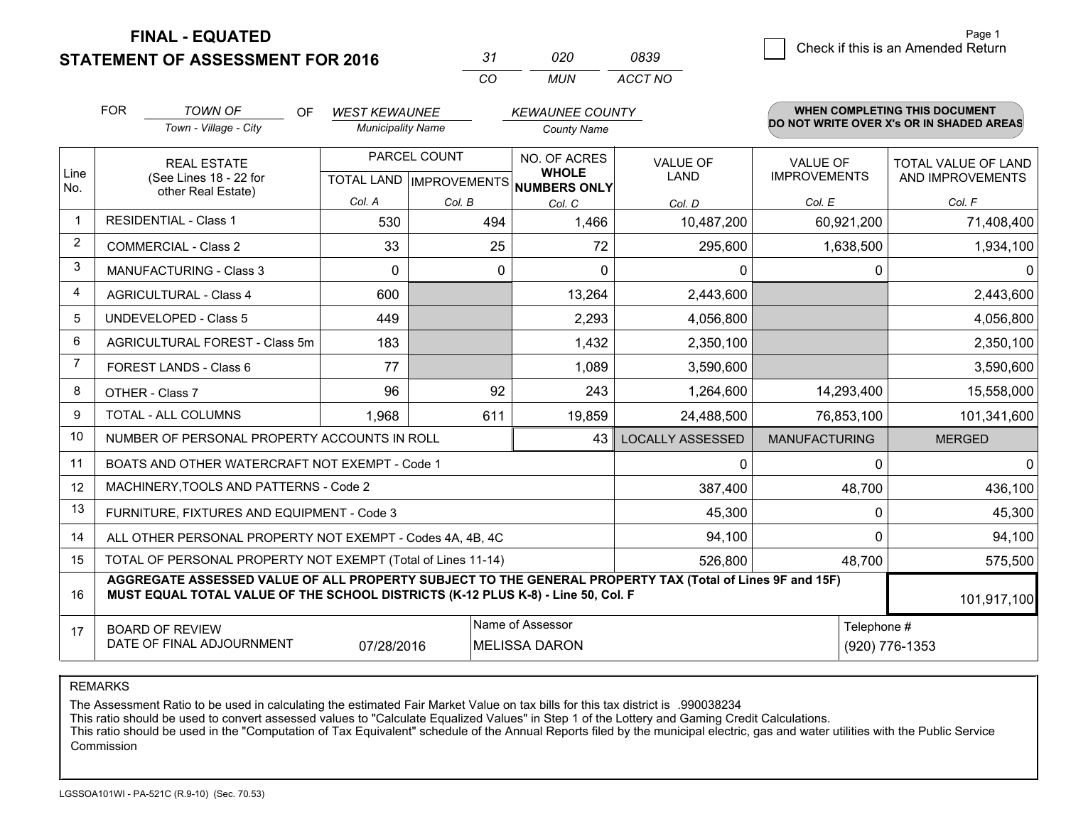# FINAL - EQUATED
# STATEMENT OF ASSESSMENT FOR 2016

| 31 | 020 | 0839 |
|---|---|---|
| CO | MUN | ACCT NO |

Page 1

☐ Check if this is an Amended Return

FOR *TOWN OF* (Town - Village - City) OF *WEST KEWAUNEE* (Municipality Name) *KEWAUNEE COUNTY* (County Name)

**WHEN COMPLETING THIS DOCUMENT DO NOT WRITE OVER X's OR IN SHADED AREAS**

| Line No. | REAL ESTATE (See Lines 18 - 22 for other Real Estate) | PARCEL COUNT TOTAL LAND Col. A | PARCEL COUNT IMPROVEMENTS Col. B | NO. OF ACRES WHOLE NUMBERS ONLY Col. C | VALUE OF LAND Col. D | VALUE OF IMPROVEMENTS Col. E | TOTAL VALUE OF LAND AND IMPROVEMENTS Col. F |
|---|---|---|---|---|---|---|---|
| 1 | RESIDENTIAL - Class 1 | 530 | 494 | 1,466 | 10,487,200 | 60,921,200 | 71,408,400 |
| 2 | COMMERCIAL - Class 2 | 33 | 25 | 72 | 295,600 | 1,638,500 | 1,934,100 |
| 3 | MANUFACTURING - Class 3 | 0 | 0 | 0 | 0 | 0 | 0 |
| 4 | AGRICULTURAL - Class 4 | 600 | | 13,264 | 2,443,600 | | 2,443,600 |
| 5 | UNDEVELOPED - Class 5 | 449 | | 2,293 | 4,056,800 | | 4,056,800 |
| 6 | AGRICULTURAL FOREST - Class 5m | 183 | | 1,432 | 2,350,100 | | 2,350,100 |
| 7 | FOREST LANDS - Class 6 | 77 | | 1,089 | 3,590,600 | | 3,590,600 |
| 8 | OTHER - Class 7 | 96 | 92 | 243 | 1,264,600 | 14,293,400 | 15,558,000 |
| 9 | TOTAL - ALL COLUMNS | 1,968 | 611 | 19,859 | 24,488,500 | 76,853,100 | 101,341,600 |
| 10 | NUMBER OF PERSONAL PROPERTY ACCOUNTS IN ROLL | | | 43 | LOCALLY ASSESSED | MANUFACTURING | MERGED |
| 11 | BOATS AND OTHER WATERCRAFT NOT EXEMPT - Code 1 | | | | 0 | 0 | 0 |
| 12 | MACHINERY,TOOLS AND PATTERNS - Code 2 | | | | 387,400 | 48,700 | 436,100 |
| 13 | FURNITURE, FIXTURES AND EQUIPMENT - Code 3 | | | | 45,300 | 0 | 45,300 |
| 14 | ALL OTHER PERSONAL PROPERTY NOT EXEMPT - Codes 4A, 4B, 4C | | | | 94,100 | 0 | 94,100 |
| 15 | TOTAL OF PERSONAL PROPERTY NOT EXEMPT (Total of Lines 11-14) | | | | 526,800 | 48,700 | 575,500 |
| 16 | **AGGREGATE ASSESSED VALUE OF ALL PROPERTY SUBJECT TO THE GENERAL PROPERTY TAX (Total of Lines 9F and 15F) MUST EQUAL TOTAL VALUE OF THE SCHOOL DISTRICTS (K-12 PLUS K-8) - Line 50, Col. F** | | | | | | 101,917,100 |
| 17 | BOARD OF REVIEW DATE OF FINAL ADJOURNMENT | 07/28/2016 | Name of Assessor: MELISSA DARON | | | | Telephone #: (920) 776-1353 |

REMARKS

The Assessment Ratio to be used in calculating the estimated Fair Market Value on tax bills for this tax district is .990038234
This ratio should be used to convert assessed values to "Calculate Equalized Values" in Step 1 of the Lottery and Gaming Credit Calculations.
This ratio should be used in the "Computation of Tax Equivalent" schedule of the Annual Reports filed by the municipal electric, gas and water utilities with the Public Service Commission

LGSSOA101WI - PA-521C (R.9-10) (Sec. 70.53)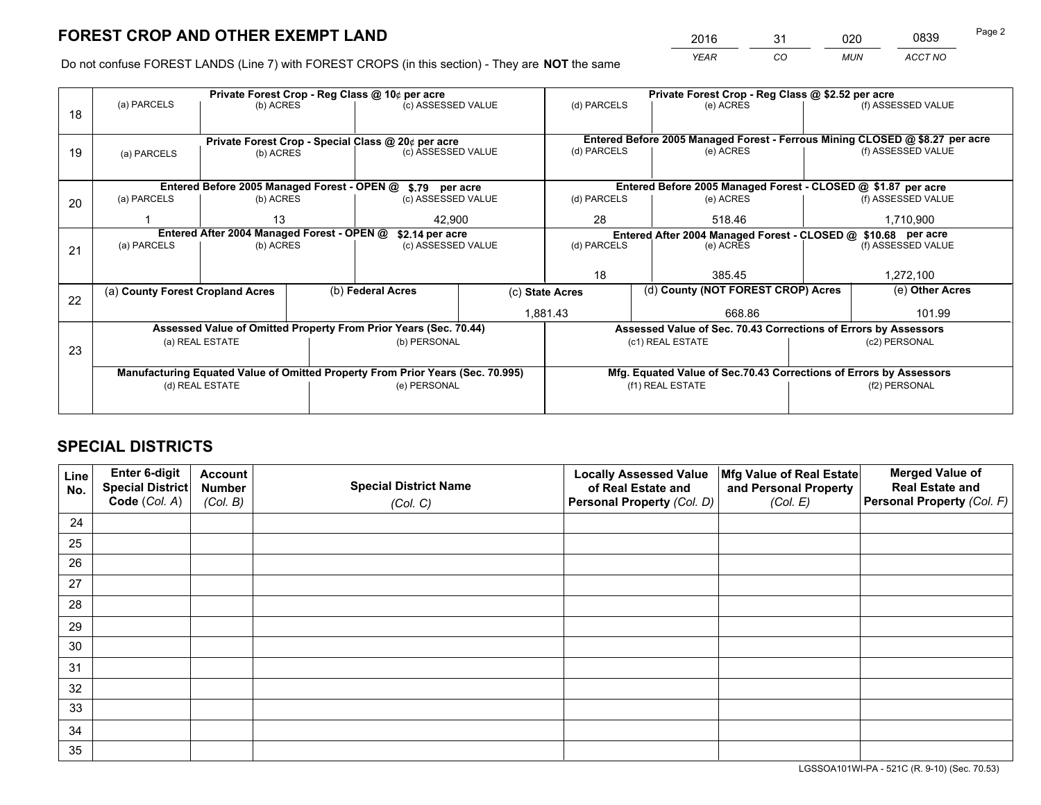# FOREST CROP AND OTHER EXEMPT LAND

| 2016 | 31 | 020 | 0839 |
|---|---|---|---|
| YEAR | CO | MUN | ACCT NO |

Do not confuse FOREST LANDS (Line 7) with FOREST CROPS (in this section) - They are **NOT** the same

| Line | Private Forest Crop - Reg Class @ 10¢ per acre | | | Private Forest Crop - Reg Class @ $2.52 per acre | | |
|---|---|---|---|---|---|---|
| 18 | (a) PARCELS | (b) ACRES | (c) ASSESSED VALUE | (d) PARCELS | (e) ACRES | (f) ASSESSED VALUE |
| | | | | | | |
| | **Private Forest Crop - Special Class @ 20¢ per acre** | | | **Entered Before 2005 Managed Forest - Ferrous Mining CLOSED @ $8.27 per acre** | | |
| 19 | (a) PARCELS | (b) ACRES | (c) ASSESSED VALUE | (d) PARCELS | (e) ACRES | (f) ASSESSED VALUE |
| | | | | | | |
| | **Entered Before 2005 Managed Forest - OPEN @ $.79 per acre** | | | **Entered Before 2005 Managed Forest - CLOSED @ $1.87 per acre** | | |
| 20 | (a) PARCELS | (b) ACRES | (c) ASSESSED VALUE | (d) PARCELS | (e) ACRES | (f) ASSESSED VALUE |
| | 1 | 13 | 42,900 | 28 | 518.46 | 1,710,900 |
| | **Entered After 2004 Managed Forest - OPEN @ $2.14 per acre** | | | **Entered After 2004 Managed Forest - CLOSED @ $10.68 per acre** | | |
| 21 | (a) PARCELS | (b) ACRES | (c) ASSESSED VALUE | (d) PARCELS | (e) ACRES | (f) ASSESSED VALUE |
| | | | | 18 | 385.45 | 1,272,100 |

| Line | (a) County Forest Cropland Acres | (b) Federal Acres | (c) State Acres | (d) County (NOT FOREST CROP) Acres | (e) Other Acres |
|---|---|---|---|---|---|
| 22 | | | 1,881.43 | 668.86 | 101.99 |

| Line | Assessed Value of Omitted Property From Prior Years (Sec. 70.44) | | Assessed Value of Sec. 70.43 Corrections of Errors by Assessors | |
|---|---|---|---|---|
| 23 | (a) REAL ESTATE | (b) PERSONAL | (c1) REAL ESTATE | (c2) PERSONAL |
| | | | | |
| | **Manufacturing Equated Value of Omitted Property From Prior Years (Sec. 70.995)** | | **Mfg. Equated Value of Sec.70.43 Corrections of Errors by Assessors** | |
| | (d) REAL ESTATE | (e) PERSONAL | (f1) REAL ESTATE | (f2) PERSONAL |
| | | | | |

# SPECIAL DISTRICTS

| Line No. | Enter 6-digit Special District Code (Col. A) | Account Number (Col. B) | Special District Name (Col. C) | Locally Assessed Value of Real Estate and Personal Property (Col. D) | Mfg Value of Real Estate and Personal Property (Col. E) | Merged Value of Real Estate and Personal Property (Col. F) |
|---|---|---|---|---|---|---|
| 24 | | | | | | |
| 25 | | | | | | |
| 26 | | | | | | |
| 27 | | | | | | |
| 28 | | | | | | |
| 29 | | | | | | |
| 30 | | | | | | |
| 31 | | | | | | |
| 32 | | | | | | |
| 33 | | | | | | |
| 34 | | | | | | |
| 35 | | | | | | |

LGSSOA101WI-PA - 521C (R. 9-10) (Sec. 70.53)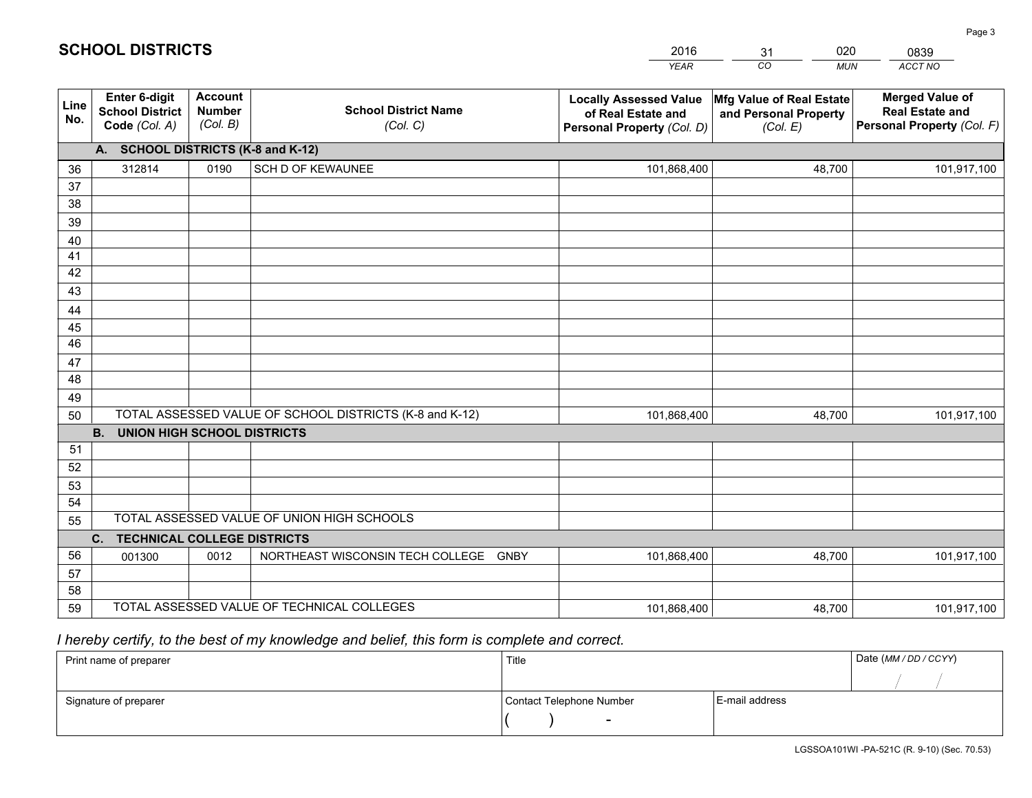# SCHOOL DISTRICTS

| 2016 | 31 | 020 | 0839 |
|---|---|---|---|
| *YEAR* | *CO* | *MUN* | *ACCT NO* |

| Line No. | Enter 6-digit School District Code *(Col. A)* | Account Number *(Col. B)* | School District Name *(Col. C)* | Locally Assessed Value of Real Estate and Personal Property *(Col. D)* | Mfg Value of Real Estate and Personal Property *(Col. E)* | Merged Value of Real Estate and Personal Property *(Col. F)* |
|---|---|---|---|---|---|---|
| **A. SCHOOL DISTRICTS (K-8 and K-12)** | | | | | | |
| 36 | 312814 | 0190 | SCH D OF KEWAUNEE | 101,868,400 | 48,700 | 101,917,100 |
| 37 | | | | | | |
| 38 | | | | | | |
| 39 | | | | | | |
| 40 | | | | | | |
| 41 | | | | | | |
| 42 | | | | | | |
| 43 | | | | | | |
| 44 | | | | | | |
| 45 | | | | | | |
| 46 | | | | | | |
| 47 | | | | | | |
| 48 | | | | | | |
| 49 | | | | | | |
| 50 | TOTAL ASSESSED VALUE OF SCHOOL DISTRICTS (K-8 and K-12) | | | 101,868,400 | 48,700 | 101,917,100 |
| **B. UNION HIGH SCHOOL DISTRICTS** | | | | | | |
| 51 | | | | | | |
| 52 | | | | | | |
| 53 | | | | | | |
| 54 | | | | | | |
| 55 | TOTAL ASSESSED VALUE OF UNION HIGH SCHOOLS | | | | | |
| **C. TECHNICAL COLLEGE DISTRICTS** | | | | | | |
| 56 | 001300 | 0012 | NORTHEAST WISCONSIN TECH COLLEGE GNBY | 101,868,400 | 48,700 | 101,917,100 |
| 57 | | | | | | |
| 58 | | | | | | |
| 59 | TOTAL ASSESSED VALUE OF TECHNICAL COLLEGES | | | 101,868,400 | 48,700 | 101,917,100 |

*I hereby certify, to the best of my knowledge and belief, this form is complete and correct.*

| Print name of preparer | Title | | Date *(MM / DD / CCYY)* |
|---|---|---|---|
| | | | / / |
| Signature of preparer | Contact Telephone Number | E-mail address | |
| | ( ) - | | |

LGSSOA101WI -PA-521C (R. 9-10) (Sec. 70.53)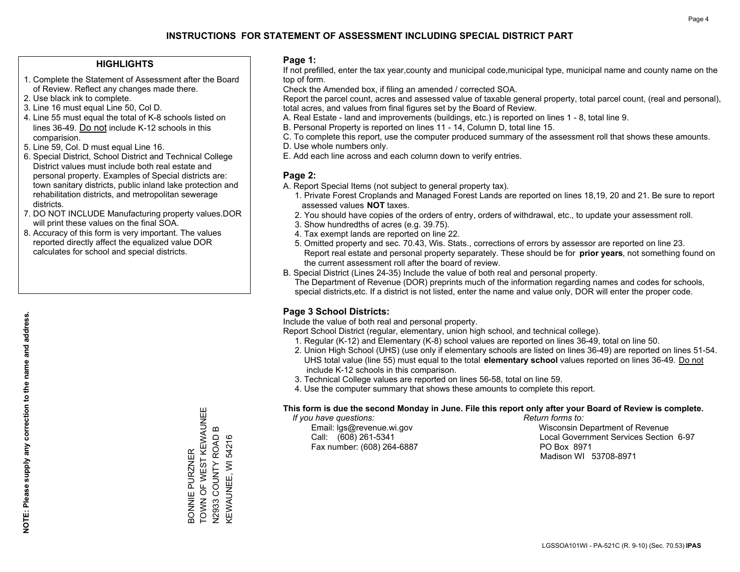# INSTRUCTIONS FOR STATEMENT OF ASSESSMENT INCLUDING SPECIAL DISTRICT PART

## HIGHLIGHTS

1. Complete the Statement of Assessment after the Board of Review. Reflect any changes made there.
2. Use black ink to complete.
3. Line 16 must equal Line 50, Col D.
4. Line 55 must equal the total of K-8 schools listed on lines 36-49. Do not include K-12 schools in this comparision.
5. Line 59, Col. D must equal Line 16.
6. Special District, School District and Technical College District values must include both real estate and personal property. Examples of Special districts are: town sanitary districts, public inland lake protection and rehabilitation districts, and metropolitan sewerage districts.
7. DO NOT INCLUDE Manufacturing property values.DOR will print these values on the final SOA.
8. Accuracy of this form is very important. The values reported directly affect the equalized value DOR calculates for school and special districts.

**NOTE: Please supply any correction to the name and address.**

BONNIE PURZNER
TOWN OF WEST KEWAUNEE
N2933 COUNTY ROAD B
KEWAUNEE, WI 54216

## Page 1:

If not prefilled, enter the tax year,county and municipal code,municipal type, municipal name and county name on the top of form.

Check the Amended box, if filing an amended / corrected SOA.

Report the parcel count, acres and assessed value of taxable general property, total parcel count, (real and personal), total acres, and values from final figures set by the Board of Review.

A. Real Estate - land and improvements (buildings, etc.) is reported on lines 1 - 8, total line 9.
B. Personal Property is reported on lines 11 - 14, Column D, total line 15.
C. To complete this report, use the computer produced summary of the assessment roll that shows these amounts.
D. Use whole numbers only.
E. Add each line across and each column down to verify entries.

## Page 2:

A. Report Special Items (not subject to general property tax).
   1. Private Forest Croplands and Managed Forest Lands are reported on lines 18,19, 20 and 21. Be sure to report assessed values **NOT** taxes.
   2. You should have copies of the orders of entry, orders of withdrawal, etc., to update your assessment roll.
   3. Show hundredths of acres (e.g. 39.75).
   4. Tax exempt lands are reported on line 22.
   5. Omitted property and sec. 70.43, Wis. Stats., corrections of errors by assessor are reported on line 23. Report real estate and personal property separately. These should be for **prior years**, not something found on the current assessment roll after the board of review.

B. Special District (Lines 24-35) Include the value of both real and personal property.
   The Department of Revenue (DOR) preprints much of the information regarding names and codes for schools, special districts,etc. If a district is not listed, enter the name and value only, DOR will enter the proper code.

## Page 3 School Districts:

Include the value of both real and personal property.

Report School District (regular, elementary, union high school, and technical college).

1. Regular (K-12) and Elementary (K-8) school values are reported on lines 36-49, total on line 50.
2. Union High School (UHS) (use only if elementary schools are listed on lines 36-49) are reported on lines 51-54. UHS total value (line 55) must equal to the total **elementary school** values reported on lines 36-49. Do not include K-12 schools in this comparison.
3. Technical College values are reported on lines 56-58, total on line 59.
4. Use the computer summary that shows these amounts to complete this report.

**This form is due the second Monday in June. File this report only after your Board of Review is complete.**

*If you have questions:*
Email: lgs@revenue.wi.gov
Call: (608) 261-5341
Fax number: (608) 264-6887

*Return forms to:*
Wisconsin Department of Revenue
Local Government Services Section 6-97
PO Box 8971
Madison WI 53708-8971

LGSSOA101WI - PA-521C (R. 9-10) (Sec. 70.53) **IPAS**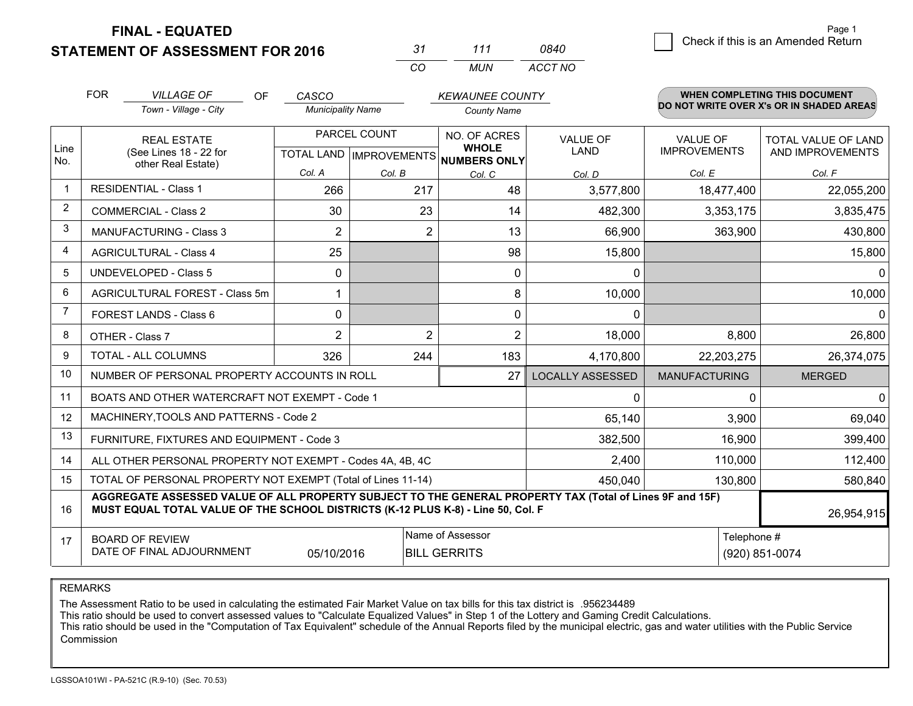# FINAL - EQUATED
## STATEMENT OF ASSESSMENT FOR 2016

| 31 | 111 | 0840 |
|---|---|---|
| CO | MUN | ACCT NO |

☐ Check if this is an Amended Return

FOR *VILLAGE OF* (Town - Village - City) OF *CASCO* (Municipality Name) *KEWAUNEE COUNTY* (County Name)

**WHEN COMPLETING THIS DOCUMENT DO NOT WRITE OVER X's OR IN SHADED AREAS**

| Line No. | REAL ESTATE (See Lines 18 - 22 for other Real Estate) | PARCEL COUNT TOTAL LAND Col. A | PARCEL COUNT IMPROVEMENTS Col. B | NO. OF ACRES WHOLE NUMBERS ONLY Col. C | VALUE OF LAND Col. D | VALUE OF IMPROVEMENTS Col. E | TOTAL VALUE OF LAND AND IMPROVEMENTS Col. F |
|---|---|---|---|---|---|---|---|
| 1 | RESIDENTIAL - Class 1 | 266 | 217 | 48 | 3,577,800 | 18,477,400 | 22,055,200 |
| 2 | COMMERCIAL - Class 2 | 30 | 23 | 14 | 482,300 | 3,353,175 | 3,835,475 |
| 3 | MANUFACTURING - Class 3 | 2 | 2 | 13 | 66,900 | 363,900 | 430,800 |
| 4 | AGRICULTURAL - Class 4 | 25 | | 98 | 15,800 | | 15,800 |
| 5 | UNDEVELOPED - Class 5 | 0 | | 0 | 0 | | 0 |
| 6 | AGRICULTURAL FOREST - Class 5m | 1 | | 8 | 10,000 | | 10,000 |
| 7 | FOREST LANDS - Class 6 | 0 | | 0 | 0 | | 0 |
| 8 | OTHER - Class 7 | 2 | 2 | 2 | 18,000 | 8,800 | 26,800 |
| 9 | TOTAL - ALL COLUMNS | 326 | 244 | 183 | 4,170,800 | 22,203,275 | 26,374,075 |
| 10 | NUMBER OF PERSONAL PROPERTY ACCOUNTS IN ROLL | | | 27 | LOCALLY ASSESSED | MANUFACTURING | MERGED |
| 11 | BOATS AND OTHER WATERCRAFT NOT EXEMPT - Code 1 | | | | 0 | 0 | 0 |
| 12 | MACHINERY,TOOLS AND PATTERNS - Code 2 | | | | 65,140 | 3,900 | 69,040 |
| 13 | FURNITURE, FIXTURES AND EQUIPMENT - Code 3 | | | | 382,500 | 16,900 | 399,400 |
| 14 | ALL OTHER PERSONAL PROPERTY NOT EXEMPT - Codes 4A, 4B, 4C | | | | 2,400 | 110,000 | 112,400 |
| 15 | TOTAL OF PERSONAL PROPERTY NOT EXEMPT (Total of Lines 11-14) | | | | 450,040 | 130,800 | 580,840 |
| 16 | **AGGREGATE ASSESSED VALUE OF ALL PROPERTY SUBJECT TO THE GENERAL PROPERTY TAX (Total of Lines 9F and 15F) MUST EQUAL TOTAL VALUE OF THE SCHOOL DISTRICTS (K-12 PLUS K-8) - Line 50, Col. F** | | | | | | 26,954,915 |
| 17 | BOARD OF REVIEW DATE OF FINAL ADJOURNMENT | 05/10/2016 | Name of Assessor | BILL GERRITS | | Telephone # | (920) 851-0074 |

REMARKS

The Assessment Ratio to be used in calculating the estimated Fair Market Value on tax bills for this tax district is .956234489
This ratio should be used to convert assessed values to "Calculate Equalized Values" in Step 1 of the Lottery and Gaming Credit Calculations.
This ratio should be used in the "Computation of Tax Equivalent" schedule of the Annual Reports filed by the municipal electric, gas and water utilities with the Public Service Commission

LGSSOA101WI - PA-521C (R.9-10) (Sec. 70.53)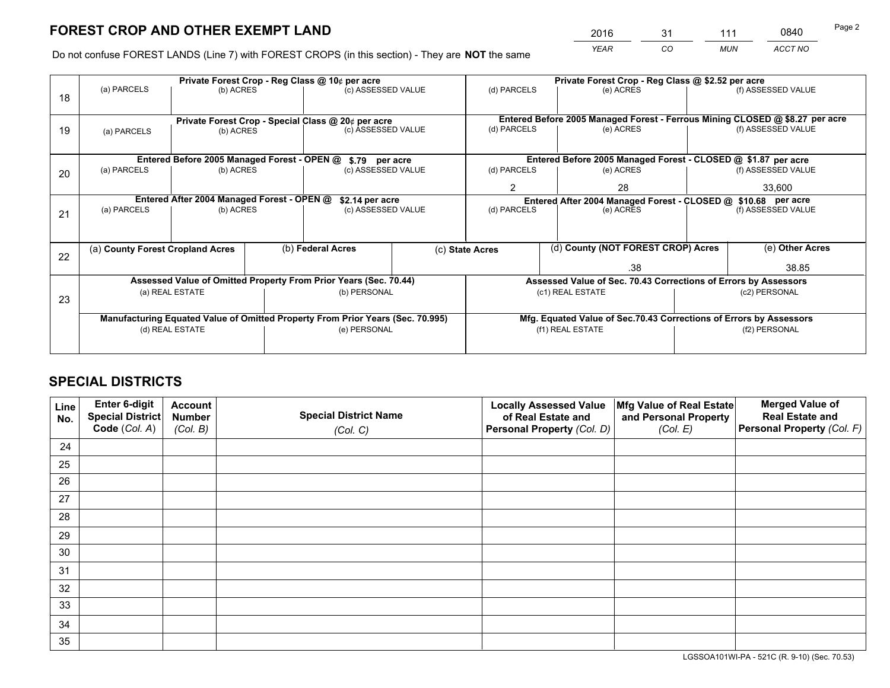# FOREST CROP AND OTHER EXEMPT LAND

| 2016 | 31 | 111 | 0840 |
|---|---|---|---|
| YEAR | CO | MUN | ACCT NO |

Do not confuse FOREST LANDS (Line 7) with FOREST CROPS (in this section) - They are **NOT** the same

| Line | Private Forest Crop - Reg Class @ 10¢ per acre | | | Private Forest Crop - Reg Class @ $2.52 per acre | | |
|---|---|---|---|---|---|---|
| 18 | (a) PARCELS | (b) ACRES | (c) ASSESSED VALUE | (d) PARCELS | (e) ACRES | (f) ASSESSED VALUE |
| | | | | | | |
| | **Private Forest Crop - Special Class @ 20¢ per acre** | | | **Entered Before 2005 Managed Forest - Ferrous Mining CLOSED @ $8.27 per acre** | | |
| 19 | (a) PARCELS | (b) ACRES | (c) ASSESSED VALUE | (d) PARCELS | (e) ACRES | (f) ASSESSED VALUE |
| | | | | | | |
| | **Entered Before 2005 Managed Forest - OPEN @ $.79 per acre** | | | **Entered Before 2005 Managed Forest - CLOSED @ $1.87 per acre** | | |
| 20 | (a) PARCELS | (b) ACRES | (c) ASSESSED VALUE | (d) PARCELS | (e) ACRES | (f) ASSESSED VALUE |
| | | | | 2 | 28 | 33,600 |
| | **Entered After 2004 Managed Forest - OPEN @ $2.14 per acre** | | | **Entered After 2004 Managed Forest - CLOSED @ $10.68 per acre** | | |
| 21 | (a) PARCELS | (b) ACRES | (c) ASSESSED VALUE | (d) PARCELS | (e) ACRES | (f) ASSESSED VALUE |
| | | | | | | |

| Line | (a) County Forest Cropland Acres | (b) Federal Acres | (c) State Acres | (d) County (NOT FOREST CROP) Acres | (e) Other Acres |
|---|---|---|---|---|---|
| 22 | | | | .38 | 38.85 |

| Line | Assessed Value of Omitted Property From Prior Years (Sec. 70.44) | | Assessed Value of Sec. 70.43 Corrections of Errors by Assessors | |
|---|---|---|---|---|
| 23 | (a) REAL ESTATE | (b) PERSONAL | (c1) REAL ESTATE | (c2) PERSONAL |
| | | | | |
| | **Manufacturing Equated Value of Omitted Property From Prior Years (Sec. 70.995)** | | **Mfg. Equated Value of Sec.70.43 Corrections of Errors by Assessors** | |
| | (d) REAL ESTATE | (e) PERSONAL | (f1) REAL ESTATE | (f2) PERSONAL |
| | | | | |

# SPECIAL DISTRICTS

| Line No. | Enter 6-digit Special District Code (Col. A) | Account Number (Col. B) | Special District Name (Col. C) | Locally Assessed Value of Real Estate and Personal Property (Col. D) | Mfg Value of Real Estate and Personal Property (Col. E) | Merged Value of Real Estate and Personal Property (Col. F) |
|---|---|---|---|---|---|---|
| 24 | | | | | | |
| 25 | | | | | | |
| 26 | | | | | | |
| 27 | | | | | | |
| 28 | | | | | | |
| 29 | | | | | | |
| 30 | | | | | | |
| 31 | | | | | | |
| 32 | | | | | | |
| 33 | | | | | | |
| 34 | | | | | | |
| 35 | | | | | | |

LGSSOA101WI-PA - 521C (R. 9-10) (Sec. 70.53)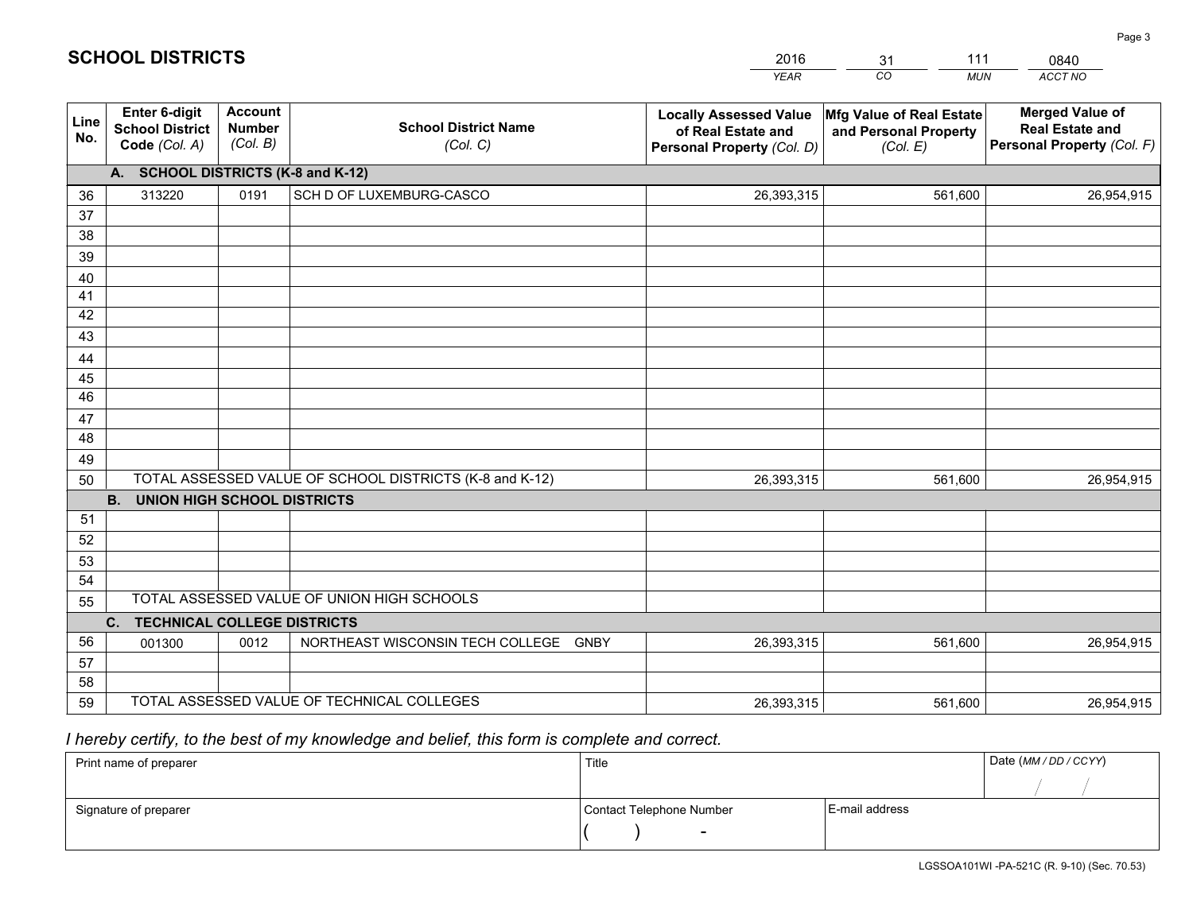# SCHOOL DISTRICTS

| 2016 | 31 | 111 | 0840 |
|---|---|---|---|
| *YEAR* | *CO* | *MUN* | *ACCT NO* |

| Line No. | Enter 6-digit School District Code (Col. A) | Account Number (Col. B) | School District Name (Col. C) | Locally Assessed Value of Real Estate and Personal Property (Col. D) | Mfg Value of Real Estate and Personal Property (Col. E) | Merged Value of Real Estate and Personal Property (Col. F) |
|---|---|---|---|---|---|---|
| **A.** | **SCHOOL DISTRICTS (K-8 and K-12)** | | | | | |
| 36 | 313220 | 0191 | SCH D OF LUXEMBURG-CASCO | 26,393,315 | 561,600 | 26,954,915 |
| 37 | | | | | | |
| 38 | | | | | | |
| 39 | | | | | | |
| 40 | | | | | | |
| 41 | | | | | | |
| 42 | | | | | | |
| 43 | | | | | | |
| 44 | | | | | | |
| 45 | | | | | | |
| 46 | | | | | | |
| 47 | | | | | | |
| 48 | | | | | | |
| 49 | | | | | | |
| 50 | TOTAL ASSESSED VALUE OF SCHOOL DISTRICTS (K-8 and K-12) | | | 26,393,315 | 561,600 | 26,954,915 |
| **B.** | **UNION HIGH SCHOOL DISTRICTS** | | | | | |
| 51 | | | | | | |
| 52 | | | | | | |
| 53 | | | | | | |
| 54 | | | | | | |
| 55 | TOTAL ASSESSED VALUE OF UNION HIGH SCHOOLS | | | | | |
| **C.** | **TECHNICAL COLLEGE DISTRICTS** | | | | | |
| 56 | 001300 | 0012 | NORTHEAST WISCONSIN TECH COLLEGE GNBY | 26,393,315 | 561,600 | 26,954,915 |
| 57 | | | | | | |
| 58 | | | | | | |
| 59 | TOTAL ASSESSED VALUE OF TECHNICAL COLLEGES | | | 26,393,315 | 561,600 | 26,954,915 |

*I hereby certify, to the best of my knowledge and belief, this form is complete and correct.*

| Print name of preparer | Title | | Date (MM / DD / CCYY) |
|---|---|---|---|
| | | | / / |
| Signature of preparer | Contact Telephone Number | E-mail address | |
| | ( ) - | | |

LGSSOA101WI -PA-521C (R. 9-10) (Sec. 70.53)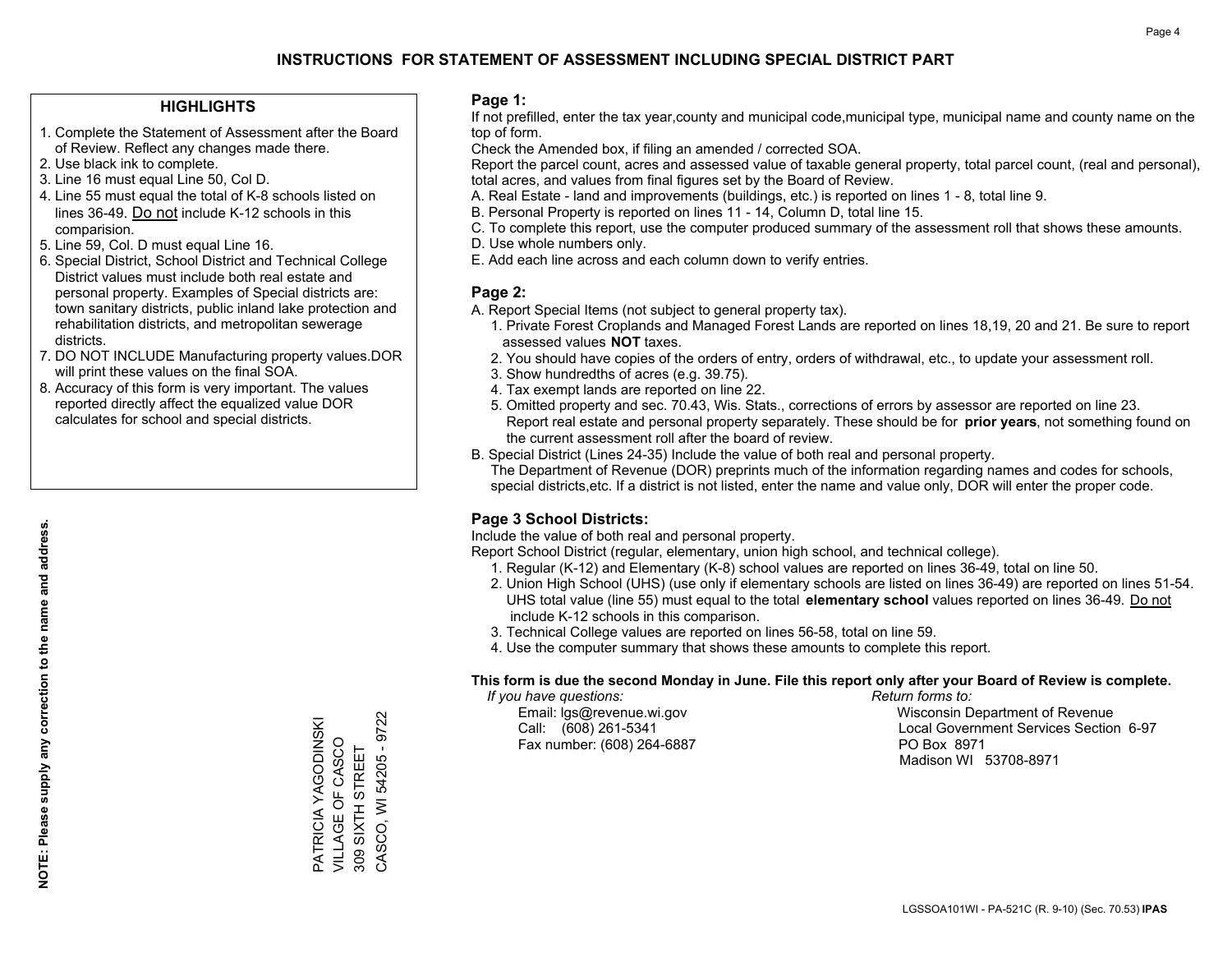# INSTRUCTIONS FOR STATEMENT OF ASSESSMENT INCLUDING SPECIAL DISTRICT PART

## HIGHLIGHTS

1. Complete the Statement of Assessment after the Board of Review. Reflect any changes made there.
2. Use black ink to complete.
3. Line 16 must equal Line 50, Col D.
4. Line 55 must equal the total of K-8 schools listed on lines 36-49. Do not include K-12 schools in this comparision.
5. Line 59, Col. D must equal Line 16.
6. Special District, School District and Technical College District values must include both real estate and personal property. Examples of Special districts are: town sanitary districts, public inland lake protection and rehabilitation districts, and metropolitan sewerage districts.
7. DO NOT INCLUDE Manufacturing property values.DOR will print these values on the final SOA.
8. Accuracy of this form is very important. The values reported directly affect the equalized value DOR calculates for school and special districts.

**NOTE: Please supply any correction to the name and address.**

PATRICIA YAGODINSKI
VILLAGE OF CASCO
309 SIXTH STREET
CASCO, WI 54205 - 9722

## Page 1:

If not prefilled, enter the tax year,county and municipal code,municipal type, municipal name and county name on the top of form.

Check the Amended box, if filing an amended / corrected SOA.

Report the parcel count, acres and assessed value of taxable general property, total parcel count, (real and personal), total acres, and values from final figures set by the Board of Review.

A. Real Estate - land and improvements (buildings, etc.) is reported on lines 1 - 8, total line 9.
B. Personal Property is reported on lines 11 - 14, Column D, total line 15.
C. To complete this report, use the computer produced summary of the assessment roll that shows these amounts.
D. Use whole numbers only.
E. Add each line across and each column down to verify entries.

## Page 2:

A. Report Special Items (not subject to general property tax).
   1. Private Forest Croplands and Managed Forest Lands are reported on lines 18,19, 20 and 21. Be sure to report assessed values **NOT** taxes.
   2. You should have copies of the orders of entry, orders of withdrawal, etc., to update your assessment roll.
   3. Show hundredths of acres (e.g. 39.75).
   4. Tax exempt lands are reported on line 22.
   5. Omitted property and sec. 70.43, Wis. Stats., corrections of errors by assessor are reported on line 23. Report real estate and personal property separately. These should be for **prior years**, not something found on the current assessment roll after the board of review.

B. Special District (Lines 24-35) Include the value of both real and personal property.
   The Department of Revenue (DOR) preprints much of the information regarding names and codes for schools, special districts,etc. If a district is not listed, enter the name and value only, DOR will enter the proper code.

## Page 3 School Districts:

Include the value of both real and personal property.

Report School District (regular, elementary, union high school, and technical college).

1. Regular (K-12) and Elementary (K-8) school values are reported on lines 36-49, total on line 50.
2. Union High School (UHS) (use only if elementary schools are listed on lines 36-49) are reported on lines 51-54. UHS total value (line 55) must equal to the total **elementary school** values reported on lines 36-49. Do not include K-12 schools in this comparison.
3. Technical College values are reported on lines 56-58, total on line 59.
4. Use the computer summary that shows these amounts to complete this report.

**This form is due the second Monday in June. File this report only after your Board of Review is complete.**

*If you have questions:*
Email: lgs@revenue.wi.gov
Call: (608) 261-5341
Fax number: (608) 264-6887

*Return forms to:*
Wisconsin Department of Revenue
Local Government Services Section 6-97
PO Box 8971
Madison WI 53708-8971

LGSSOA101WI - PA-521C (R. 9-10) (Sec. 70.53) **IPAS**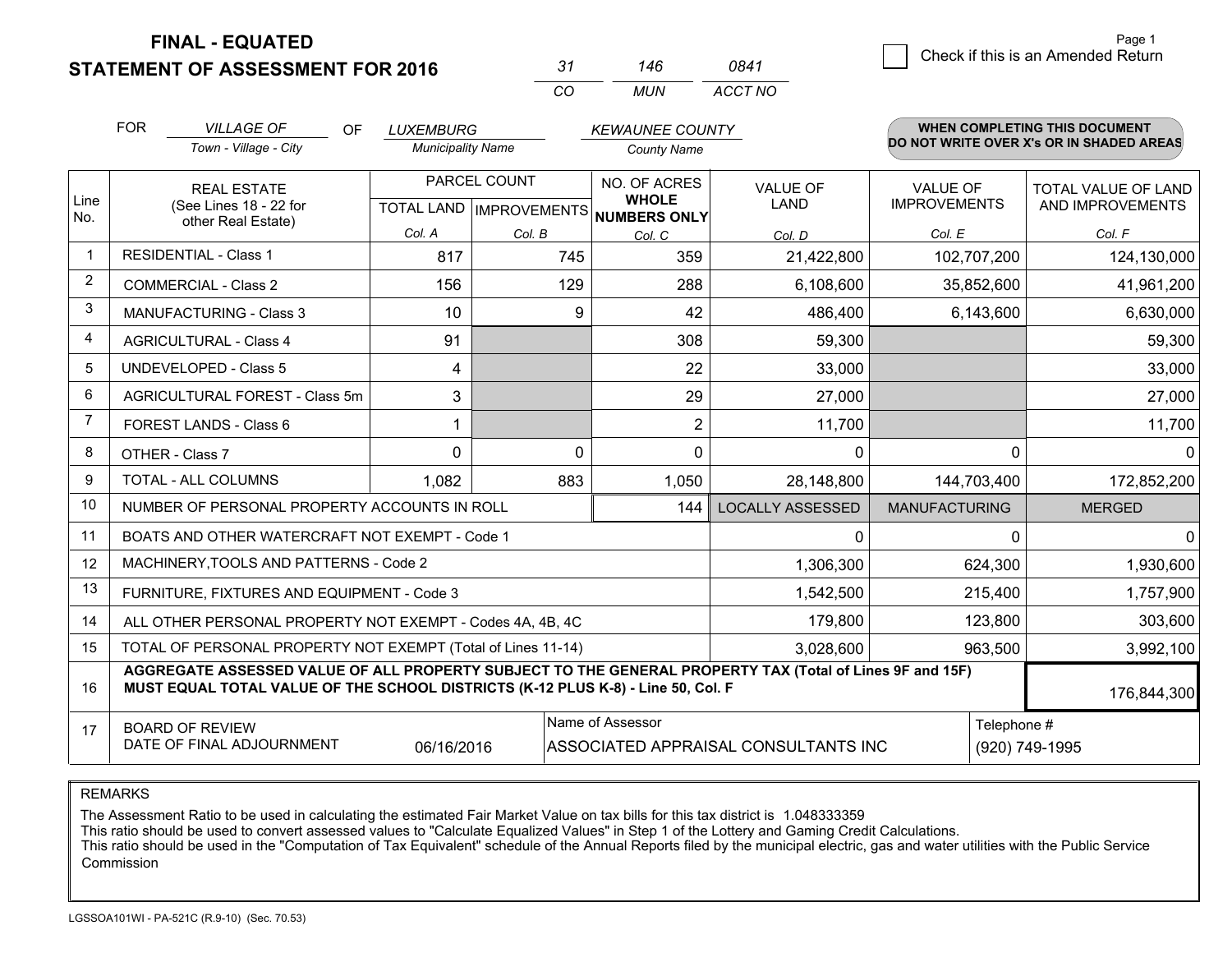# FINAL - EQUATED
## STATEMENT OF ASSESSMENT FOR 2016

| 31 | 146 | 0841 |
|---|---|---|
| CO | MUN | ACCT NO |

Page 1

☐ Check if this is an Amended Return

FOR *VILLAGE OF* (Town - Village - City) OF *LUXEMBURG* (Municipality Name) *KEWAUNEE COUNTY* (County Name)

**WHEN COMPLETING THIS DOCUMENT DO NOT WRITE OVER X's OR IN SHADED AREAS**

| Line No. | REAL ESTATE (See Lines 18 - 22 for other Real Estate) | PARCEL COUNT TOTAL LAND Col. A | PARCEL COUNT IMPROVEMENTS Col. B | NO. OF ACRES WHOLE NUMBERS ONLY Col. C | VALUE OF LAND Col. D | VALUE OF IMPROVEMENTS Col. E | TOTAL VALUE OF LAND AND IMPROVEMENTS Col. F |
|---|---|---|---|---|---|---|---|
| 1 | RESIDENTIAL - Class 1 | 817 | 745 | 359 | 21,422,800 | 102,707,200 | 124,130,000 |
| 2 | COMMERCIAL - Class 2 | 156 | 129 | 288 | 6,108,600 | 35,852,600 | 41,961,200 |
| 3 | MANUFACTURING - Class 3 | 10 | 9 | 42 | 486,400 | 6,143,600 | 6,630,000 |
| 4 | AGRICULTURAL - Class 4 | 91 | | 308 | 59,300 | | 59,300 |
| 5 | UNDEVELOPED - Class 5 | 4 | | 22 | 33,000 | | 33,000 |
| 6 | AGRICULTURAL FOREST - Class 5m | 3 | | 29 | 27,000 | | 27,000 |
| 7 | FOREST LANDS - Class 6 | 1 | | 2 | 11,700 | | 11,700 |
| 8 | OTHER - Class 7 | 0 | 0 | 0 | 0 | 0 | 0 |
| 9 | TOTAL - ALL COLUMNS | 1,082 | 883 | 1,050 | 28,148,800 | 144,703,400 | 172,852,200 |
| 10 | NUMBER OF PERSONAL PROPERTY ACCOUNTS IN ROLL | | | 144 | LOCALLY ASSESSED | MANUFACTURING | MERGED |
| 11 | BOATS AND OTHER WATERCRAFT NOT EXEMPT - Code 1 | | | | 0 | 0 | 0 |
| 12 | MACHINERY,TOOLS AND PATTERNS - Code 2 | | | | 1,306,300 | 624,300 | 1,930,600 |
| 13 | FURNITURE, FIXTURES AND EQUIPMENT - Code 3 | | | | 1,542,500 | 215,400 | 1,757,900 |
| 14 | ALL OTHER PERSONAL PROPERTY NOT EXEMPT - Codes 4A, 4B, 4C | | | | 179,800 | 123,800 | 303,600 |
| 15 | TOTAL OF PERSONAL PROPERTY NOT EXEMPT (Total of Lines 11-14) | | | | 3,028,600 | 963,500 | 3,992,100 |
| 16 | **AGGREGATE ASSESSED VALUE OF ALL PROPERTY SUBJECT TO THE GENERAL PROPERTY TAX (Total of Lines 9F and 15F) MUST EQUAL TOTAL VALUE OF THE SCHOOL DISTRICTS (K-12 PLUS K-8) - Line 50, Col. F** | | | | | | 176,844,300 |
| 17 | BOARD OF REVIEW DATE OF FINAL ADJOURNMENT | 06/16/2016 | | Name of Assessor: ASSOCIATED APPRAISAL CONSULTANTS INC | | | Telephone #: (920) 749-1995 |

REMARKS

The Assessment Ratio to be used in calculating the estimated Fair Market Value on tax bills for this tax district is 1.048333359
This ratio should be used to convert assessed values to "Calculate Equalized Values" in Step 1 of the Lottery and Gaming Credit Calculations.
This ratio should be used in the "Computation of Tax Equivalent" schedule of the Annual Reports filed by the municipal electric, gas and water utilities with the Public Service Commission

LGSSOA101WI - PA-521C (R.9-10) (Sec. 70.53)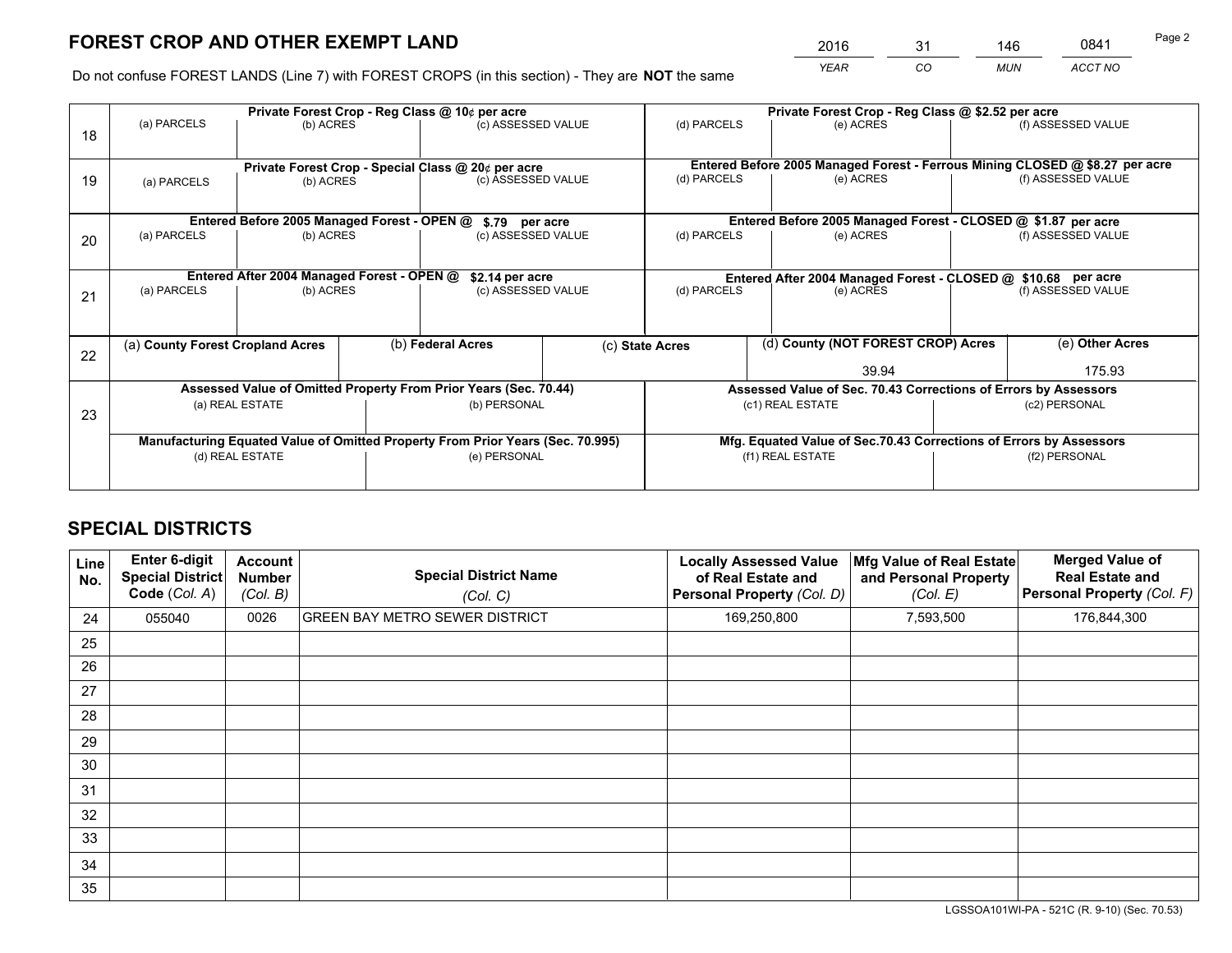# FOREST CROP AND OTHER EXEMPT LAND

| 2016 | 31 | 146 | 0841 |
|---|---|---|---|
| YEAR | CO | MUN | ACCT NO |

Do not confuse FOREST LANDS (Line 7) with FOREST CROPS (in this section) - They are **NOT** the same

| Line | Private Forest Crop - Reg Class @ 10¢ per acre | | | Private Forest Crop - Reg Class @ $2.52 per acre | | |
|---|---|---|---|---|---|---|
| 18 | (a) PARCELS | (b) ACRES | (c) ASSESSED VALUE | (d) PARCELS | (e) ACRES | (f) ASSESSED VALUE |
| | **Private Forest Crop - Special Class @ 20¢ per acre** | | | **Entered Before 2005 Managed Forest - Ferrous Mining CLOSED @ $8.27 per acre** | | |
| 19 | (a) PARCELS | (b) ACRES | (c) ASSESSED VALUE | (d) PARCELS | (e) ACRES | (f) ASSESSED VALUE |
| | **Entered Before 2005 Managed Forest - OPEN @ $.79 per acre** | | | **Entered Before 2005 Managed Forest - CLOSED @ $1.87 per acre** | | |
| 20 | (a) PARCELS | (b) ACRES | (c) ASSESSED VALUE | (d) PARCELS | (e) ACRES | (f) ASSESSED VALUE |
| | **Entered After 2004 Managed Forest - OPEN @ $2.14 per acre** | | | **Entered After 2004 Managed Forest - CLOSED @ $10.68 per acre** | | |
| 21 | (a) PARCELS | (b) ACRES | (c) ASSESSED VALUE | (d) PARCELS | (e) ACRES | (f) ASSESSED VALUE |

| Line | (a) County Forest Cropland Acres | (b) Federal Acres | (c) State Acres | (d) County (NOT FOREST CROP) Acres | (e) Other Acres |
|---|---|---|---|---|---|
| 22 | | | | 39.94 | 175.93 |

| Line | Assessed Value of Omitted Property From Prior Years (Sec. 70.44) | | Assessed Value of Sec. 70.43 Corrections of Errors by Assessors | |
|---|---|---|---|---|
| 23 | (a) REAL ESTATE | (b) PERSONAL | (c1) REAL ESTATE | (c2) PERSONAL |
| | **Manufacturing Equated Value of Omitted Property From Prior Years (Sec. 70.995)** | | **Mfg. Equated Value of Sec.70.43 Corrections of Errors by Assessors** | |
| | (d) REAL ESTATE | (e) PERSONAL | (f1) REAL ESTATE | (f2) PERSONAL |

# SPECIAL DISTRICTS

| Line No. | Enter 6-digit Special District Code (Col. A) | Account Number (Col. B) | Special District Name (Col. C) | Locally Assessed Value of Real Estate and Personal Property (Col. D) | Mfg Value of Real Estate and Personal Property (Col. E) | Merged Value of Real Estate and Personal Property (Col. F) |
|---|---|---|---|---|---|---|
| 24 | 055040 | 0026 | GREEN BAY METRO SEWER DISTRICT | 169,250,800 | 7,593,500 | 176,844,300 |
| 25 | | | | | | |
| 26 | | | | | | |
| 27 | | | | | | |
| 28 | | | | | | |
| 29 | | | | | | |
| 30 | | | | | | |
| 31 | | | | | | |
| 32 | | | | | | |
| 33 | | | | | | |
| 34 | | | | | | |
| 35 | | | | | | |

LGSSOA101WI-PA - 521C (R. 9-10) (Sec. 70.53)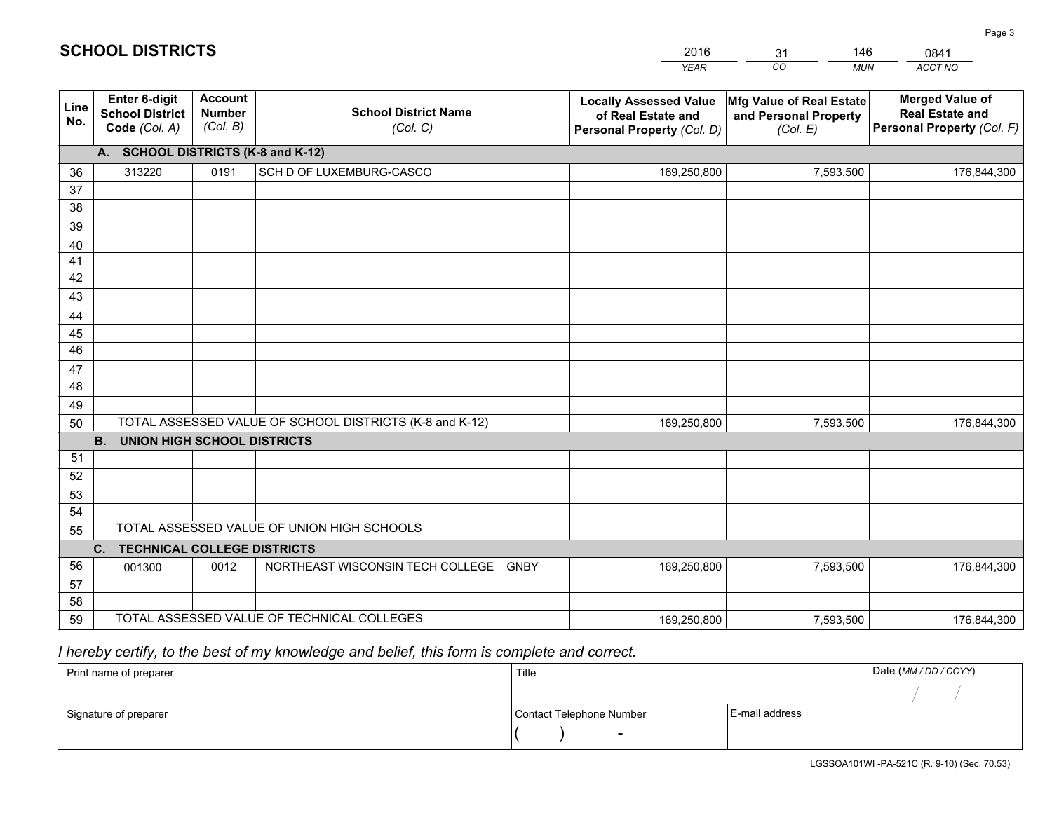# SCHOOL DISTRICTS

| 2016 | 31 | 146 | 0841 |
|---|---|---|---|
| *YEAR* | *CO* | *MUN* | *ACCT NO* |

| Line No. | Enter 6-digit School District Code *(Col. A)* | Account Number *(Col. B)* | School District Name *(Col. C)* | Locally Assessed Value of Real Estate and Personal Property *(Col. D)* | Mfg Value of Real Estate and Personal Property *(Col. E)* | Merged Value of Real Estate and Personal Property *(Col. F)* |
|---|---|---|---|---|---|---|
| | **A. SCHOOL DISTRICTS (K-8 and K-12)** | | | | | |
| 36 | 313220 | 0191 | SCH D OF LUXEMBURG-CASCO | 169,250,800 | 7,593,500 | 176,844,300 |
| 37 | | | | | | |
| 38 | | | | | | |
| 39 | | | | | | |
| 40 | | | | | | |
| 41 | | | | | | |
| 42 | | | | | | |
| 43 | | | | | | |
| 44 | | | | | | |
| 45 | | | | | | |
| 46 | | | | | | |
| 47 | | | | | | |
| 48 | | | | | | |
| 49 | | | | | | |
| 50 | TOTAL ASSESSED VALUE OF SCHOOL DISTRICTS (K-8 and K-12) | | | 169,250,800 | 7,593,500 | 176,844,300 |
| | **B. UNION HIGH SCHOOL DISTRICTS** | | | | | |
| 51 | | | | | | |
| 52 | | | | | | |
| 53 | | | | | | |
| 54 | | | | | | |
| 55 | TOTAL ASSESSED VALUE OF UNION HIGH SCHOOLS | | | | | |
| | **C. TECHNICAL COLLEGE DISTRICTS** | | | | | |
| 56 | 001300 | 0012 | NORTHEAST WISCONSIN TECH COLLEGE GNBY | 169,250,800 | 7,593,500 | 176,844,300 |
| 57 | | | | | | |
| 58 | | | | | | |
| 59 | TOTAL ASSESSED VALUE OF TECHNICAL COLLEGES | | | 169,250,800 | 7,593,500 | 176,844,300 |

*I hereby certify, to the best of my knowledge and belief, this form is complete and correct.*

| Print name of preparer | Title | | Date *(MM / DD / CCYY)* |
|---|---|---|---|
| | | | / / |
| Signature of preparer | Contact Telephone Number | E-mail address | |
| | ( ) - | | |

LGSSOA101WI -PA-521C (R. 9-10) (Sec. 70.53)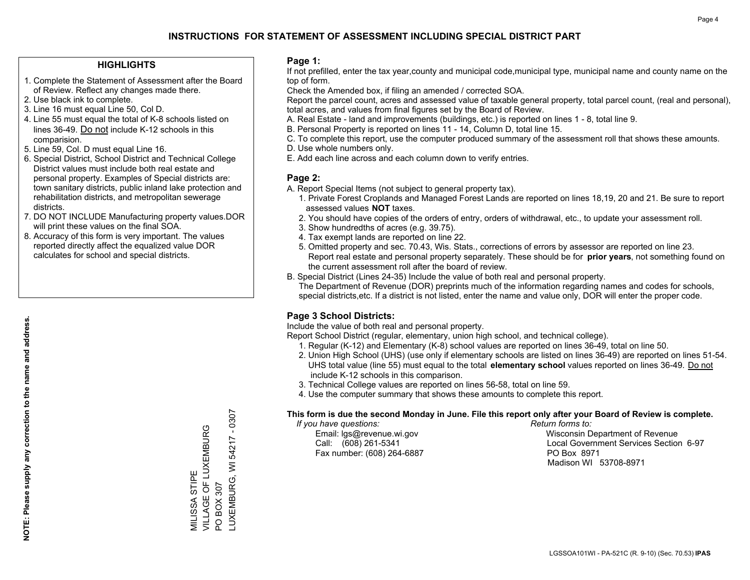# INSTRUCTIONS FOR STATEMENT OF ASSESSMENT INCLUDING SPECIAL DISTRICT PART

## HIGHLIGHTS

1. Complete the Statement of Assessment after the Board of Review. Reflect any changes made there.
2. Use black ink to complete.
3. Line 16 must equal Line 50, Col D.
4. Line 55 must equal the total of K-8 schools listed on lines 36-49. Do not include K-12 schools in this comparision.
5. Line 59, Col. D must equal Line 16.
6. Special District, School District and Technical College District values must include both real estate and personal property. Examples of Special districts are: town sanitary districts, public inland lake protection and rehabilitation districts, and metropolitan sewerage districts.
7. DO NOT INCLUDE Manufacturing property values.DOR will print these values on the final SOA.
8. Accuracy of this form is very important. The values reported directly affect the equalized value DOR calculates for school and special districts.

**NOTE: Please supply any correction to the name and address.**

MILISSA STIPE
VILLAGE OF LUXEMBURG
PO BOX 307
LUXEMBURG, WI 54217 - 0307

## Page 1:

If not prefilled, enter the tax year,county and municipal code,municipal type, municipal name and county name on the top of form.

Check the Amended box, if filing an amended / corrected SOA.

Report the parcel count, acres and assessed value of taxable general property, total parcel count, (real and personal), total acres, and values from final figures set by the Board of Review.

A. Real Estate - land and improvements (buildings, etc.) is reported on lines 1 - 8, total line 9.
B. Personal Property is reported on lines 11 - 14, Column D, total line 15.
C. To complete this report, use the computer produced summary of the assessment roll that shows these amounts.
D. Use whole numbers only.
E. Add each line across and each column down to verify entries.

## Page 2:

A. Report Special Items (not subject to general property tax).
   1. Private Forest Croplands and Managed Forest Lands are reported on lines 18,19, 20 and 21. Be sure to report assessed values **NOT** taxes.
   2. You should have copies of the orders of entry, orders of withdrawal, etc., to update your assessment roll.
   3. Show hundredths of acres (e.g. 39.75).
   4. Tax exempt lands are reported on line 22.
   5. Omitted property and sec. 70.43, Wis. Stats., corrections of errors by assessor are reported on line 23. Report real estate and personal property separately. These should be for **prior years**, not something found on the current assessment roll after the board of review.

B. Special District (Lines 24-35) Include the value of both real and personal property.
   The Department of Revenue (DOR) preprints much of the information regarding names and codes for schools, special districts,etc. If a district is not listed, enter the name and value only, DOR will enter the proper code.

## Page 3 School Districts:

Include the value of both real and personal property.

Report School District (regular, elementary, union high school, and technical college).

1. Regular (K-12) and Elementary (K-8) school values are reported on lines 36-49, total on line 50.
2. Union High School (UHS) (use only if elementary schools are listed on lines 36-49) are reported on lines 51-54. UHS total value (line 55) must equal to the total **elementary school** values reported on lines 36-49. Do not include K-12 schools in this comparison.
3. Technical College values are reported on lines 56-58, total on line 59.
4. Use the computer summary that shows these amounts to complete this report.

**This form is due the second Monday in June. File this report only after your Board of Review is complete.**

*If you have questions:*
Email: lgs@revenue.wi.gov
Call: (608) 261-5341
Fax number: (608) 264-6887

*Return forms to:*
Wisconsin Department of Revenue
Local Government Services Section 6-97
PO Box 8971
Madison WI 53708-8971

LGSSOA101WI - PA-521C (R. 9-10) (Sec. 70.53) **IPAS**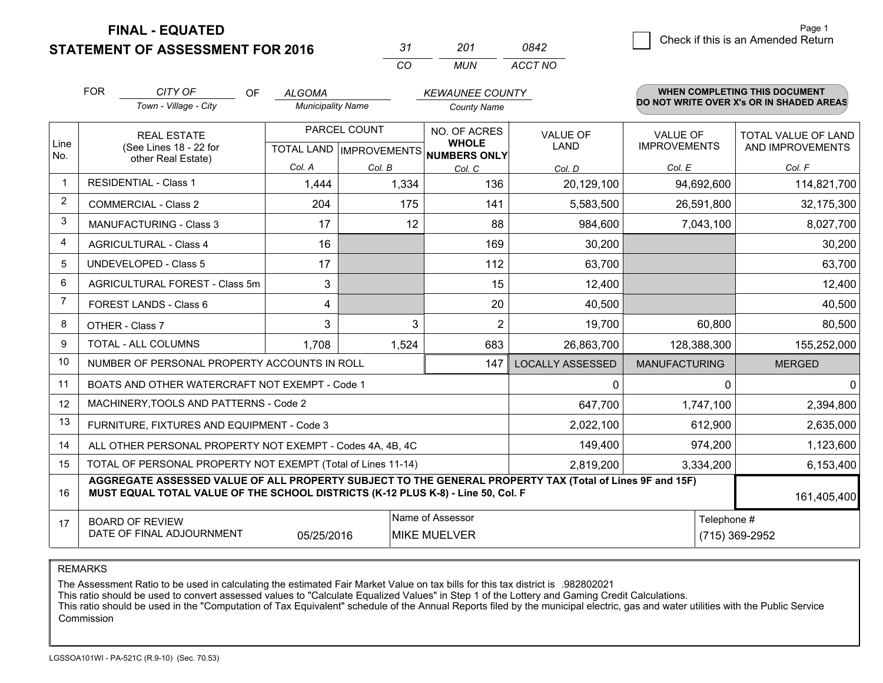# FINAL - EQUATED
# STATEMENT OF ASSESSMENT FOR 2016

| 31 | 201 | 0842 |
|---|---|---|
| CO | MUN | ACCT NO |

Check if this is an Amended Return

FOR CITY OF (Town - Village - City) OF ALGOMA (Municipality Name) KEWAUNEE COUNTY (County Name)

**WHEN COMPLETING THIS DOCUMENT DO NOT WRITE OVER X's OR IN SHADED AREAS**

| Line No. | REAL ESTATE (See Lines 18 - 22 for other Real Estate) | PARCEL COUNT TOTAL LAND Col. A | PARCEL COUNT IMPROVEMENTS Col. B | NO. OF ACRES WHOLE NUMBERS ONLY Col. C | VALUE OF LAND Col. D | VALUE OF IMPROVEMENTS Col. E | TOTAL VALUE OF LAND AND IMPROVEMENTS Col. F |
|---|---|---|---|---|---|---|---|
| 1 | RESIDENTIAL - Class 1 | 1,444 | 1,334 | 136 | 20,129,100 | 94,692,600 | 114,821,700 |
| 2 | COMMERCIAL - Class 2 | 204 | 175 | 141 | 5,583,500 | 26,591,800 | 32,175,300 |
| 3 | MANUFACTURING - Class 3 | 17 | 12 | 88 | 984,600 | 7,043,100 | 8,027,700 |
| 4 | AGRICULTURAL - Class 4 | 16 | | 169 | 30,200 | | 30,200 |
| 5 | UNDEVELOPED - Class 5 | 17 | | 112 | 63,700 | | 63,700 |
| 6 | AGRICULTURAL FOREST - Class 5m | 3 | | 15 | 12,400 | | 12,400 |
| 7 | FOREST LANDS - Class 6 | 4 | | 20 | 40,500 | | 40,500 |
| 8 | OTHER - Class 7 | 3 | 3 | 2 | 19,700 | 60,800 | 80,500 |
| 9 | TOTAL - ALL COLUMNS | 1,708 | 1,524 | 683 | 26,863,700 | 128,388,300 | 155,252,000 |
| 10 | NUMBER OF PERSONAL PROPERTY ACCOUNTS IN ROLL | | | 147 | LOCALLY ASSESSED | MANUFACTURING | MERGED |
| 11 | BOATS AND OTHER WATERCRAFT NOT EXEMPT - Code 1 | | | | 0 | 0 | 0 |
| 12 | MACHINERY,TOOLS AND PATTERNS - Code 2 | | | | 647,700 | 1,747,100 | 2,394,800 |
| 13 | FURNITURE, FIXTURES AND EQUIPMENT - Code 3 | | | | 2,022,100 | 612,900 | 2,635,000 |
| 14 | ALL OTHER PERSONAL PROPERTY NOT EXEMPT - Codes 4A, 4B, 4C | | | | 149,400 | 974,200 | 1,123,600 |
| 15 | TOTAL OF PERSONAL PROPERTY NOT EXEMPT (Total of Lines 11-14) | | | | 2,819,200 | 3,334,200 | 6,153,400 |
| 16 | **AGGREGATE ASSESSED VALUE OF ALL PROPERTY SUBJECT TO THE GENERAL PROPERTY TAX (Total of Lines 9F and 15F) MUST EQUAL TOTAL VALUE OF THE SCHOOL DISTRICTS (K-12 PLUS K-8) - Line 50, Col. F** | | | | | | 161,405,400 |
| 17 | BOARD OF REVIEW DATE OF FINAL ADJOURNMENT | 05/25/2016 | Name of Assessor: MIKE MUELVER | | | Telephone #: (715) 369-2952 | |

REMARKS

The Assessment Ratio to be used in calculating the estimated Fair Market Value on tax bills for this tax district is .982802021
This ratio should be used to convert assessed values to "Calculate Equalized Values" in Step 1 of the Lottery and Gaming Credit Calculations.
This ratio should be used in the "Computation of Tax Equivalent" schedule of the Annual Reports filed by the municipal electric, gas and water utilities with the Public Service Commission

LGSSOA101WI - PA-521C (R.9-10) (Sec. 70.53)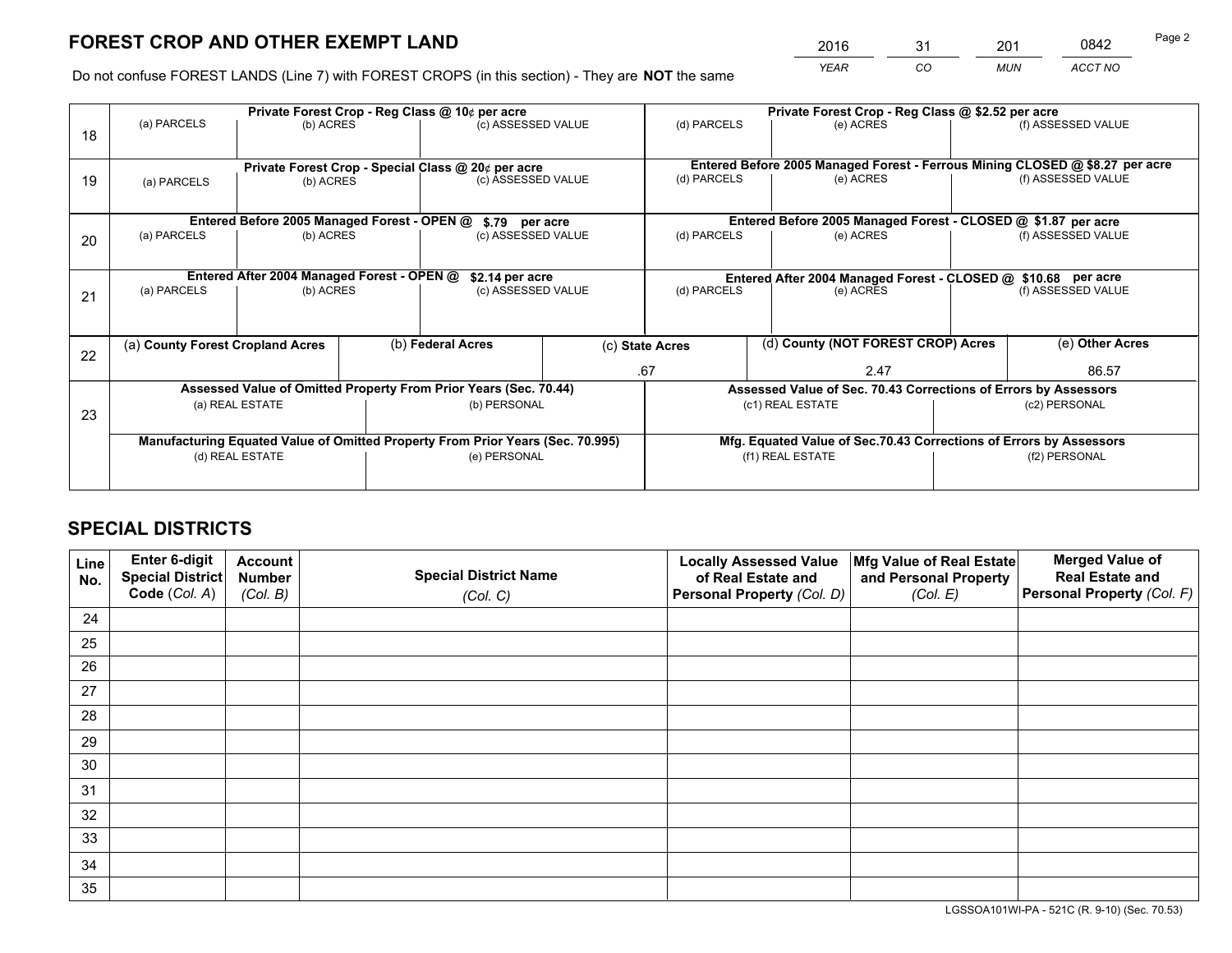# FOREST CROP AND OTHER EXEMPT LAND

| 2016 | 31 | 201 | 0842 |
|---|---|---|---|
| *YEAR* | *CO* | *MUN* | *ACCT NO* |

Do not confuse FOREST LANDS (Line 7) with FOREST CROPS (in this section) - They are **NOT** the same

| Line | Private Forest Crop - Reg Class @ 10¢ per acre | | | Private Forest Crop - Reg Class @ $2.52 per acre | | |
|---|---|---|---|---|---|---|
| 18 | (a) PARCELS | (b) ACRES | (c) ASSESSED VALUE | (d) PARCELS | (e) ACRES | (f) ASSESSED VALUE |
| | | | | | | |
| | **Private Forest Crop - Special Class @ 20¢ per acre** | | | **Entered Before 2005 Managed Forest - Ferrous Mining CLOSED @ $8.27 per acre** | | |
| 19 | (a) PARCELS | (b) ACRES | (c) ASSESSED VALUE | (d) PARCELS | (e) ACRES | (f) ASSESSED VALUE |
| | | | | | | |
| | **Entered Before 2005 Managed Forest - OPEN @ $.79 per acre** | | | **Entered Before 2005 Managed Forest - CLOSED @ $1.87 per acre** | | |
| 20 | (a) PARCELS | (b) ACRES | (c) ASSESSED VALUE | (d) PARCELS | (e) ACRES | (f) ASSESSED VALUE |
| | | | | | | |
| | **Entered After 2004 Managed Forest - OPEN @ $2.14 per acre** | | | **Entered After 2004 Managed Forest - CLOSED @ $10.68 per acre** | | |
| 21 | (a) PARCELS | (b) ACRES | (c) ASSESSED VALUE | (d) PARCELS | (e) ACRES | (f) ASSESSED VALUE |
| | | | | | | |

| Line | (a) County Forest Cropland Acres | (b) Federal Acres | (c) State Acres | (d) County (NOT FOREST CROP) Acres | (e) Other Acres |
|---|---|---|---|---|---|
| 22 | | | .67 | 2.47 | 86.57 |

| Line | Assessed Value of Omitted Property From Prior Years (Sec. 70.44) | | Assessed Value of Sec. 70.43 Corrections of Errors by Assessors | |
|---|---|---|---|---|
| 23 | (a) REAL ESTATE | (b) PERSONAL | (c1) REAL ESTATE | (c2) PERSONAL |
| | | | | |
| | **Manufacturing Equated Value of Omitted Property From Prior Years (Sec. 70.995)** | | **Mfg. Equated Value of Sec.70.43 Corrections of Errors by Assessors** | |
| | (d) REAL ESTATE | (e) PERSONAL | (f1) REAL ESTATE | (f2) PERSONAL |
| | | | | |

# SPECIAL DISTRICTS

| Line No. | Enter 6-digit Special District Code (Col. A) | Account Number (Col. B) | Special District Name (Col. C) | Locally Assessed Value of Real Estate and Personal Property (Col. D) | Mfg Value of Real Estate and Personal Property (Col. E) | Merged Value of Real Estate and Personal Property (Col. F) |
|---|---|---|---|---|---|---|
| 24 | | | | | | |
| 25 | | | | | | |
| 26 | | | | | | |
| 27 | | | | | | |
| 28 | | | | | | |
| 29 | | | | | | |
| 30 | | | | | | |
| 31 | | | | | | |
| 32 | | | | | | |
| 33 | | | | | | |
| 34 | | | | | | |
| 35 | | | | | | |

LGSSOA101WI-PA - 521C (R. 9-10) (Sec. 70.53)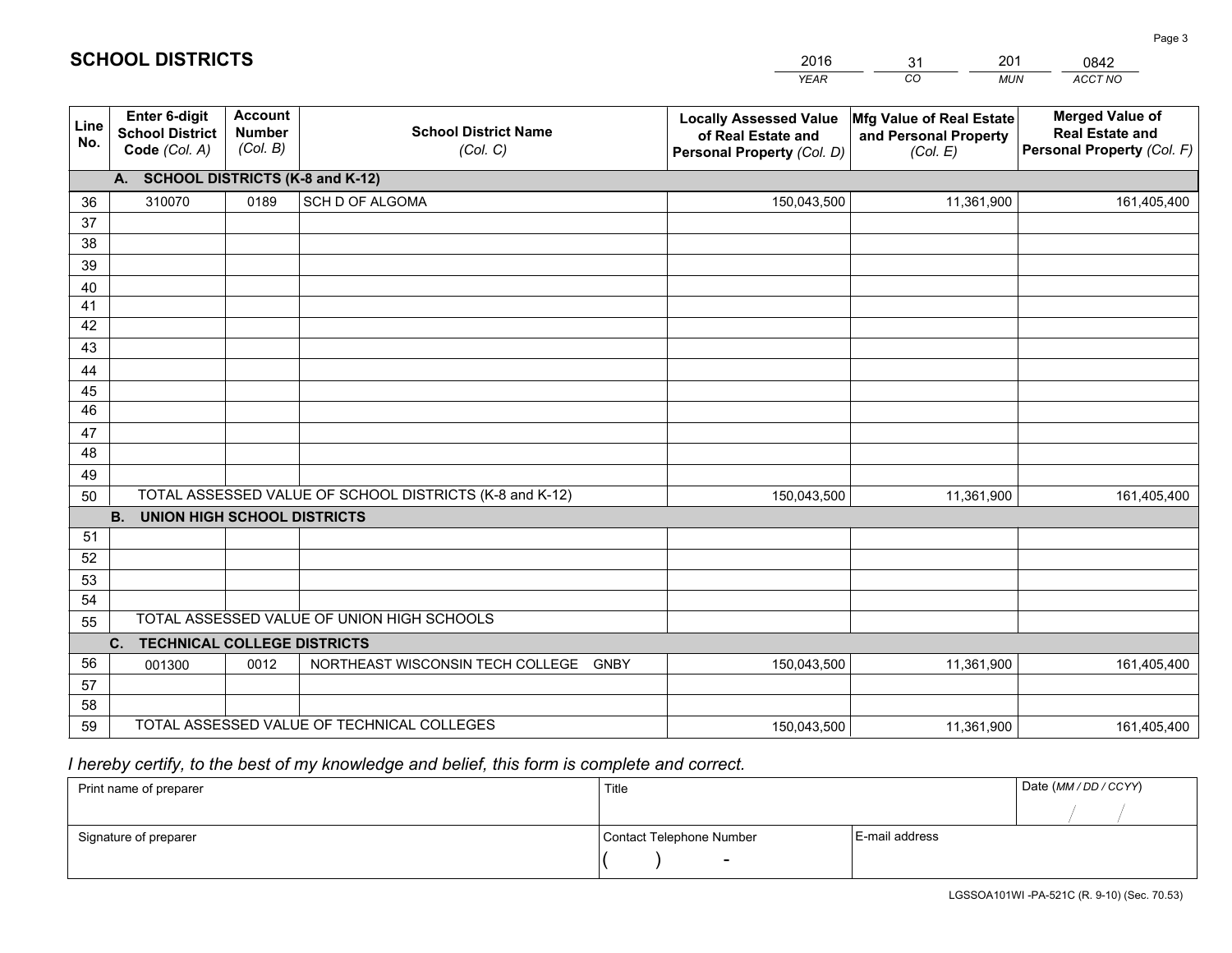# SCHOOL DISTRICTS

| 2016 | 31 | 201 | 0842 |
|---|---|---|---|
| YEAR | CO | MUN | ACCT NO |

| Line No. | Enter 6-digit School District Code (Col. A) | Account Number (Col. B) | School District Name (Col. C) | Locally Assessed Value of Real Estate and Personal Property (Col. D) | Mfg Value of Real Estate and Personal Property (Col. E) | Merged Value of Real Estate and Personal Property (Col. F) |
|---|---|---|---|---|---|---|
| | **A. SCHOOL DISTRICTS (K-8 and K-12)** | | | | | |
| 36 | 310070 | 0189 | SCH D OF ALGOMA | 150,043,500 | 11,361,900 | 161,405,400 |
| 37 | | | | | | |
| 38 | | | | | | |
| 39 | | | | | | |
| 40 | | | | | | |
| 41 | | | | | | |
| 42 | | | | | | |
| 43 | | | | | | |
| 44 | | | | | | |
| 45 | | | | | | |
| 46 | | | | | | |
| 47 | | | | | | |
| 48 | | | | | | |
| 49 | | | | | | |
| 50 | TOTAL ASSESSED VALUE OF SCHOOL DISTRICTS (K-8 and K-12) | | | 150,043,500 | 11,361,900 | 161,405,400 |
| | **B. UNION HIGH SCHOOL DISTRICTS** | | | | | |
| 51 | | | | | | |
| 52 | | | | | | |
| 53 | | | | | | |
| 54 | | | | | | |
| 55 | TOTAL ASSESSED VALUE OF UNION HIGH SCHOOLS | | | | | |
| | **C. TECHNICAL COLLEGE DISTRICTS** | | | | | |
| 56 | 001300 | 0012 | NORTHEAST WISCONSIN TECH COLLEGE GNBY | 150,043,500 | 11,361,900 | 161,405,400 |
| 57 | | | | | | |
| 58 | | | | | | |
| 59 | TOTAL ASSESSED VALUE OF TECHNICAL COLLEGES | | | 150,043,500 | 11,361,900 | 161,405,400 |

*I hereby certify, to the best of my knowledge and belief, this form is complete and correct.*

| Print name of preparer | Title | | Date (MM / DD / CCYY) |
|---|---|---|---|
| | | | / / |
| Signature of preparer | Contact Telephone Number | E-mail address | |
| | ( ) - | | |

LGSSOA101WI -PA-521C (R. 9-10) (Sec. 70.53)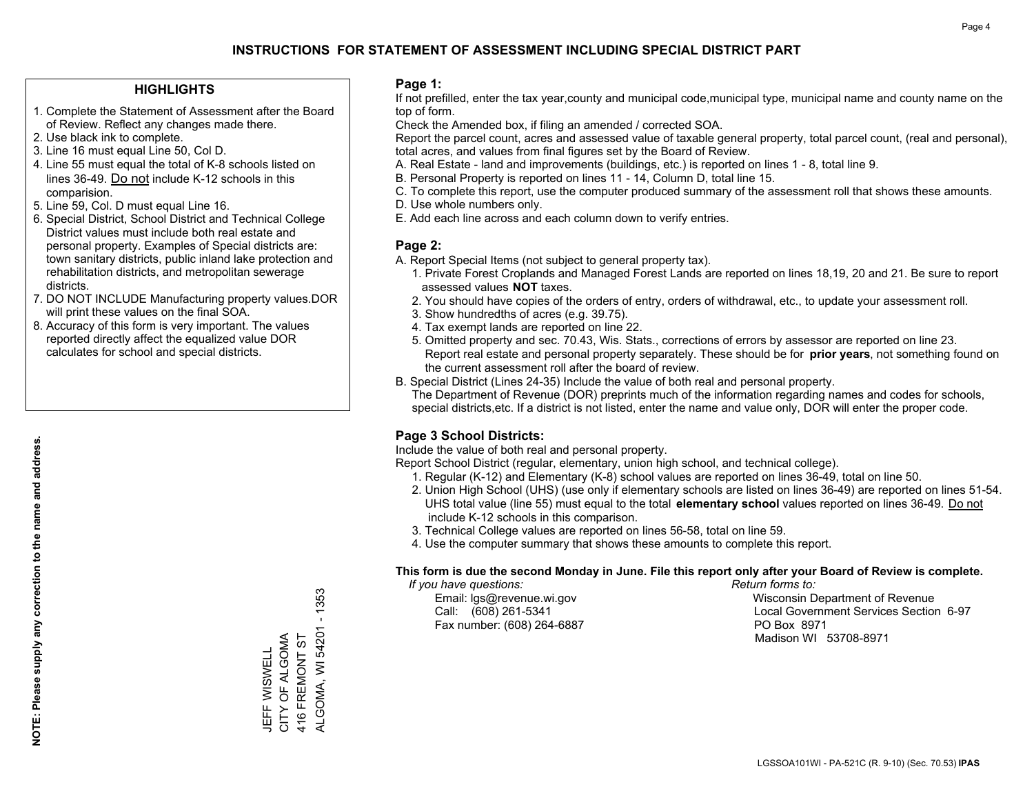# INSTRUCTIONS FOR STATEMENT OF ASSESSMENT INCLUDING SPECIAL DISTRICT PART

## HIGHLIGHTS

1. Complete the Statement of Assessment after the Board of Review. Reflect any changes made there.
2. Use black ink to complete.
3. Line 16 must equal Line 50, Col D.
4. Line 55 must equal the total of K-8 schools listed on lines 36-49. Do not include K-12 schools in this comparision.
5. Line 59, Col. D must equal Line 16.
6. Special District, School District and Technical College District values must include both real estate and personal property. Examples of Special districts are: town sanitary districts, public inland lake protection and rehabilitation districts, and metropolitan sewerage districts.
7. DO NOT INCLUDE Manufacturing property values.DOR will print these values on the final SOA.
8. Accuracy of this form is very important. The values reported directly affect the equalized value DOR calculates for school and special districts.

**NOTE: Please supply any correction to the name and address.**

JEFF WISWELL
CITY OF ALGOMA
416 FREMONT ST
ALGOMA, WI 54201 - 1353

## Page 1:

If not prefilled, enter the tax year,county and municipal code,municipal type, municipal name and county name on the top of form.

Check the Amended box, if filing an amended / corrected SOA.

Report the parcel count, acres and assessed value of taxable general property, total parcel count, (real and personal), total acres, and values from final figures set by the Board of Review.

A. Real Estate - land and improvements (buildings, etc.) is reported on lines 1 - 8, total line 9.
B. Personal Property is reported on lines 11 - 14, Column D, total line 15.
C. To complete this report, use the computer produced summary of the assessment roll that shows these amounts.
D. Use whole numbers only.
E. Add each line across and each column down to verify entries.

## Page 2:

A. Report Special Items (not subject to general property tax).
   1. Private Forest Croplands and Managed Forest Lands are reported on lines 18,19, 20 and 21. Be sure to report assessed values **NOT** taxes.
   2. You should have copies of the orders of entry, orders of withdrawal, etc., to update your assessment roll.
   3. Show hundredths of acres (e.g. 39.75).
   4. Tax exempt lands are reported on line 22.
   5. Omitted property and sec. 70.43, Wis. Stats., corrections of errors by assessor are reported on line 23. Report real estate and personal property separately. These should be for **prior years**, not something found on the current assessment roll after the board of review.
B. Special District (Lines 24-35) Include the value of both real and personal property.
   The Department of Revenue (DOR) preprints much of the information regarding names and codes for schools, special districts,etc. If a district is not listed, enter the name and value only, DOR will enter the proper code.

## Page 3 School Districts:

Include the value of both real and personal property.

Report School District (regular, elementary, union high school, and technical college).

1. Regular (K-12) and Elementary (K-8) school values are reported on lines 36-49, total on line 50.
2. Union High School (UHS) (use only if elementary schools are listed on lines 36-49) are reported on lines 51-54. UHS total value (line 55) must equal to the total **elementary school** values reported on lines 36-49. Do not include K-12 schools in this comparison.
3. Technical College values are reported on lines 56-58, total on line 59.
4. Use the computer summary that shows these amounts to complete this report.

**This form is due the second Monday in June. File this report only after your Board of Review is complete.**

*If you have questions:*
Email: lgs@revenue.wi.gov
Call: (608) 261-5341
Fax number: (608) 264-6887

*Return forms to:*
Wisconsin Department of Revenue
Local Government Services Section 6-97
PO Box 8971
Madison WI 53708-8971

LGSSOA101WI - PA-521C (R. 9-10) (Sec. 70.53) **IPAS**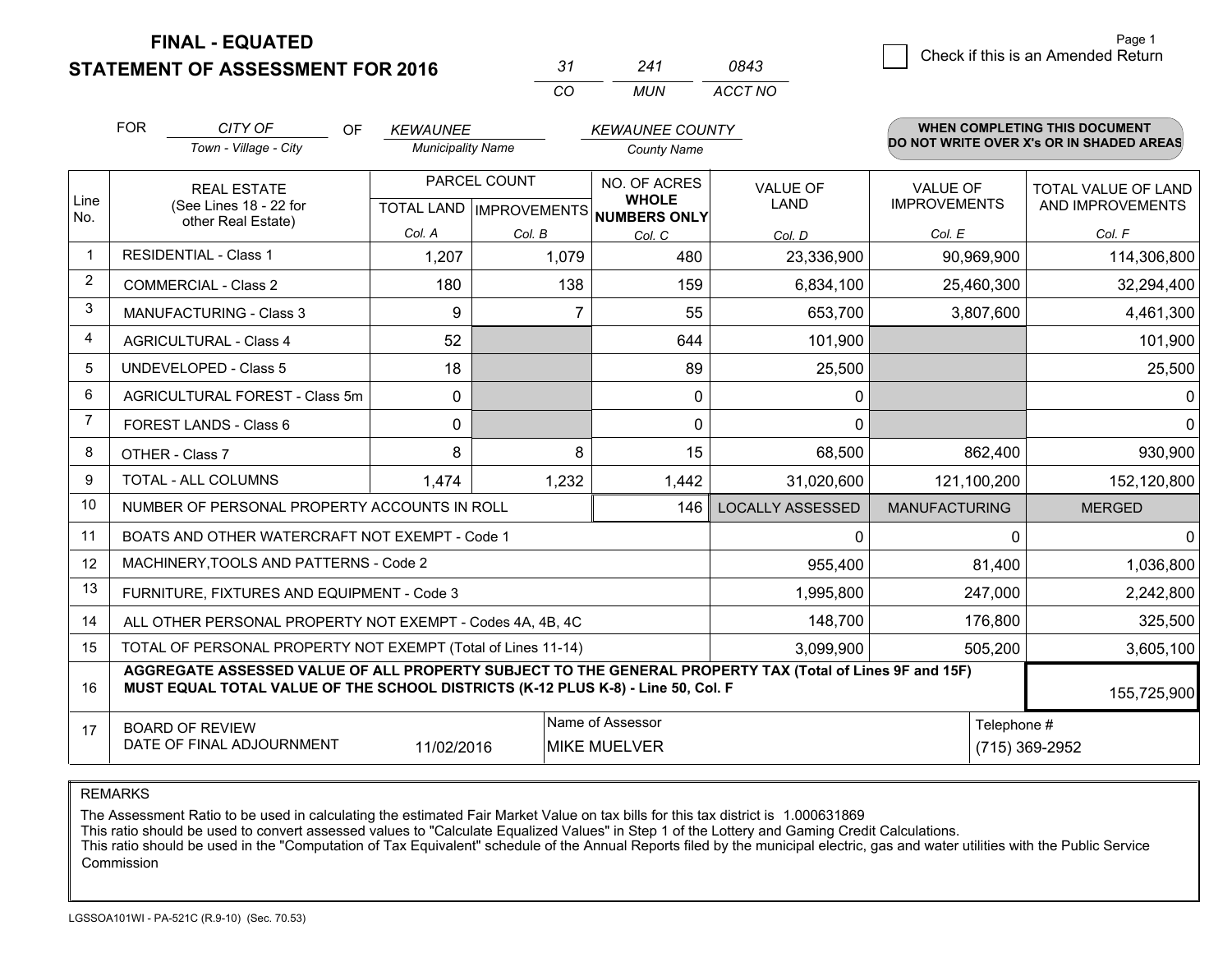# FINAL - EQUATED
# STATEMENT OF ASSESSMENT FOR 2016

| 31 | 241 | 0843 |
|---|---|---|
| CO | MUN | ACCT NO |

Page 1

☐ Check if this is an Amended Return

FOR *CITY OF* (Town - Village - City) OF *KEWAUNEE* (Municipality Name) *KEWAUNEE COUNTY* (County Name)

**WHEN COMPLETING THIS DOCUMENT DO NOT WRITE OVER X's OR IN SHADED AREAS**

| Line No. | REAL ESTATE (See Lines 18 - 22 for other Real Estate) | PARCEL COUNT TOTAL LAND Col. A | PARCEL COUNT IMPROVEMENTS Col. B | NO. OF ACRES WHOLE NUMBERS ONLY Col. C | VALUE OF LAND Col. D | VALUE OF IMPROVEMENTS Col. E | TOTAL VALUE OF LAND AND IMPROVEMENTS Col. F |
|---|---|---|---|---|---|---|---|
| 1 | RESIDENTIAL - Class 1 | 1,207 | 1,079 | 480 | 23,336,900 | 90,969,900 | 114,306,800 |
| 2 | COMMERCIAL - Class 2 | 180 | 138 | 159 | 6,834,100 | 25,460,300 | 32,294,400 |
| 3 | MANUFACTURING - Class 3 | 9 | 7 | 55 | 653,700 | 3,807,600 | 4,461,300 |
| 4 | AGRICULTURAL - Class 4 | 52 | | 644 | 101,900 | | 101,900 |
| 5 | UNDEVELOPED - Class 5 | 18 | | 89 | 25,500 | | 25,500 |
| 6 | AGRICULTURAL FOREST - Class 5m | 0 | | 0 | 0 | | 0 |
| 7 | FOREST LANDS - Class 6 | 0 | | 0 | 0 | | 0 |
| 8 | OTHER - Class 7 | 8 | 8 | 15 | 68,500 | 862,400 | 930,900 |
| 9 | TOTAL - ALL COLUMNS | 1,474 | 1,232 | 1,442 | 31,020,600 | 121,100,200 | 152,120,800 |
| 10 | NUMBER OF PERSONAL PROPERTY ACCOUNTS IN ROLL | | | 146 | LOCALLY ASSESSED | MANUFACTURING | MERGED |
| 11 | BOATS AND OTHER WATERCRAFT NOT EXEMPT - Code 1 | | | | 0 | 0 | 0 |
| 12 | MACHINERY,TOOLS AND PATTERNS - Code 2 | | | | 955,400 | 81,400 | 1,036,800 |
| 13 | FURNITURE, FIXTURES AND EQUIPMENT - Code 3 | | | | 1,995,800 | 247,000 | 2,242,800 |
| 14 | ALL OTHER PERSONAL PROPERTY NOT EXEMPT - Codes 4A, 4B, 4C | | | | 148,700 | 176,800 | 325,500 |
| 15 | TOTAL OF PERSONAL PROPERTY NOT EXEMPT (Total of Lines 11-14) | | | | 3,099,900 | 505,200 | 3,605,100 |
| 16 | **AGGREGATE ASSESSED VALUE OF ALL PROPERTY SUBJECT TO THE GENERAL PROPERTY TAX (Total of Lines 9F and 15F) MUST EQUAL TOTAL VALUE OF THE SCHOOL DISTRICTS (K-12 PLUS K-8) - Line 50, Col. F** | | | | | | 155,725,900 |
| 17 | BOARD OF REVIEW DATE OF FINAL ADJOURNMENT | 11/02/2016 | Name of Assessor: MIKE MUELVER | | | Telephone #: (715) 369-2952 | |

REMARKS

The Assessment Ratio to be used in calculating the estimated Fair Market Value on tax bills for this tax district is 1.000631869
This ratio should be used to convert assessed values to "Calculate Equalized Values" in Step 1 of the Lottery and Gaming Credit Calculations.
This ratio should be used in the "Computation of Tax Equivalent" schedule of the Annual Reports filed by the municipal electric, gas and water utilities with the Public Service Commission

LGSSOA101WI - PA-521C (R.9-10) (Sec. 70.53)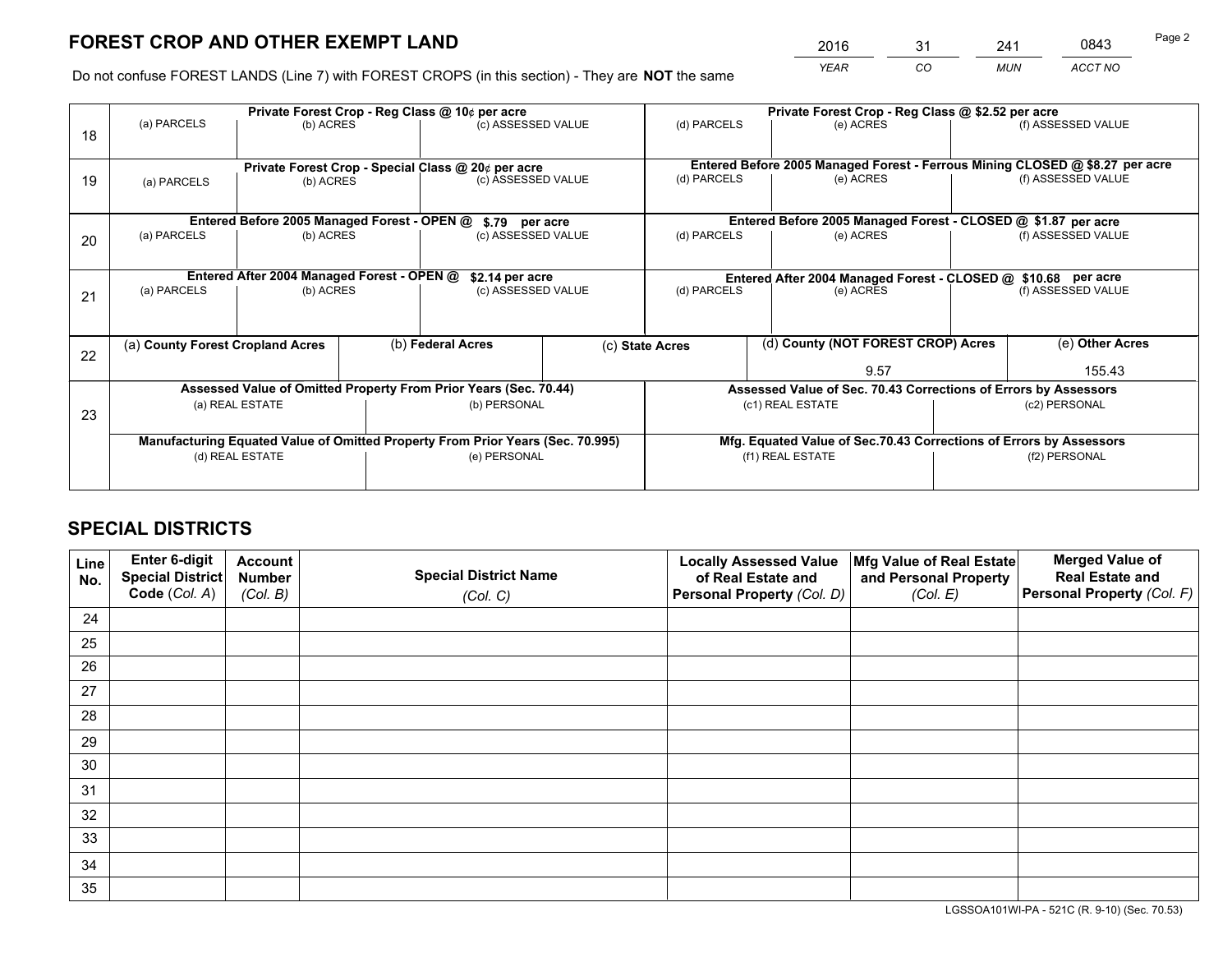# FOREST CROP AND OTHER EXEMPT LAND

| 2016 | 31 | 241 | 0843 |
|---|---|---|---|
| *YEAR* | *CO* | *MUN* | *ACCT NO* |

Do not confuse FOREST LANDS (Line 7) with FOREST CROPS (in this section) - They are **NOT** the same

| Line | Private Forest Crop - Reg Class @ 10¢ per acre | | | Private Forest Crop - Reg Class @ $2.52 per acre | | |
|---|---|---|---|---|---|---|
| 18 | (a) PARCELS | (b) ACRES | (c) ASSESSED VALUE | (d) PARCELS | (e) ACRES | (f) ASSESSED VALUE |
| | **Private Forest Crop - Special Class @ 20¢ per acre** | | | **Entered Before 2005 Managed Forest - Ferrous Mining CLOSED @ $8.27 per acre** | | |
| 19 | (a) PARCELS | (b) ACRES | (c) ASSESSED VALUE | (d) PARCELS | (e) ACRES | (f) ASSESSED VALUE |
| | **Entered Before 2005 Managed Forest - OPEN @ $.79 per acre** | | | **Entered Before 2005 Managed Forest - CLOSED @ $1.87 per acre** | | |
| 20 | (a) PARCELS | (b) ACRES | (c) ASSESSED VALUE | (d) PARCELS | (e) ACRES | (f) ASSESSED VALUE |
| | **Entered After 2004 Managed Forest - OPEN @ $2.14 per acre** | | | **Entered After 2004 Managed Forest - CLOSED @ $10.68 per acre** | | |
| 21 | (a) PARCELS | (b) ACRES | (c) ASSESSED VALUE | (d) PARCELS | (e) ACRES | (f) ASSESSED VALUE |

| Line | (a) County Forest Cropland Acres | (b) Federal Acres | (c) State Acres | (d) County (NOT FOREST CROP) Acres | (e) Other Acres |
|---|---|---|---|---|---|
| 22 | | | | 9.57 | 155.43 |

| Line | Assessed Value of Omitted Property From Prior Years (Sec. 70.44) | | Assessed Value of Sec. 70.43 Corrections of Errors by Assessors | |
|---|---|---|---|---|
| 23 | (a) REAL ESTATE | (b) PERSONAL | (c1) REAL ESTATE | (c2) PERSONAL |
| | **Manufacturing Equated Value of Omitted Property From Prior Years (Sec. 70.995)** | | **Mfg. Equated Value of Sec.70.43 Corrections of Errors by Assessors** | |
| | (d) REAL ESTATE | (e) PERSONAL | (f1) REAL ESTATE | (f2) PERSONAL |

# SPECIAL DISTRICTS

| Line No. | Enter 6-digit Special District Code (*Col. A*) | Account Number (*Col. B*) | Special District Name (*Col. C*) | Locally Assessed Value of Real Estate and Personal Property (*Col. D*) | Mfg Value of Real Estate and Personal Property (*Col. E*) | Merged Value of Real Estate and Personal Property (*Col. F*) |
|---|---|---|---|---|---|---|
| 24 | | | | | | |
| 25 | | | | | | |
| 26 | | | | | | |
| 27 | | | | | | |
| 28 | | | | | | |
| 29 | | | | | | |
| 30 | | | | | | |
| 31 | | | | | | |
| 32 | | | | | | |
| 33 | | | | | | |
| 34 | | | | | | |
| 35 | | | | | | |

LGSSOA101WI-PA - 521C (R. 9-10) (Sec. 70.53)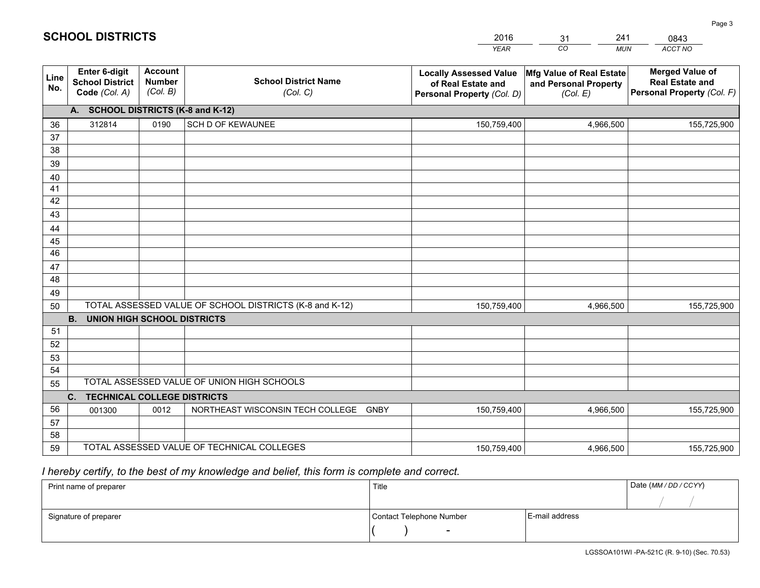# SCHOOL DISTRICTS

| 2016 | 31 | 241 | 0843 |
|---|---|---|---|
| YEAR | CO | MUN | ACCT NO |

| Line No. | Enter 6-digit School District Code (Col. A) | Account Number (Col. B) | School District Name (Col. C) | Locally Assessed Value of Real Estate and Personal Property (Col. D) | Mfg Value of Real Estate and Personal Property (Col. E) | Merged Value of Real Estate and Personal Property (Col. F) |
|---|---|---|---|---|---|---|
| **A. SCHOOL DISTRICTS (K-8 and K-12)** | | | | | | |
| 36 | 312814 | 0190 | SCH D OF KEWAUNEE | 150,759,400 | 4,966,500 | 155,725,900 |
| 37 | | | | | | |
| 38 | | | | | | |
| 39 | | | | | | |
| 40 | | | | | | |
| 41 | | | | | | |
| 42 | | | | | | |
| 43 | | | | | | |
| 44 | | | | | | |
| 45 | | | | | | |
| 46 | | | | | | |
| 47 | | | | | | |
| 48 | | | | | | |
| 49 | | | | | | |
| 50 | TOTAL ASSESSED VALUE OF SCHOOL DISTRICTS (K-8 and K-12) | | | 150,759,400 | 4,966,500 | 155,725,900 |
| **B. UNION HIGH SCHOOL DISTRICTS** | | | | | | |
| 51 | | | | | | |
| 52 | | | | | | |
| 53 | | | | | | |
| 54 | | | | | | |
| 55 | TOTAL ASSESSED VALUE OF UNION HIGH SCHOOLS | | | | | |
| **C. TECHNICAL COLLEGE DISTRICTS** | | | | | | |
| 56 | 001300 | 0012 | NORTHEAST WISCONSIN TECH COLLEGE GNBY | 150,759,400 | 4,966,500 | 155,725,900 |
| 57 | | | | | | |
| 58 | | | | | | |
| 59 | TOTAL ASSESSED VALUE OF TECHNICAL COLLEGES | | | 150,759,400 | 4,966,500 | 155,725,900 |

*I hereby certify, to the best of my knowledge and belief, this form is complete and correct.*

| Print name of preparer | Title | | Date (MM / DD / CCYY) |
|---|---|---|---|
| | | | / / |
| Signature of preparer | Contact Telephone Number | E-mail address | |
| | ( ) - | | |

LGSSOA101WI -PA-521C (R. 9-10) (Sec. 70.53)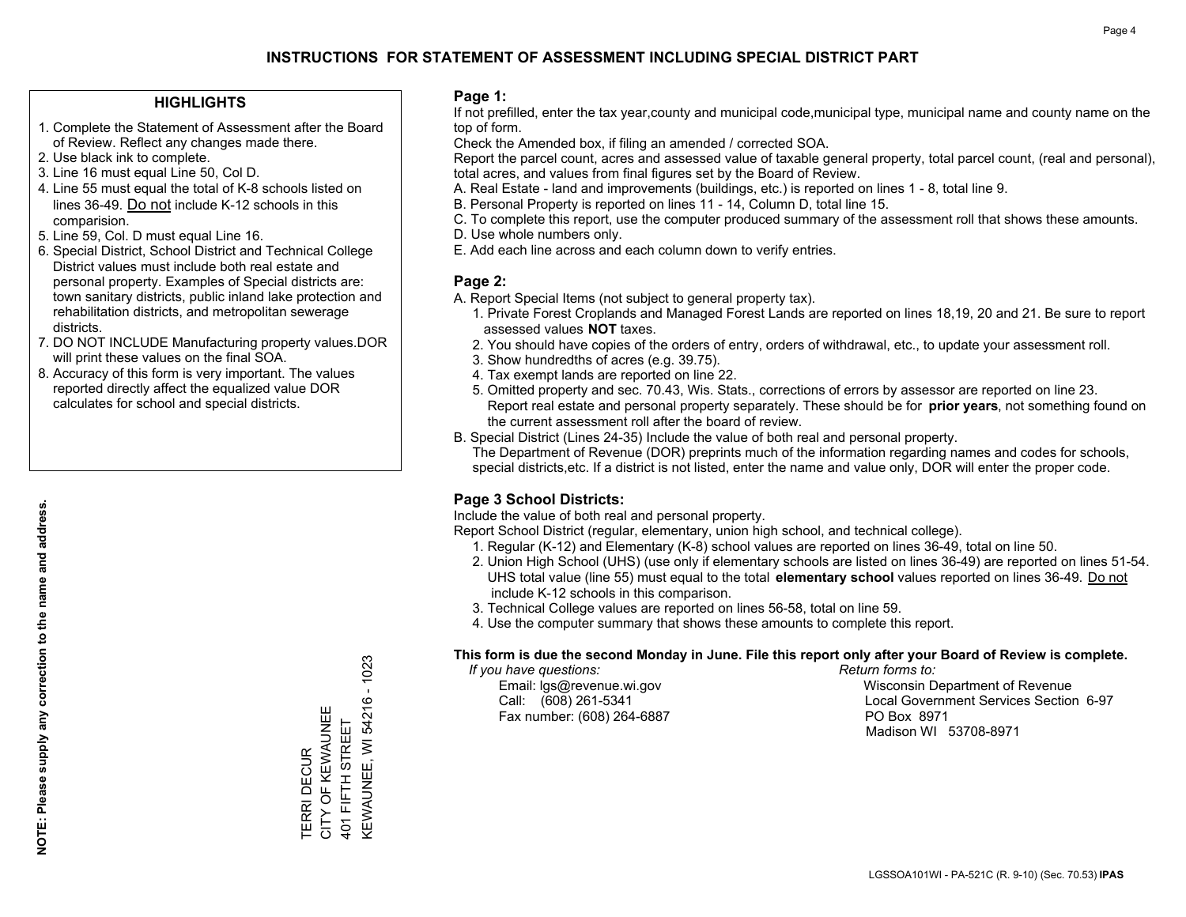# INSTRUCTIONS FOR STATEMENT OF ASSESSMENT INCLUDING SPECIAL DISTRICT PART

## HIGHLIGHTS

1. Complete the Statement of Assessment after the Board of Review. Reflect any changes made there.
2. Use black ink to complete.
3. Line 16 must equal Line 50, Col D.
4. Line 55 must equal the total of K-8 schools listed on lines 36-49. Do not include K-12 schools in this comparision.
5. Line 59, Col. D must equal Line 16.
6. Special District, School District and Technical College District values must include both real estate and personal property. Examples of Special districts are: town sanitary districts, public inland lake protection and rehabilitation districts, and metropolitan sewerage districts.
7. DO NOT INCLUDE Manufacturing property values.DOR will print these values on the final SOA.
8. Accuracy of this form is very important. The values reported directly affect the equalized value DOR calculates for school and special districts.

**NOTE: Please supply any correction to the name and address.**

TERRI DECUR
CITY OF KEWAUNEE
401 FIFTH STREET
KEWAUNEE, WI 54216 - 1023

## Page 1:

If not prefilled, enter the tax year,county and municipal code,municipal type, municipal name and county name on the top of form.

Check the Amended box, if filing an amended / corrected SOA.

Report the parcel count, acres and assessed value of taxable general property, total parcel count, (real and personal), total acres, and values from final figures set by the Board of Review.

A. Real Estate - land and improvements (buildings, etc.) is reported on lines 1 - 8, total line 9.
B. Personal Property is reported on lines 11 - 14, Column D, total line 15.
C. To complete this report, use the computer produced summary of the assessment roll that shows these amounts.
D. Use whole numbers only.
E. Add each line across and each column down to verify entries.

## Page 2:

A. Report Special Items (not subject to general property tax).
   1. Private Forest Croplands and Managed Forest Lands are reported on lines 18,19, 20 and 21. Be sure to report assessed values **NOT** taxes.
   2. You should have copies of the orders of entry, orders of withdrawal, etc., to update your assessment roll.
   3. Show hundredths of acres (e.g. 39.75).
   4. Tax exempt lands are reported on line 22.
   5. Omitted property and sec. 70.43, Wis. Stats., corrections of errors by assessor are reported on line 23. Report real estate and personal property separately. These should be for **prior years**, not something found on the current assessment roll after the board of review.

B. Special District (Lines 24-35) Include the value of both real and personal property.
   The Department of Revenue (DOR) preprints much of the information regarding names and codes for schools, special districts,etc. If a district is not listed, enter the name and value only, DOR will enter the proper code.

## Page 3 School Districts:

Include the value of both real and personal property.

Report School District (regular, elementary, union high school, and technical college).

1. Regular (K-12) and Elementary (K-8) school values are reported on lines 36-49, total on line 50.
2. Union High School (UHS) (use only if elementary schools are listed on lines 36-49) are reported on lines 51-54. UHS total value (line 55) must equal to the total **elementary school** values reported on lines 36-49. Do not include K-12 schools in this comparison.
3. Technical College values are reported on lines 56-58, total on line 59.
4. Use the computer summary that shows these amounts to complete this report.

**This form is due the second Monday in June. File this report only after your Board of Review is complete.**

*If you have questions:*
Email: lgs@revenue.wi.gov
Call: (608) 261-5341
Fax number: (608) 264-6887

*Return forms to:*
Wisconsin Department of Revenue
Local Government Services Section 6-97
PO Box 8971
Madison WI 53708-8971

LGSSOA101WI - PA-521C (R. 9-10) (Sec. 70.53) **IPAS**